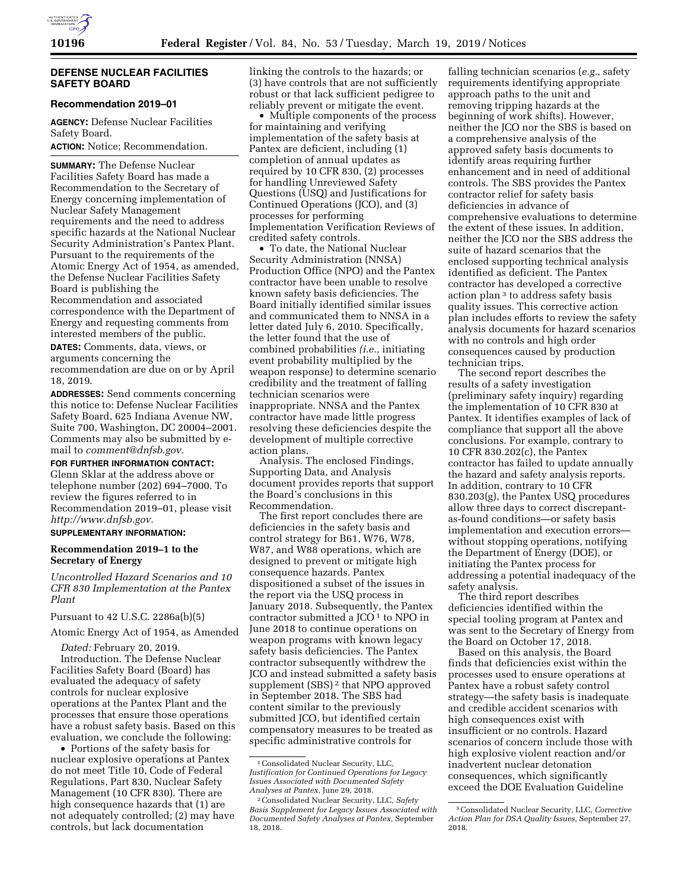## DEFENSE NUCLEAR FACILITIES SAFETY BOARD

### Recommendation 2019–01

**AGENCY:** Defense Nuclear Facilities Safety Board.

**ACTION:** Notice; Recommendation.

**SUMMARY:** The Defense Nuclear Facilities Safety Board has made a Recommendation to the Secretary of Energy concerning implementation of Nuclear Safety Management requirements and the need to address specific hazards at the National Nuclear Security Administration's Pantex Plant. Pursuant to the requirements of the Atomic Energy Act of 1954, as amended, the Defense Nuclear Facilities Safety Board is publishing the Recommendation and associated correspondence with the Department of Energy and requesting comments from interested members of the public.

**DATES:** Comments, data, views, or arguments concerning the recommendation are due on or by April 18, 2019.

**ADDRESSES:** Send comments concerning this notice to: Defense Nuclear Facilities Safety Board, 625 Indiana Avenue NW, Suite 700, Washington, DC 20004–2001. Comments may also be submitted by e-mail to *comment@dnfsb.gov.*

**FOR FURTHER INFORMATION CONTACT:** Glenn Sklar at the address above or telephone number (202) 694–7000. To review the figures referred to in Recommendation 2019–01, please visit *http://www.dnfsb.gov.*

**SUPPLEMENTARY INFORMATION:**

### Recommendation 2019–1 to the Secretary of Energy

*Uncontrolled Hazard Scenarios and 10 CFR 830 Implementation at the Pantex Plant*

Pursuant to 42 U.S.C. 2286a(b)(5)

Atomic Energy Act of 1954, As Amended

*Dated:* February 20, 2019.

Introduction. The Defense Nuclear Facilities Safety Board (Board) has evaluated the adequacy of safety controls for nuclear explosive operations at the Pantex Plant and the processes that ensure those operations have a robust safety basis. Based on this evaluation, we conclude the following:

- Portions of the safety basis for nuclear explosive operations at Pantex do not meet Title 10, Code of Federal Regulations, Part 830, Nuclear Safety Management (10 CFR 830). There are high consequence hazards that (1) are not adequately controlled; (2) may have controls, but lack documentation linking the controls to the hazards; or (3) have controls that are not sufficiently robust or that lack sufficient pedigree to reliably prevent or mitigate the event.
- Multiple components of the process for maintaining and verifying implementation of the safety basis at Pantex are deficient, including (1) completion of annual updates as required by 10 CFR 830, (2) processes for handling Unreviewed Safety Questions (USQ) and Justifications for Continued Operations (JCO), and (3) processes for performing Implementation Verification Reviews of credited safety controls.
- To date, the National Nuclear Security Administration (NNSA) Production Office (NPO) and the Pantex contractor have been unable to resolve known safety basis deficiencies. The Board initially identified similar issues and communicated them to NNSA in a letter dated July 6, 2010. Specifically, the letter found that the use of combined probabilities *(i.e.,* initiating event probability multiplied by the weapon response) to determine scenario credibility and the treatment of falling technician scenarios were inappropriate. NNSA and the Pantex contractor have made little progress resolving these deficiencies despite the development of multiple corrective action plans.

Analysis. The enclosed Findings, Supporting Data, and Analysis document provides reports that support the Board's conclusions in this Recommendation.

The first report concludes there are deficiencies in the safety basis and control strategy for B61, W76, W78, W87, and W88 operations, which are designed to prevent or mitigate high consequence hazards. Pantex dispositioned a subset of the issues in the report via the USQ process in January 2018. Subsequently, the Pantex contractor submitted a JCO [1] to NPO in June 2018 to continue operations on weapon programs with known legacy safety basis deficiencies. The Pantex contractor subsequently withdrew the JCO and instead submitted a safety basis supplement (SBS) [2] that NPO approved in September 2018. The SBS had content similar to the previously submitted JCO, but identified certain compensatory measures to be treated as specific administrative controls for falling technician scenarios (*e.g.,* safety requirements identifying appropriate approach paths to the unit and removing tripping hazards at the beginning of work shifts). However, neither the JCO nor the SBS is based on a comprehensive analysis of the approved safety basis documents to identify areas requiring further enhancement and in need of additional controls. The SBS provides the Pantex contractor relief for safety basis deficiencies in advance of comprehensive evaluations to determine the extent of these issues. In addition, neither the JCO nor the SBS address the suite of hazard scenarios that the enclosed supporting technical analysis identified as deficient. The Pantex contractor has developed a corrective action plan [3] to address safety basis quality issues. This corrective action plan includes efforts to review the safety analysis documents for hazard scenarios with no controls and high order consequences caused by production technician trips.

The second report describes the results of a safety investigation (preliminary safety inquiry) regarding the implementation of 10 CFR 830 at Pantex. It identifies examples of lack of compliance that support all the above conclusions. For example, contrary to 10 CFR 830.202(c), the Pantex contractor has failed to update annually the hazard and safety analysis reports. In addition, contrary to 10 CFR 830.203(g), the Pantex USQ procedures allow three days to correct discrepant-as-found conditions—or safety basis implementation and execution errors—without stopping operations, notifying the Department of Energy (DOE), or initiating the Pantex process for addressing a potential inadequacy of the safety analysis.

The third report describes deficiencies identified within the special tooling program at Pantex and was sent to the Secretary of Energy from the Board on October 17, 2018.

Based on this analysis, the Board finds that deficiencies exist within the processes used to ensure operations at Pantex have a robust safety control strategy—the safety basis is inadequate and credible accident scenarios with high consequences exist with insufficient or no controls. Hazard scenarios of concern include those with high explosive violent reaction and/or inadvertent nuclear detonation consequences, which significantly exceed the DOE Evaluation Guideline

---

[1] Consolidated Nuclear Security, LLC, *Justification for Continued Operations for Legacy Issues Associated with Documented Safety Analyses at Pantex,* June 29, 2018.

[2] Consolidated Nuclear Security, LLC, *Safety Basis Supplement for Legacy Issues Associated with Documented Safety Analyses at Pantex,* September 18, 2018.

[3] Consolidated Nuclear Security, LLC, *Corrective Action Plan for DSA Quality Issues,* September 27, 2018.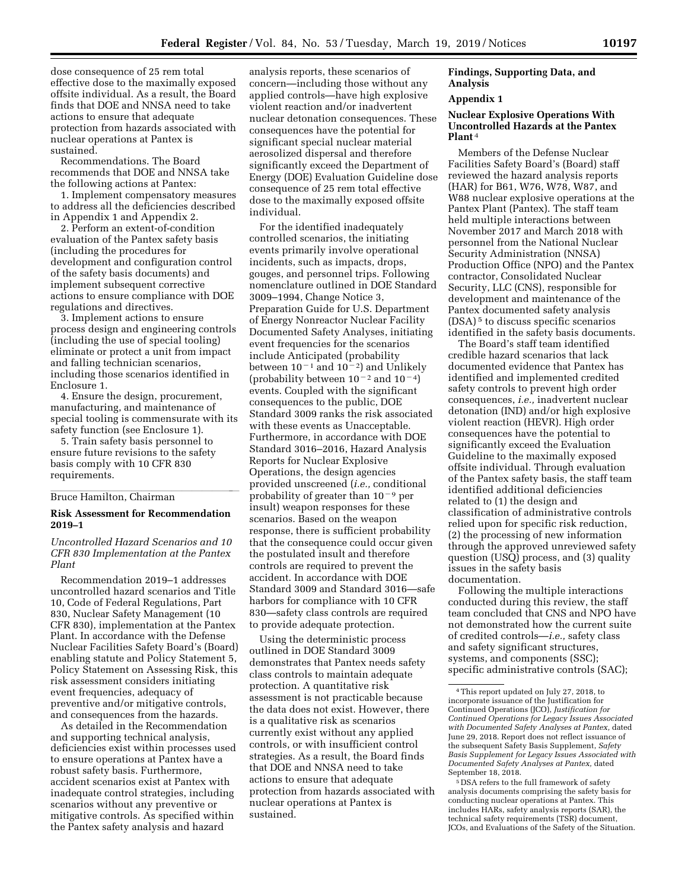dose consequence of 25 rem total effective dose to the maximally exposed offsite individual. As a result, the Board finds that DOE and NNSA need to take actions to ensure that adequate protection from hazards associated with nuclear operations at Pantex is sustained.

Recommendations. The Board recommends that DOE and NNSA take the following actions at Pantex:

1. Implement compensatory measures to address all the deficiencies described in Appendix 1 and Appendix 2.
2. Perform an extent-of-condition evaluation of the Pantex safety basis (including the procedures for development and configuration control of the safety basis documents) and implement subsequent corrective actions to ensure compliance with DOE regulations and directives.
3. Implement actions to ensure process design and engineering controls (including the use of special tooling) eliminate or protect a unit from impact and falling technician scenarios, including those scenarios identified in Enclosure 1.
4. Ensure the design, procurement, manufacturing, and maintenance of special tooling is commensurate with its safety function (see Enclosure 1).
5. Train safety basis personnel to ensure future revisions to the safety basis comply with 10 CFR 830 requirements.

Bruce Hamilton, Chairman

## Risk Assessment for Recommendation 2019–1

### *Uncontrolled Hazard Scenarios and 10 CFR 830 Implementation at the Pantex Plant*

Recommendation 2019–1 addresses uncontrolled hazard scenarios and Title 10, Code of Federal Regulations, Part 830, Nuclear Safety Management (10 CFR 830), implementation at the Pantex Plant. In accordance with the Defense Nuclear Facilities Safety Board's (Board) enabling statute and Policy Statement 5, Policy Statement on Assessing Risk, this risk assessment considers initiating event frequencies, adequacy of preventive and/or mitigative controls, and consequences from the hazards.

As detailed in the Recommendation and supporting technical analysis, deficiencies exist within processes used to ensure operations at Pantex have a robust safety basis. Furthermore, accident scenarios exist at Pantex with inadequate control strategies, including scenarios without any preventive or mitigative controls. As specified within the Pantex safety analysis and hazard analysis reports, these scenarios of concern—including those without any applied controls—have high explosive violent reaction and/or inadvertent nuclear detonation consequences. These consequences have the potential for significant special nuclear material aerosolized dispersal and therefore significantly exceed the Department of Energy (DOE) Evaluation Guideline dose consequence of 25 rem total effective dose to the maximally exposed offsite individual.

For the identified inadequately controlled scenarios, the initiating events primarily involve operational incidents, such as impacts, drops, gouges, and personnel trips. Following nomenclature outlined in DOE Standard 3009–1994, Change Notice 3, Preparation Guide for U.S. Department of Energy Nonreactor Nuclear Facility Documented Safety Analyses, initiating event frequencies for the scenarios include Anticipated (probability between $10^{-1}$ and $10^{-2}$) and Unlikely (probability between $10^{-2}$ and $10^{-4}$) events. Coupled with the significant consequences to the public, DOE Standard 3009 ranks the risk associated with these events as Unacceptable. Furthermore, in accordance with DOE Standard 3016–2016, Hazard Analysis Reports for Nuclear Explosive Operations, the design agencies provided unscreened (*i.e.,* conditional probability of greater than $10^{-9}$ per insult) weapon responses for these scenarios. Based on the weapon response, there is sufficient probability that the consequence could occur given the postulated insult and therefore controls are required to prevent the accident. In accordance with DOE Standard 3009 and Standard 3016—safe harbors for compliance with 10 CFR 830—safety class controls are required to provide adequate protection.

Using the deterministic process outlined in DOE Standard 3009 demonstrates that Pantex needs safety class controls to maintain adequate protection. A quantitative risk assessment is not practicable because the data does not exist. However, there is a qualitative risk as scenarios currently exist without any applied controls, or with insufficient control strategies. As a result, the Board finds that DOE and NNSA need to take actions to ensure that adequate protection from hazards associated with nuclear operations at Pantex is sustained.

## Findings, Supporting Data, and Analysis

## Appendix 1

### Nuclear Explosive Operations With Uncontrolled Hazards at the Pantex Plant [4]

Members of the Defense Nuclear Facilities Safety Board's (Board) staff reviewed the hazard analysis reports (HAR) for B61, W76, W78, W87, and W88 nuclear explosive operations at the Pantex Plant (Pantex). The staff team held multiple interactions between November 2017 and March 2018 with personnel from the National Nuclear Security Administration (NNSA) Production Office (NPO) and the Pantex contractor, Consolidated Nuclear Security, LLC (CNS), responsible for development and maintenance of the Pantex documented safety analysis (DSA) [5] to discuss specific scenarios identified in the safety basis documents.

The Board's staff team identified credible hazard scenarios that lack documented evidence that Pantex has identified and implemented credited safety controls to prevent high order consequences, *i.e.,* inadvertent nuclear detonation (IND) and/or high explosive violent reaction (HEVR). High order consequences have the potential to significantly exceed the Evaluation Guideline to the maximally exposed offsite individual. Through evaluation of the Pantex safety basis, the staff team identified additional deficiencies related to (1) the design and classification of administrative controls relied upon for specific risk reduction, (2) the processing of new information through the approved unreviewed safety question (USQ) process, and (3) quality issues in the safety basis documentation.

Following the multiple interactions conducted during this review, the staff team concluded that CNS and NPO have not demonstrated how the current suite of credited controls—*i.e.,* safety class and safety significant structures, systems, and components (SSC); specific administrative controls (SAC);

[4] This report updated on July 27, 2018, to incorporate issuance of the Justification for Continued Operations (JCO), *Justification for Continued Operations for Legacy Issues Associated with Documented Safety Analyses at Pantex,* dated June 29, 2018. Report does not reflect issuance of the subsequent Safety Basis Supplement, *Safety Basis Supplement for Legacy Issues Associated with Documented Safety Analyses at Pantex,* dated September 18, 2018.

[5] DSA refers to the full framework of safety analysis documents comprising the safety basis for conducting nuclear operations at Pantex. This includes HARs, safety analysis reports (SAR), the technical safety requirements (TSR) document, JCOs, and Evaluations of the Safety of the Situation.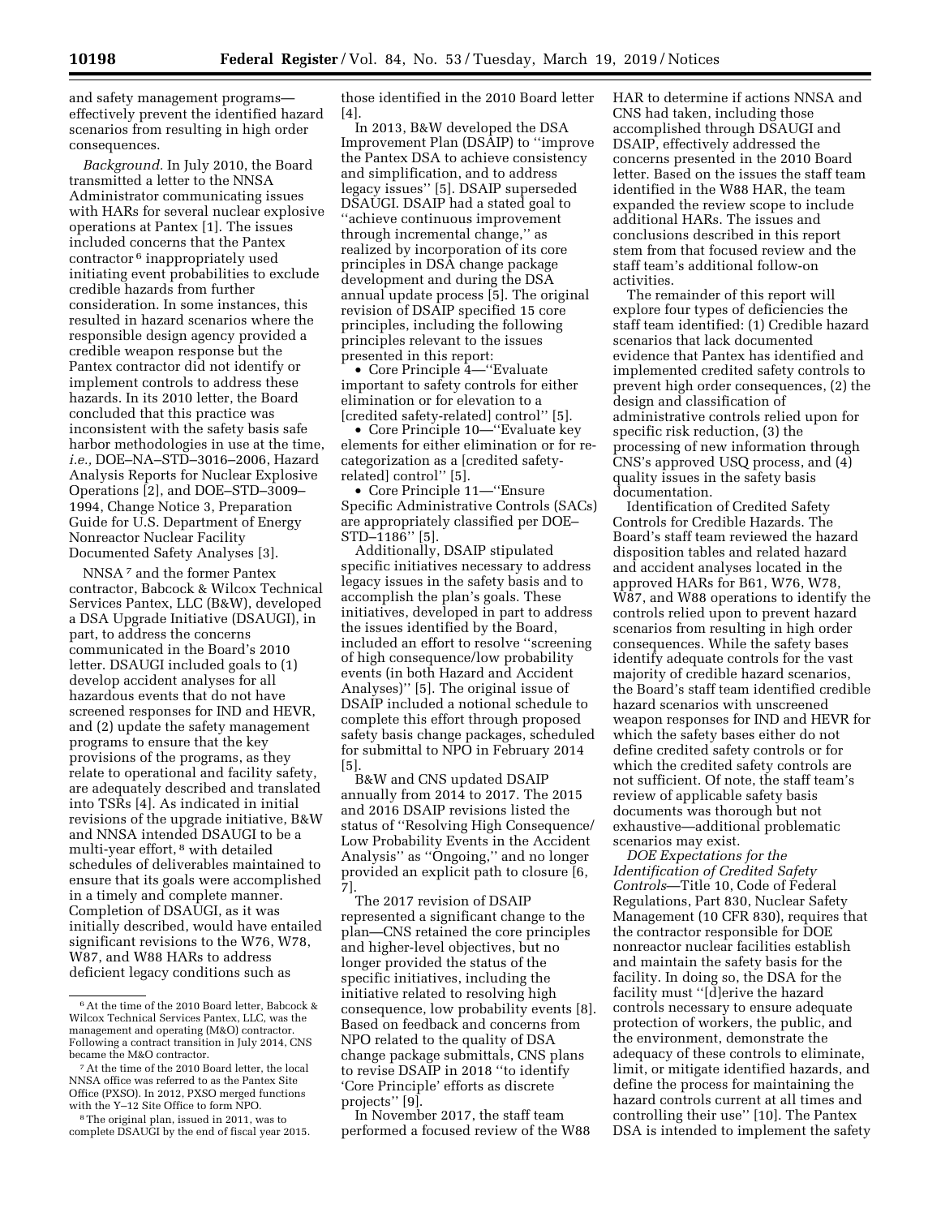and safety management programs—effectively prevent the identified hazard scenarios from resulting in high order consequences.

*Background.* In July 2010, the Board transmitted a letter to the NNSA Administrator communicating issues with HARs for several nuclear explosive operations at Pantex [1]. The issues included concerns that the Pantex contractor [6] inappropriately used initiating event probabilities to exclude credible hazards from further consideration. In some instances, this resulted in hazard scenarios where the responsible design agency provided a credible weapon response but the Pantex contractor did not identify or implement controls to address these hazards. In its 2010 letter, the Board concluded that this practice was inconsistent with the safety basis safe harbor methodologies in use at the time, *i.e.,* DOE–NA–STD–3016–2006, Hazard Analysis Reports for Nuclear Explosive Operations [2], and DOE–STD–3009–1994, Change Notice 3, Preparation Guide for U.S. Department of Energy Nonreactor Nuclear Facility Documented Safety Analyses [3].

NNSA [7] and the former Pantex contractor, Babcock & Wilcox Technical Services Pantex, LLC (B&W), developed a DSA Upgrade Initiative (DSAUGI), in part, to address the concerns communicated in the Board's 2010 letter. DSAUGI included goals to (1) develop accident analyses for all hazardous events that do not have screened responses for IND and HEVR, and (2) update the safety management programs to ensure that the key provisions of the programs, as they relate to operational and facility safety, are adequately described and translated into TSRs [4]. As indicated in initial revisions of the upgrade initiative, B&W and NNSA intended DSAUGI to be a multi-year effort, [8] with detailed schedules of deliverables maintained to ensure that its goals were accomplished in a timely and complete manner. Completion of DSAUGI, as it was initially described, would have entailed significant revisions to the W76, W78, W87, and W88 HARs to address deficient legacy conditions such as those identified in the 2010 Board letter [4].

In 2013, B&W developed the DSA Improvement Plan (DSAIP) to "improve the Pantex DSA to achieve consistency and simplification, and to address legacy issues" [5]. DSAIP superseded DSAUGI. DSAIP had a stated goal to "achieve continuous improvement through incremental change," as realized by incorporation of its core principles in DSA change package development and during the DSA annual update process [5]. The original revision of DSAIP specified 15 core principles, including the following principles relevant to the issues presented in this report:

- Core Principle 4—"Evaluate important to safety controls for either elimination or for elevation to a [credited safety-related] control" [5].
- Core Principle 10—"Evaluate key elements for either elimination or for re-categorization as a [credited safety-related] control" [5].
- Core Principle 11—"Ensure Specific Administrative Controls (SACs) are appropriately classified per DOE–STD–1186" [5].

Additionally, DSAIP stipulated specific initiatives necessary to address legacy issues in the safety basis and to accomplish the plan's goals. These initiatives, developed in part to address the issues identified by the Board, included an effort to resolve "screening of high consequence/low probability events (in both Hazard and Accident Analyses)" [5]. The original issue of DSAIP included a notional schedule to complete this effort through proposed safety basis change packages, scheduled for submittal to NPO in February 2014 [5].

B&W and CNS updated DSAIP annually from 2014 to 2017. The 2015 and 2016 DSAIP revisions listed the status of "Resolving High Consequence/Low Probability Events in the Accident Analysis" as "Ongoing," and no longer provided an explicit path to closure [6, 7].

The 2017 revision of DSAIP represented a significant change to the plan—CNS retained the core principles and higher-level objectives, but no longer provided the status of the specific initiatives, including the initiative related to resolving high consequence, low probability events [8]. Based on feedback and concerns from NPO related to the quality of DSA change package submittals, CNS plans to revise DSAIP in 2018 "to identify 'Core Principle' efforts as discrete projects" [9].

In November 2017, the staff team performed a focused review of the W88 HAR to determine if actions NNSA and CNS had taken, including those accomplished through DSAUGI and DSAIP, effectively addressed the concerns presented in the 2010 Board letter. Based on the issues the staff team identified in the W88 HAR, the team expanded the review scope to include additional HARs. The issues and conclusions described in this report stem from that focused review and the staff team's additional follow-on activities.

The remainder of this report will explore four types of deficiencies the staff team identified: (1) Credible hazard scenarios that lack documented evidence that Pantex has identified and implemented credited safety controls to prevent high order consequences, (2) the design and classification of administrative controls relied upon for specific risk reduction, (3) the processing of new information through CNS's approved USQ process, and (4) quality issues in the safety basis documentation.

Identification of Credited Safety Controls for Credible Hazards. The Board's staff team reviewed the hazard disposition tables and related hazard and accident analyses located in the approved HARs for B61, W76, W78, W87, and W88 operations to identify the controls relied upon to prevent hazard scenarios from resulting in high order consequences. While the safety bases identify adequate controls for the vast majority of credible hazard scenarios, the Board's staff team identified credible hazard scenarios with unscreened weapon responses for IND and HEVR for which the safety bases either do not define credited safety controls or for which the credited safety controls are not sufficient. Of note, the staff team's review of applicable safety basis documents was thorough but not exhaustive—additional problematic scenarios may exist.

*DOE Expectations for the Identification of Credited Safety Controls*—Title 10, Code of Federal Regulations, Part 830, Nuclear Safety Management (10 CFR 830), requires that the contractor responsible for DOE nonreactor nuclear facilities establish and maintain the safety basis for the facility. In doing so, the DSA for the facility must "[d]erive the hazard controls necessary to ensure adequate protection of workers, the public, and the environment, demonstrate the adequacy of these controls to eliminate, limit, or mitigate identified hazards, and define the process for maintaining the hazard controls current at all times and controlling their use" [10]. The Pantex DSA is intended to implement the safety

---

[6] At the time of the 2010 Board letter, Babcock & Wilcox Technical Services Pantex, LLC, was the management and operating (M&O) contractor. Following a contract transition in July 2014, CNS became the M&O contractor.

[7] At the time of the 2010 Board letter, the local NNSA office was referred to as the Pantex Site Office (PXSO). In 2012, PXSO merged functions with the Y–12 Site Office to form NPO.

[8] The original plan, issued in 2011, was to complete DSAUGI by the end of fiscal year 2015.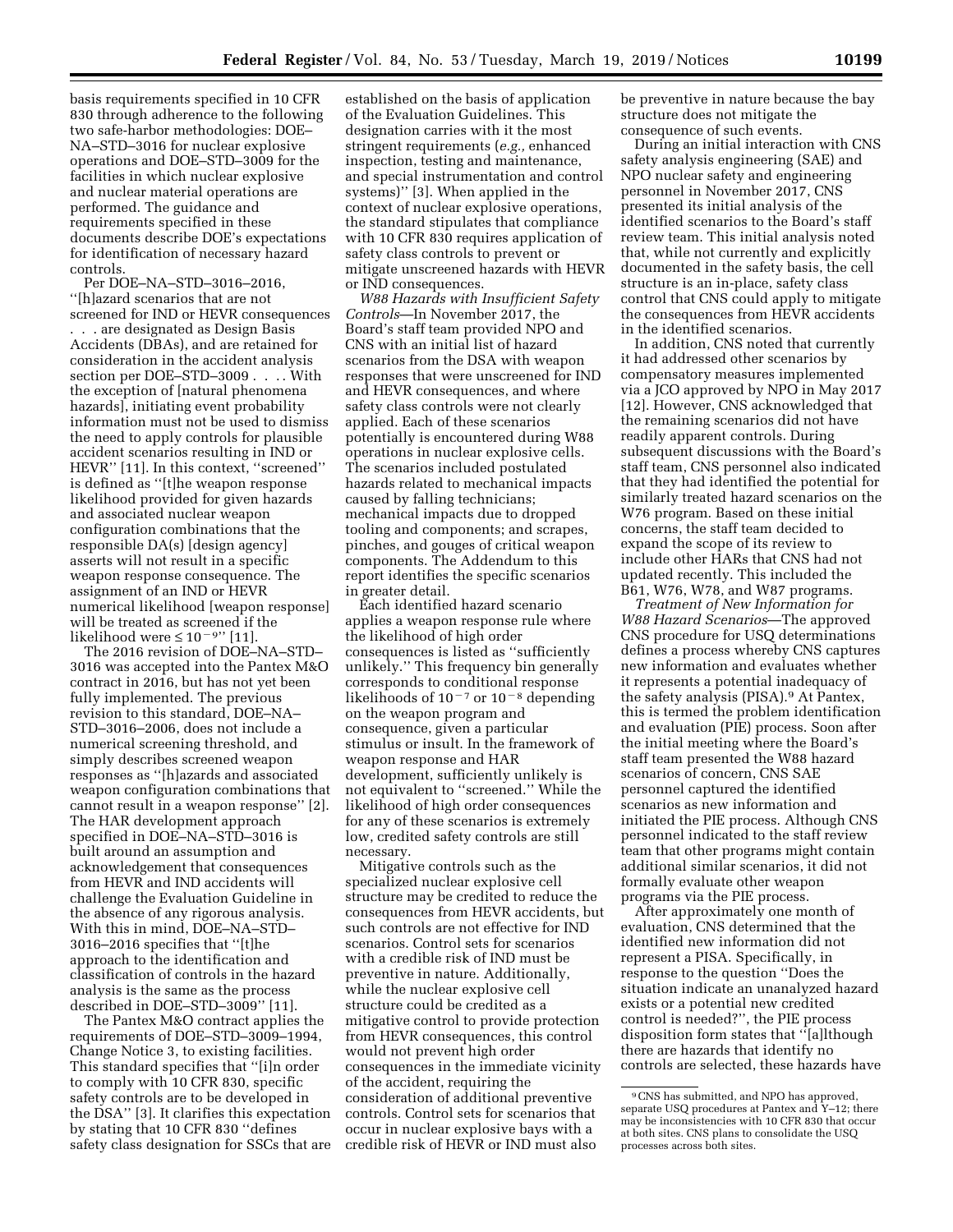basis requirements specified in 10 CFR 830 through adherence to the following two safe-harbor methodologies: DOE–NA–STD–3016 for nuclear explosive operations and DOE–STD–3009 for the facilities in which nuclear explosive and nuclear material operations are performed. The guidance and requirements specified in these documents describe DOE's expectations for identification of necessary hazard controls.

Per DOE–NA–STD–3016–2016, ''[h]azard scenarios that are not screened for IND or HEVR consequences . . . are designated as Design Basis Accidents (DBAs), and are retained for consideration in the accident analysis section per DOE–STD–3009 . . . . With the exception of [natural phenomena hazards], initiating event probability information must not be used to dismiss the need to apply controls for plausible accident scenarios resulting in IND or HEVR'' [11]. In this context, ''screened'' is defined as ''[t]he weapon response likelihood provided for given hazards and associated nuclear weapon configuration combinations that the responsible DA(s) [design agency] asserts will not result in a specific weapon response consequence. The assignment of an IND or HEVR numerical likelihood [weapon response] will be treated as screened if the likelihood were $\leq 10^{-9}$'' [11].

The 2016 revision of DOE–NA–STD–3016 was accepted into the Pantex M&O contract in 2016, but has not yet been fully implemented. The previous revision to this standard, DOE–NA–STD–3016–2006, does not include a numerical screening threshold, and simply describes screened weapon responses as ''[h]azards and associated weapon configuration combinations that cannot result in a weapon response'' [2]. The HAR development approach specified in DOE–NA–STD–3016 is built around an assumption and acknowledgement that consequences from HEVR and IND accidents will challenge the Evaluation Guideline in the absence of any rigorous analysis. With this in mind, DOE–NA–STD–3016–2016 specifies that ''[t]he approach to the identification and classification of controls in the hazard analysis is the same as the process described in DOE–STD–3009'' [11].

The Pantex M&O contract applies the requirements of DOE–STD–3009–1994, Change Notice 3, to existing facilities. This standard specifies that ''[i]n order to comply with 10 CFR 830, specific safety controls are to be developed in the DSA'' [3]. It clarifies this expectation by stating that 10 CFR 830 ''defines safety class designation for SSCs that are established on the basis of application of the Evaluation Guidelines. This designation carries with it the most stringent requirements (*e.g.,* enhanced inspection, testing and maintenance, and special instrumentation and control systems)'' [3]. When applied in the context of nuclear explosive operations, the standard stipulates that compliance with 10 CFR 830 requires application of safety class controls to prevent or mitigate unscreened hazards with HEVR or IND consequences.

*W88 Hazards with Insufficient Safety Controls*—In November 2017, the Board's staff team provided NPO and CNS with an initial list of hazard scenarios from the DSA with weapon responses that were unscreened for IND and HEVR consequences, and where safety class controls were not clearly applied. Each of these scenarios potentially is encountered during W88 operations in nuclear explosive cells. The scenarios included postulated hazards related to mechanical impacts caused by falling technicians; mechanical impacts due to dropped tooling and components; and scrapes, pinches, and gouges of critical weapon components. The Addendum to this report identifies the specific scenarios in greater detail.

Each identified hazard scenario applies a weapon response rule where the likelihood of high order consequences is listed as ''sufficiently unlikely.'' This frequency bin generally corresponds to conditional response likelihoods of $10^{-7}$ or $10^{-8}$ depending on the weapon program and consequence, given a particular stimulus or insult. In the framework of weapon response and HAR development, sufficiently unlikely is not equivalent to ''screened.'' While the likelihood of high order consequences for any of these scenarios is extremely low, credited safety controls are still necessary.

Mitigative controls such as the specialized nuclear explosive cell structure may be credited to reduce the consequences from HEVR accidents, but such controls are not effective for IND scenarios. Control sets for scenarios with a credible risk of IND must be preventive in nature. Additionally, while the nuclear explosive cell structure could be credited as a mitigative control to provide protection from HEVR consequences, this control would not prevent high order consequences in the immediate vicinity of the accident, requiring the consideration of additional preventive controls. Control sets for scenarios that occur in nuclear explosive bays with a credible risk of HEVR or IND must also be preventive in nature because the bay structure does not mitigate the consequence of such events.

During an initial interaction with CNS safety analysis engineering (SAE) and NPO nuclear safety and engineering personnel in November 2017, CNS presented its initial analysis of the identified scenarios to the Board's staff review team. This initial analysis noted that, while not currently and explicitly documented in the safety basis, the cell structure is an in-place, safety class control that CNS could apply to mitigate the consequences from HEVR accidents in the identified scenarios.

In addition, CNS noted that currently it had addressed other scenarios by compensatory measures implemented via a JCO approved by NPO in May 2017 [12]. However, CNS acknowledged that the remaining scenarios did not have readily apparent controls. During subsequent discussions with the Board's staff team, CNS personnel also indicated that they had identified the potential for similarly treated hazard scenarios on the W76 program. Based on these initial concerns, the staff team decided to expand the scope of its review to include other HARs that CNS had not updated recently. This included the B61, W76, W78, and W87 programs.

*Treatment of New Information for W88 Hazard Scenarios*—The approved CNS procedure for USQ determinations defines a process whereby CNS captures new information and evaluates whether it represents a potential inadequacy of the safety analysis (PISA).[9] At Pantex, this is termed the problem identification and evaluation (PIE) process. Soon after the initial meeting where the Board's staff team presented the W88 hazard scenarios of concern, CNS SAE personnel captured the identified scenarios as new information and initiated the PIE process. Although CNS personnel indicated to the staff review team that other programs might contain additional similar scenarios, it did not formally evaluate other weapon programs via the PIE process.

After approximately one month of evaluation, CNS determined that the identified new information did not represent a PISA. Specifically, in response to the question ''Does the situation indicate an unanalyzed hazard exists or a potential new credited control is needed?'', the PIE process disposition form states that ''[a]lthough there are hazards that identify no controls are selected, these hazards have

[9] CNS has submitted, and NPO has approved, separate USQ procedures at Pantex and Y–12; there may be inconsistencies with 10 CFR 830 that occur at both sites. CNS plans to consolidate the USQ processes across both sites.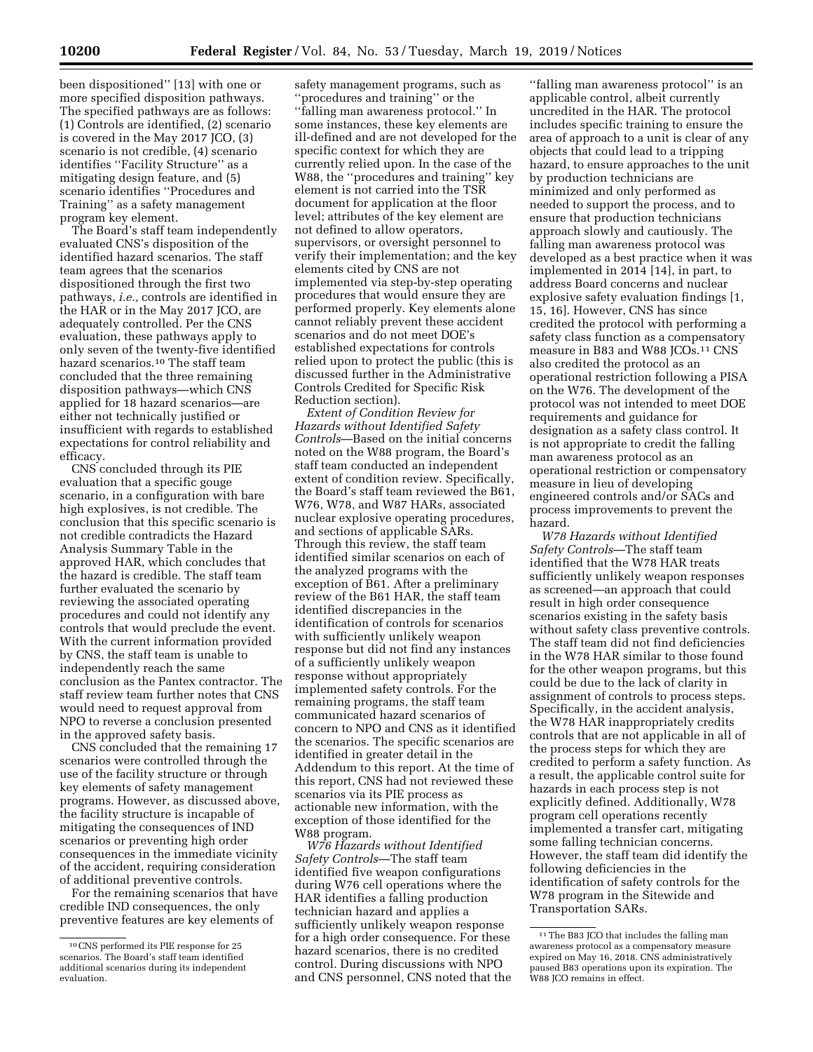been dispositioned'' [13] with one or more specified disposition pathways. The specified pathways are as follows: (1) Controls are identified, (2) scenario is covered in the May 2017 JCO, (3) scenario is not credible, (4) scenario identifies ''Facility Structure'' as a mitigating design feature, and (5) scenario identifies ''Procedures and Training'' as a safety management program key element.

The Board's staff team independently evaluated CNS's disposition of the identified hazard scenarios. The staff team agrees that the scenarios dispositioned through the first two pathways, *i.e.,* controls are identified in the HAR or in the May 2017 JCO, are adequately controlled. Per the CNS evaluation, these pathways apply to only seven of the twenty-five identified hazard scenarios.[10] The staff team concluded that the three remaining disposition pathways—which CNS applied for 18 hazard scenarios—are either not technically justified or insufficient with regards to established expectations for control reliability and efficacy.

CNS concluded through its PIE evaluation that a specific gouge scenario, in a configuration with bare high explosives, is not credible. The conclusion that this specific scenario is not credible contradicts the Hazard Analysis Summary Table in the approved HAR, which concludes that the hazard is credible. The staff team further evaluated the scenario by reviewing the associated operating procedures and could not identify any controls that would preclude the event. With the current information provided by CNS, the staff team is unable to independently reach the same conclusion as the Pantex contractor. The staff review team further notes that CNS would need to request approval from NPO to reverse a conclusion presented in the approved safety basis.

CNS concluded that the remaining 17 scenarios were controlled through the use of the facility structure or through key elements of safety management programs. However, as discussed above, the facility structure is incapable of mitigating the consequences of IND scenarios or preventing high order consequences in the immediate vicinity of the accident, requiring consideration of additional preventive controls.

For the remaining scenarios that have credible IND consequences, the only preventive features are key elements of safety management programs, such as ''procedures and training'' or the ''falling man awareness protocol.'' In some instances, these key elements are ill-defined and are not developed for the specific context for which they are currently relied upon. In the case of the W88, the ''procedures and training'' key element is not carried into the TSR document for application at the floor level; attributes of the key element are not defined to allow operators, supervisors, or oversight personnel to verify their implementation; and the key elements cited by CNS are not implemented via step-by-step operating procedures that would ensure they are performed properly. Key elements alone cannot reliably prevent these accident scenarios and do not meet DOE's established expectations for controls relied upon to protect the public (this is discussed further in the Administrative Controls Credited for Specific Risk Reduction section).

*Extent of Condition Review for Hazards without Identified Safety Controls*—Based on the initial concerns noted on the W88 program, the Board's staff team conducted an independent extent of condition review. Specifically, the Board's staff team reviewed the B61, W76, W78, and W87 HARs, associated nuclear explosive operating procedures, and sections of applicable SARs. Through this review, the staff team identified similar scenarios on each of the analyzed programs with the exception of B61. After a preliminary review of the B61 HAR, the staff team identified discrepancies in the identification of controls for scenarios with sufficiently unlikely weapon response but did not find any instances of a sufficiently unlikely weapon response without appropriately implemented safety controls. For the remaining programs, the staff team communicated hazard scenarios of concern to NPO and CNS as it identified the scenarios. The specific scenarios are identified in greater detail in the Addendum to this report. At the time of this report, CNS had not reviewed these scenarios via its PIE process as actionable new information, with the exception of those identified for the W88 program.

*W76 Hazards without Identified Safety Controls*—The staff team identified five weapon configurations during W76 cell operations where the HAR identifies a falling production technician hazard and applies a sufficiently unlikely weapon response for a high order consequence. For these hazard scenarios, there is no credited control. During discussions with NPO and CNS personnel, CNS noted that the ''falling man awareness protocol'' is an applicable control, albeit currently uncredited in the HAR. The protocol includes specific training to ensure the area of approach to a unit is clear of any objects that could lead to a tripping hazard, to ensure approaches to the unit by production technicians are minimized and only performed as needed to support the process, and to ensure that production technicians approach slowly and cautiously. The falling man awareness protocol was developed as a best practice when it was implemented in 2014 [14], in part, to address Board concerns and nuclear explosive safety evaluation findings [1, 15, 16]. However, CNS has since credited the protocol with performing a safety class function as a compensatory measure in B83 and W88 JCOs.[11] CNS also credited the protocol as an operational restriction following a PISA on the W76. The development of the protocol was not intended to meet DOE requirements and guidance for designation as a safety class control. It is not appropriate to credit the falling man awareness protocol as an operational restriction or compensatory measure in lieu of developing engineered controls and/or SACs and process improvements to prevent the hazard.

*W78 Hazards without Identified Safety Controls*—The staff team identified that the W78 HAR treats sufficiently unlikely weapon responses as screened—an approach that could result in high order consequence scenarios existing in the safety basis without safety class preventive controls. The staff team did not find deficiencies in the W78 HAR similar to those found for the other weapon programs, but this could be due to the lack of clarity in assignment of controls to process steps. Specifically, in the accident analysis, the W78 HAR inappropriately credits controls that are not applicable in all of the process steps for which they are credited to perform a safety function. As a result, the applicable control suite for hazards in each process step is not explicitly defined. Additionally, W78 program cell operations recently implemented a transfer cart, mitigating some falling technician concerns. However, the staff team did identify the following deficiencies in the identification of safety controls for the W78 program in the Sitewide and Transportation SARs.

[10] CNS performed its PIE response for 25 scenarios. The Board's staff team identified additional scenarios during its independent evaluation.

[11] The B83 JCO that includes the falling man awareness protocol as a compensatory measure expired on May 16, 2018. CNS administratively paused B83 operations upon its expiration. The W88 JCO remains in effect.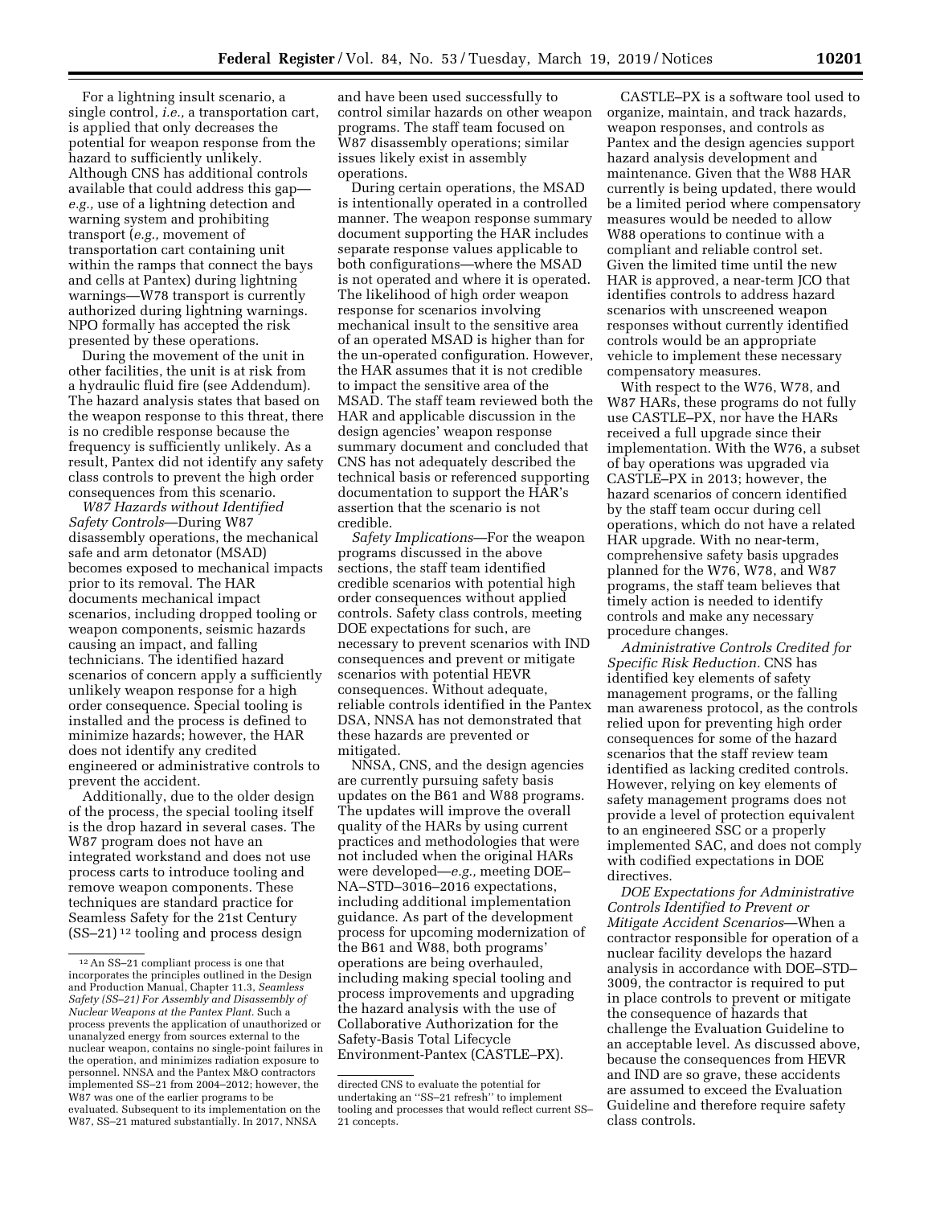For a lightning insult scenario, a single control, *i.e.,* a transportation cart, is applied that only decreases the potential for weapon response from the hazard to sufficiently unlikely. Although CNS has additional controls available that could address this gap—*e.g.,* use of a lightning detection and warning system and prohibiting transport (*e.g.,* movement of transportation cart containing unit within the ramps that connect the bays and cells at Pantex) during lightning warnings—W78 transport is currently authorized during lightning warnings. NPO formally has accepted the risk presented by these operations.

During the movement of the unit in other facilities, the unit is at risk from a hydraulic fluid fire (see Addendum). The hazard analysis states that based on the weapon response to this threat, there is no credible response because the frequency is sufficiently unlikely. As a result, Pantex did not identify any safety class controls to prevent the high order consequences from this scenario.

*W87 Hazards without Identified Safety Controls*—During W87 disassembly operations, the mechanical safe and arm detonator (MSAD) becomes exposed to mechanical impacts prior to its removal. The HAR documents mechanical impact scenarios, including dropped tooling or weapon components, seismic hazards causing an impact, and falling technicians. The identified hazard scenarios of concern apply a sufficiently unlikely weapon response for a high order consequence. Special tooling is installed and the process is defined to minimize hazards; however, the HAR does not identify any credited engineered or administrative controls to prevent the accident.

Additionally, due to the older design of the process, the special tooling itself is the drop hazard in several cases. The W87 program does not have an integrated workstand and does not use process carts to introduce tooling and remove weapon components. These techniques are standard practice for Seamless Safety for the 21st Century (SS–21)[12] tooling and process design and have been used successfully to control similar hazards on other weapon programs. The staff team focused on W87 disassembly operations; similar issues likely exist in assembly operations.

During certain operations, the MSAD is intentionally operated in a controlled manner. The weapon response summary document supporting the HAR includes separate response values applicable to both configurations—where the MSAD is not operated and where it is operated. The likelihood of high order weapon response for scenarios involving mechanical insult to the sensitive area of an operated MSAD is higher than for the un-operated configuration. However, the HAR assumes that it is not credible to impact the sensitive area of the MSAD. The staff team reviewed both the HAR and applicable discussion in the design agencies' weapon response summary document and concluded that CNS has not adequately described the technical basis or referenced supporting documentation to support the HAR's assertion that the scenario is not credible.

*Safety Implications*—For the weapon programs discussed in the above sections, the staff team identified credible scenarios with potential high order consequences without applied controls. Safety class controls, meeting DOE expectations for such, are necessary to prevent scenarios with IND consequences and prevent or mitigate scenarios with potential HEVR consequences. Without adequate, reliable controls identified in the Pantex DSA, NNSA has not demonstrated that these hazards are prevented or mitigated.

NNSA, CNS, and the design agencies are currently pursuing safety basis updates on the B61 and W88 programs. The updates will improve the overall quality of the HARs by using current practices and methodologies that were not included when the original HARs were developed—*e.g.,* meeting DOE–NA–STD–3016–2016 expectations, including additional implementation guidance. As part of the development process for upcoming modernization of the B61 and W88, both programs' operations are being overhauled, including making special tooling and process improvements and upgrading the hazard analysis with the use of Collaborative Authorization for the Safety-Basis Total Lifecycle Environment-Pantex (CASTLE–PX).

CASTLE–PX is a software tool used to organize, maintain, and track hazards, weapon responses, and controls as Pantex and the design agencies support hazard analysis development and maintenance. Given that the W88 HAR currently is being updated, there would be a limited period where compensatory measures would be needed to allow W88 operations to continue with a compliant and reliable control set. Given the limited time until the new HAR is approved, a near-term JCO that identifies controls to address hazard scenarios with unscreened weapon responses without currently identified controls would be an appropriate vehicle to implement these necessary compensatory measures.

With respect to the W76, W78, and W87 HARs, these programs do not fully use CASTLE–PX, nor have the HARs received a full upgrade since their implementation. With the W76, a subset of bay operations was upgraded via CASTLE–PX in 2013; however, the hazard scenarios of concern identified by the staff team occur during cell operations, which do not have a related HAR upgrade. With no near-term, comprehensive safety basis upgrades planned for the W76, W78, and W87 programs, the staff team believes that timely action is needed to identify controls and make any necessary procedure changes.

*Administrative Controls Credited for Specific Risk Reduction.* CNS has identified key elements of safety management programs, or the falling man awareness protocol, as the controls relied upon for preventing high order consequences for some of the hazard scenarios that the staff review team identified as lacking credited controls. However, relying on key elements of safety management programs does not provide a level of protection equivalent to an engineered SSC or a properly implemented SAC, and does not comply with codified expectations in DOE directives.

*DOE Expectations for Administrative Controls Identified to Prevent or Mitigate Accident Scenarios*—When a contractor responsible for operation of a nuclear facility develops the hazard analysis in accordance with DOE–STD–3009, the contractor is required to put in place controls to prevent or mitigate the consequence of hazards that challenge the Evaluation Guideline to an acceptable level. As discussed above, because the consequences from HEVR and IND are so grave, these accidents are assumed to exceed the Evaluation Guideline and therefore require safety class controls.

---

[12] An SS–21 compliant process is one that incorporates the principles outlined in the Design and Production Manual, Chapter 11.3, *Seamless Safety (SS–21) For Assembly and Disassembly of Nuclear Weapons at the Pantex Plant.* Such a process prevents the application of unauthorized or unanalyzed energy from sources external to the nuclear weapon, contains no single-point failures in the operation, and minimizes radiation exposure to personnel. NNSA and the Pantex M&O contractors implemented SS–21 from 2004–2012; however, the W87 was one of the earlier programs to be evaluated. Subsequent to its implementation on the W87, SS–21 matured substantially. In 2017, NNSA directed CNS to evaluate the potential for undertaking an ''SS–21 refresh'' to implement tooling and processes that would reflect current SS–21 concepts.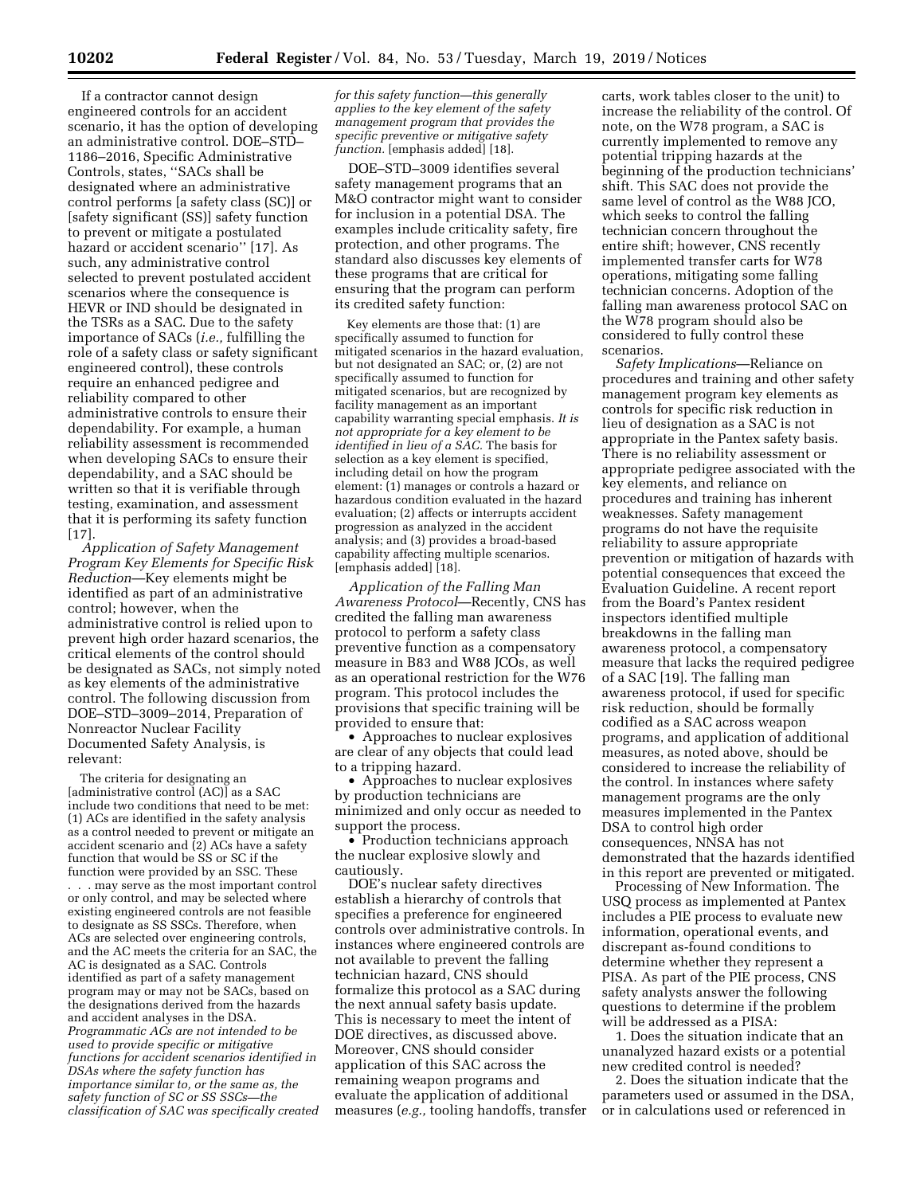If a contractor cannot design engineered controls for an accident scenario, it has the option of developing an administrative control. DOE–STD–1186–2016, Specific Administrative Controls, states, ''SACs shall be designated where an administrative control performs [a safety class (SC)] or [safety significant (SS)] safety function to prevent or mitigate a postulated hazard or accident scenario'' [17]. As such, any administrative control selected to prevent postulated accident scenarios where the consequence is HEVR or IND should be designated in the TSRs as a SAC. Due to the safety importance of SACs (*i.e.,* fulfilling the role of a safety class or safety significant engineered control), these controls require an enhanced pedigree and reliability compared to other administrative controls to ensure their dependability. For example, a human reliability assessment is recommended when developing SACs to ensure their dependability, and a SAC should be written so that it is verifiable through testing, examination, and assessment that it is performing its safety function [17].

*Application of Safety Management Program Key Elements for Specific Risk Reduction*—Key elements might be identified as part of an administrative control; however, when the administrative control is relied upon to prevent high order hazard scenarios, the critical elements of the control should be designated as SACs, not simply noted as key elements of the administrative control. The following discussion from DOE–STD–3009–2014, Preparation of Nonreactor Nuclear Facility Documented Safety Analysis, is relevant:

> The criteria for designating an [administrative control (AC)] as a SAC include two conditions that need to be met: (1) ACs are identified in the safety analysis as a control needed to prevent or mitigate an accident scenario and (2) ACs have a safety function that would be SS or SC if the function were provided by an SSC. These . . . may serve as the most important control or only control, and may be selected where existing engineered controls are not feasible to designate as SS SSCs. Therefore, when ACs are selected over engineering controls, and the AC meets the criteria for an SAC, the AC is designated as a SAC. Controls identified as part of a safety management program may or may not be SACs, based on the designations derived from the hazards and accident analyses in the DSA. *Programmatic ACs are not intended to be used to provide specific or mitigative functions for accident scenarios identified in DSAs where the safety function has importance similar to, or the same as, the safety function of SC or SS SSCs—the classification of SAC was specifically created for this safety function—this generally applies to the key element of the safety management program that provides the specific preventive or mitigative safety function.* [emphasis added] [18].

DOE–STD–3009 identifies several safety management programs that an M&O contractor might want to consider for inclusion in a potential DSA. The examples include criticality safety, fire protection, and other programs. The standard also discusses key elements of these programs that are critical for ensuring that the program can perform its credited safety function:

> Key elements are those that: (1) are specifically assumed to function for mitigated scenarios in the hazard evaluation, but not designated an SAC; or, (2) are not specifically assumed to function for mitigated scenarios, but are recognized by facility management as an important capability warranting special emphasis. *It is not appropriate for a key element to be identified in lieu of a SAC.* The basis for selection as a key element is specified, including detail on how the program element: (1) manages or controls a hazard or hazardous condition evaluated in the hazard evaluation; (2) affects or interrupts accident progression as analyzed in the accident analysis; and (3) provides a broad-based capability affecting multiple scenarios. [emphasis added] [18].

*Application of the Falling Man Awareness Protocol*—Recently, CNS has credited the falling man awareness protocol to perform a safety class preventive function as a compensatory measure in B83 and W88 JCOs, as well as an operational restriction for the W76 program. This protocol includes the provisions that specific training will be provided to ensure that:

- Approaches to nuclear explosives are clear of any objects that could lead to a tripping hazard.
- Approaches to nuclear explosives by production technicians are minimized and only occur as needed to support the process.
- Production technicians approach the nuclear explosive slowly and cautiously.

DOE's nuclear safety directives establish a hierarchy of controls that specifies a preference for engineered controls over administrative controls. In instances where engineered controls are not available to prevent the falling technician hazard, CNS should formalize this protocol as a SAC during the next annual safety basis update. This is necessary to meet the intent of DOE directives, as discussed above. Moreover, CNS should consider application of this SAC across the remaining weapon programs and evaluate the application of additional measures (*e.g.,* tooling handoffs, transfer carts, work tables closer to the unit) to increase the reliability of the control. Of note, on the W78 program, a SAC is currently implemented to remove any potential tripping hazards at the beginning of the production technicians' shift. This SAC does not provide the same level of control as the W88 JCO, which seeks to control the falling technician concern throughout the entire shift; however, CNS recently implemented transfer carts for W78 operations, mitigating some falling technician concerns. Adoption of the falling man awareness protocol SAC on the W78 program should also be considered to fully control these scenarios.

*Safety Implications*—Reliance on procedures and training and other safety management program key elements as controls for specific risk reduction in lieu of designation as a SAC is not appropriate in the Pantex safety basis. There is no reliability assessment or appropriate pedigree associated with the key elements, and reliance on procedures and training has inherent weaknesses. Safety management programs do not have the requisite reliability to assure appropriate prevention or mitigation of hazards with potential consequences that exceed the Evaluation Guideline. A recent report from the Board's Pantex resident inspectors identified multiple breakdowns in the falling man awareness protocol, a compensatory measure that lacks the required pedigree of a SAC [19]. The falling man awareness protocol, if used for specific risk reduction, should be formally codified as a SAC across weapon programs, and application of additional measures, as noted above, should be considered to increase the reliability of the control. In instances where safety management programs are the only measures implemented in the Pantex DSA to control high order consequences, NNSA has not demonstrated that the hazards identified in this report are prevented or mitigated.

Processing of New Information. The USQ process as implemented at Pantex includes a PIE process to evaluate new information, operational events, and discrepant as-found conditions to determine whether they represent a PISA. As part of the PIE process, CNS safety analysts answer the following questions to determine if the problem will be addressed as a PISA:

1. Does the situation indicate that an unanalyzed hazard exists or a potential new credited control is needed?
2. Does the situation indicate that the parameters used or assumed in the DSA, or in calculations used or referenced in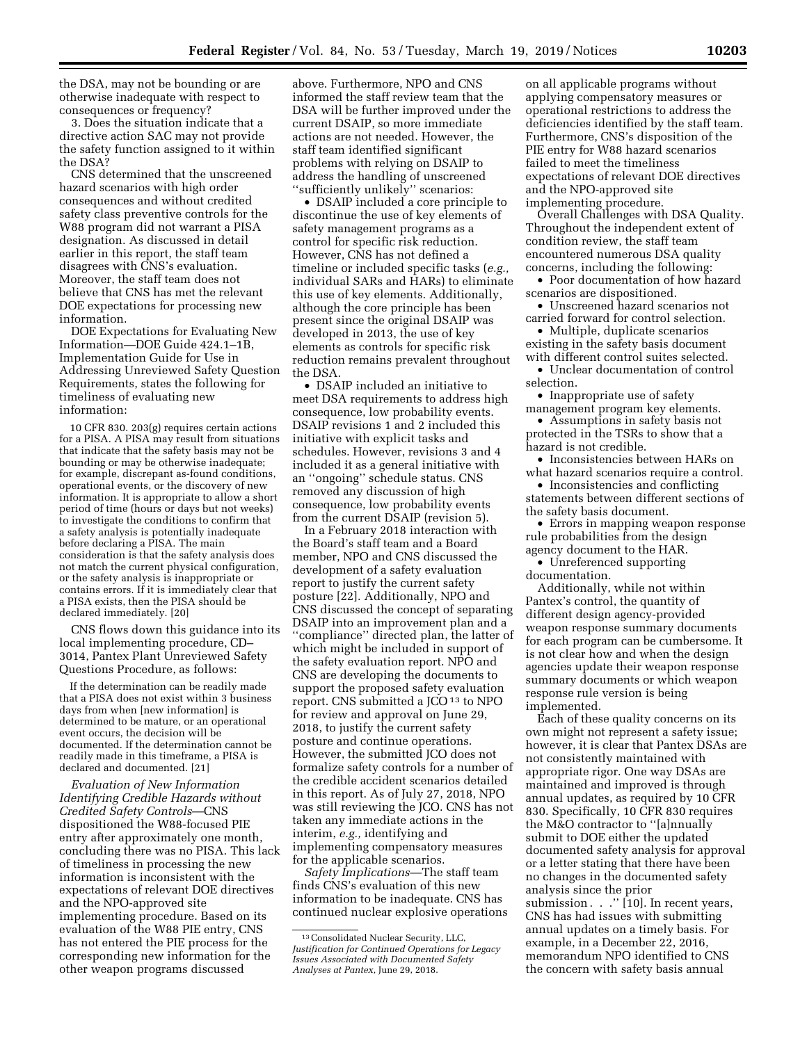the DSA, may not be bounding or are otherwise inadequate with respect to consequences or frequency?

3. Does the situation indicate that a directive action SAC may not provide the safety function assigned to it within the DSA?

CNS determined that the unscreened hazard scenarios with high order consequences and without credited safety class preventive controls for the W88 program did not warrant a PISA designation. As discussed in detail earlier in this report, the staff team disagrees with CNS's evaluation. Moreover, the staff team does not believe that CNS has met the relevant DOE expectations for processing new information.

DOE Expectations for Evaluating New Information—DOE Guide 424.1–1B, Implementation Guide for Use in Addressing Unreviewed Safety Question Requirements, states the following for timeliness of evaluating new information:

> 10 CFR 830. 203(g) requires certain actions for a PISA. A PISA may result from situations that indicate that the safety basis may not be bounding or may be otherwise inadequate; for example, discrepant as-found conditions, operational events, or the discovery of new information. It is appropriate to allow a short period of time (hours or days but not weeks) to investigate the conditions to confirm that a safety analysis is potentially inadequate before declaring a PISA. The main consideration is that the safety analysis does not match the current physical configuration, or the safety analysis is inappropriate or contains errors. If it is immediately clear that a PISA exists, then the PISA should be declared immediately. [20]

CNS flows down this guidance into its local implementing procedure, CD–3014, Pantex Plant Unreviewed Safety Questions Procedure, as follows:

> If the determination can be readily made that a PISA does not exist within 3 business days from when [new information] is determined to be mature, or an operational event occurs, the decision will be documented. If the determination cannot be readily made in this timeframe, a PISA is declared and documented. [21]

*Evaluation of New Information Identifying Credible Hazards without Credited Safety Controls*—CNS dispositioned the W88-focused PIE entry after approximately one month, concluding there was no PISA. This lack of timeliness in processing the new information is inconsistent with the expectations of relevant DOE directives and the NPO-approved site implementing procedure. Based on its evaluation of the W88 PIE entry, CNS has not entered the PIE process for the corresponding new information for the other weapon programs discussed above. Furthermore, NPO and CNS informed the staff review team that the DSA will be further improved under the current DSAIP, so more immediate actions are not needed. However, the staff team identified significant problems with relying on DSAIP to address the handling of unscreened "sufficiently unlikely" scenarios:

- DSAIP included a core principle to discontinue the use of key elements of safety management programs as a control for specific risk reduction. However, CNS has not defined a timeline or included specific tasks (*e.g.,* individual SARs and HARs) to eliminate this use of key elements. Additionally, although the core principle has been present since the original DSAIP was developed in 2013, the use of key elements as controls for specific risk reduction remains prevalent throughout the DSA.
- DSAIP included an initiative to meet DSA requirements to address high consequence, low probability events. DSAIP revisions 1 and 2 included this initiative with explicit tasks and schedules. However, revisions 3 and 4 included it as a general initiative with an "ongoing" schedule status. CNS removed any discussion of high consequence, low probability events from the current DSAIP (revision 5).

In a February 2018 interaction with the Board's staff team and a Board member, NPO and CNS discussed the development of a safety evaluation report to justify the current safety posture [22]. Additionally, NPO and CNS discussed the concept of separating DSAIP into an improvement plan and a "compliance" directed plan, the latter of which might be included in support of the safety evaluation report. NPO and CNS are developing the documents to support the proposed safety evaluation report. CNS submitted a JCO [13] to NPO for review and approval on June 29, 2018, to justify the current safety posture and continue operations. However, the submitted JCO does not formalize safety controls for a number of the credible accident scenarios detailed in this report. As of July 27, 2018, NPO was still reviewing the JCO. CNS has not taken any immediate actions in the interim, *e.g.,* identifying and implementing compensatory measures for the applicable scenarios.

*Safety Implications*—The staff team finds CNS's evaluation of this new information to be inadequate. CNS has continued nuclear explosive operations on all applicable programs without applying compensatory measures or operational restrictions to address the deficiencies identified by the staff team. Furthermore, CNS's disposition of the PIE entry for W88 hazard scenarios failed to meet the timeliness expectations of relevant DOE directives and the NPO-approved site implementing procedure.

Overall Challenges with DSA Quality. Throughout the independent extent of condition review, the staff team encountered numerous DSA quality concerns, including the following:

- Poor documentation of how hazard scenarios are dispositioned.
- Unscreened hazard scenarios not carried forward for control selection.
- Multiple, duplicate scenarios existing in the safety basis document with different control suites selected.
- Unclear documentation of control selection.
- Inappropriate use of safety management program key elements.
- Assumptions in safety basis not protected in the TSRs to show that a hazard is not credible.
- Inconsistencies between HARs on what hazard scenarios require a control.
- Inconsistencies and conflicting statements between different sections of the safety basis document.
- Errors in mapping weapon response rule probabilities from the design agency document to the HAR.
- Unreferenced supporting documentation.

Additionally, while not within Pantex's control, the quantity of different design agency-provided weapon response summary documents for each program can be cumbersome. It is not clear how and when the design agencies update their weapon response summary documents or which weapon response rule version is being implemented.

Each of these quality concerns on its own might not represent a safety issue; however, it is clear that Pantex DSAs are not consistently maintained with appropriate rigor. One way DSAs are maintained and improved is through annual updates, as required by 10 CFR 830. Specifically, 10 CFR 830 requires the M&O contractor to "[a]nnually submit to DOE either the updated documented safety analysis for approval or a letter stating that there have been no changes in the documented safety analysis since the prior submission . . ." [10]. In recent years, CNS has had issues with submitting annual updates on a timely basis. For example, in a December 22, 2016, memorandum NPO identified to CNS the concern with safety basis annual

---

[13] Consolidated Nuclear Security, LLC, *Justification for Continued Operations for Legacy Issues Associated with Documented Safety Analyses at Pantex*, June 29, 2018.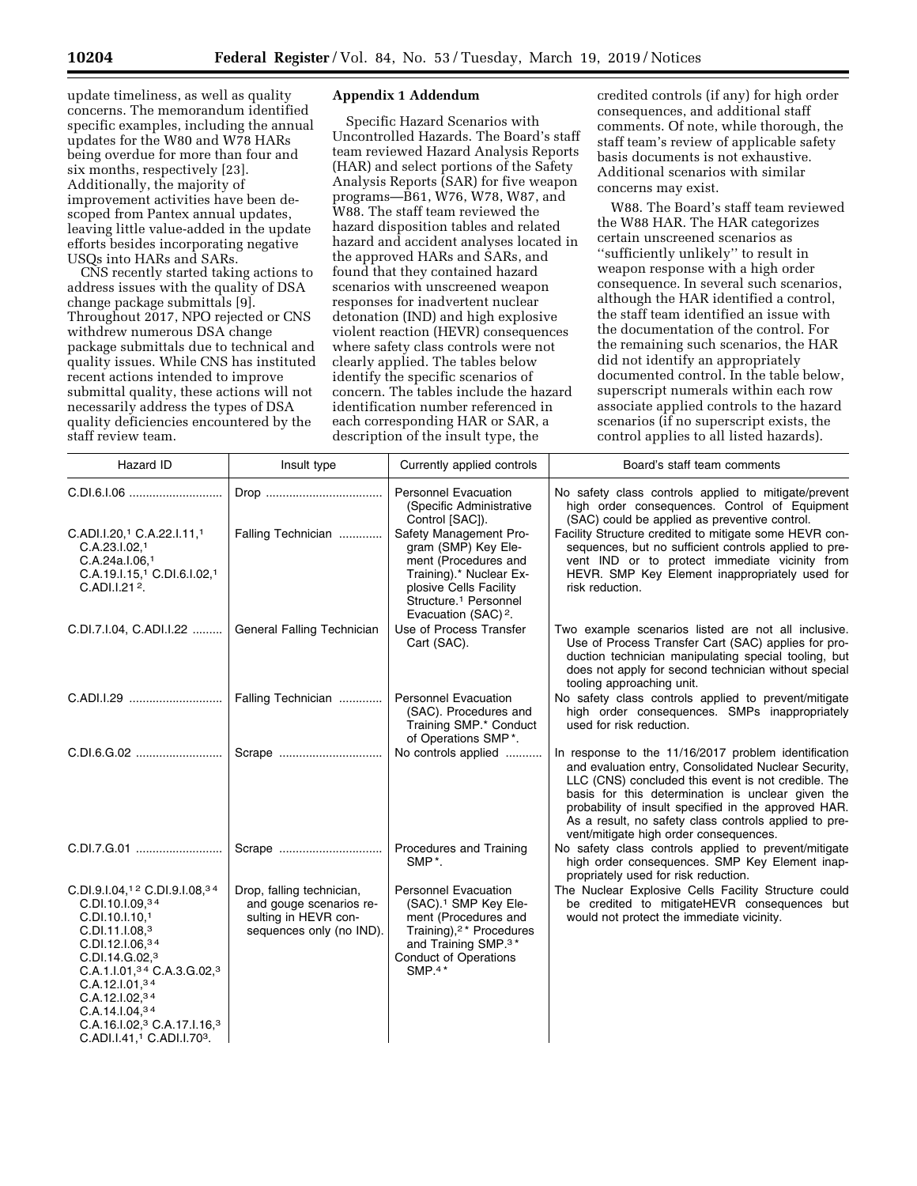update timeliness, as well as quality concerns. The memorandum identified specific examples, including the annual updates for the W80 and W78 HARs being overdue for more than four and six months, respectively [23]. Additionally, the majority of improvement activities have been de-scoped from Pantex annual updates, leaving little value-added in the update efforts besides incorporating negative USQs into HARs and SARs.

CNS recently started taking actions to address issues with the quality of DSA change package submittals [9]. Throughout 2017, NPO rejected or CNS withdrew numerous DSA change package submittals due to technical and quality issues. While CNS has instituted recent actions intended to improve submittal quality, these actions will not necessarily address the types of DSA quality deficiencies encountered by the staff review team.

**Appendix 1 Addendum**

Specific Hazard Scenarios with Uncontrolled Hazards. The Board's staff team reviewed Hazard Analysis Reports (HAR) and select portions of the Safety Analysis Reports (SAR) for five weapon programs—B61, W76, W78, W87, and W88. The staff team reviewed the hazard disposition tables and related hazard and accident analyses located in the approved HARs and SARs, and found that they contained hazard scenarios with unscreened weapon responses for inadvertent nuclear detonation (IND) and high explosive violent reaction (HEVR) consequences where safety class controls were not clearly applied. The tables below identify the specific scenarios of concern. The tables include the hazard identification number referenced in each corresponding HAR or SAR, a description of the insult type, the credited controls (if any) for high order consequences, and additional staff comments. Of note, while thorough, the staff team's review of applicable safety basis documents is not exhaustive. Additional scenarios with similar concerns may exist.

W88. The Board's staff team reviewed the W88 HAR. The HAR categorizes certain unscreened scenarios as ''sufficiently unlikely'' to result in weapon response with a high order consequence. In several such scenarios, although the HAR identified a control, the staff team identified an issue with the documentation of the control. For the remaining such scenarios, the HAR did not identify an appropriately documented control. In the table below, superscript numerals within each row associate applied controls to the hazard scenarios (if no superscript exists, the control applies to all listed hazards).

| Hazard ID | Insult type | Currently applied controls | Board's staff team comments |
|---|---|---|---|
| C.DI.6.I.06 | Drop | Personnel Evacuation (Specific Administrative Control [SAC]). | No safety class controls applied to mitigate/prevent high order consequences. Control of Equipment (SAC) could be applied as preventive control. |
| C.ADI.I.20,[1] C.A.22.I.11,[1] C.A.23.I.02,[1] C.A.24a.I.06,[1] C.A.19.I.15,[1] C.DI.6.I.02,[1] C.ADI.I.21[2]. | Falling Technician | Safety Management Program (SMP) Key Element (Procedures and Training).* Nuclear Explosive Cells Facility Structure.[1] Personnel Evacuation (SAC)[2]. | Facility Structure credited to mitigate some HEVR consequences, but no sufficient controls applied to prevent IND or to protect immediate vicinity from HEVR. SMP Key Element inappropriately used for risk reduction. |
| C.DI.7.I.04, C.ADI.I.22 | General Falling Technician | Use of Process Transfer Cart (SAC). | Two example scenarios listed are not all inclusive. Use of Process Transfer Cart (SAC) applies for production technician manipulating special tooling, but does not apply for second technician without special tooling approaching unit. |
| C.ADI.I.29 | Falling Technician | Personnel Evacuation (SAC). Procedures and Training SMP.* Conduct of Operations SMP*. | No safety class controls applied to prevent/mitigate high order consequences. SMPs inappropriately used for risk reduction. |
| C.DI.6.G.02 | Scrape | No controls applied | In response to the 11/16/2017 problem identification and evaluation entry, Consolidated Nuclear Security, LLC (CNS) concluded this event is not credible. The basis for this determination is unclear given the probability of insult specified in the approved HAR. As a result, no safety class controls applied to prevent/mitigate high order consequences. |
| C.DI.7.G.01 | Scrape | Procedures and Training SMP*. | No safety class controls applied to prevent/mitigate high order consequences. SMP Key Element inappropriately used for risk reduction. |
| C.DI.9.I.04,[1 2] C.DI.9.I.08,[3 4] C.DI.10.I.09,[3 4] C.DI.10.I.10,[1] C.DI.11.I.08,[3] C.DI.12.I.06,[3 4] C.DI.14.G.02,[3] C.A.1.I.01,[3 4] C.A.3.G.02,[3] C.A.12.I.01,[3 4] C.A.12.I.02,[3 4] C.A.14.I.04,[3 4] C.A.16.I.02,[3] C.A.17.I.16,[3] C.ADI.I.41,[1] C.ADI.I.70[3]. | Drop, falling technician, and gouge scenarios resulting in HEVR consequences only (no IND). | Personnel Evacuation (SAC).[1] SMP Key Element (Procedures and Training),[2]* Procedures and Training SMP.[3]* Conduct of Operations SMP.[4]* | The Nuclear Explosive Cells Facility Structure could be credited to mitigateHEVR consequences but would not protect the immediate vicinity. |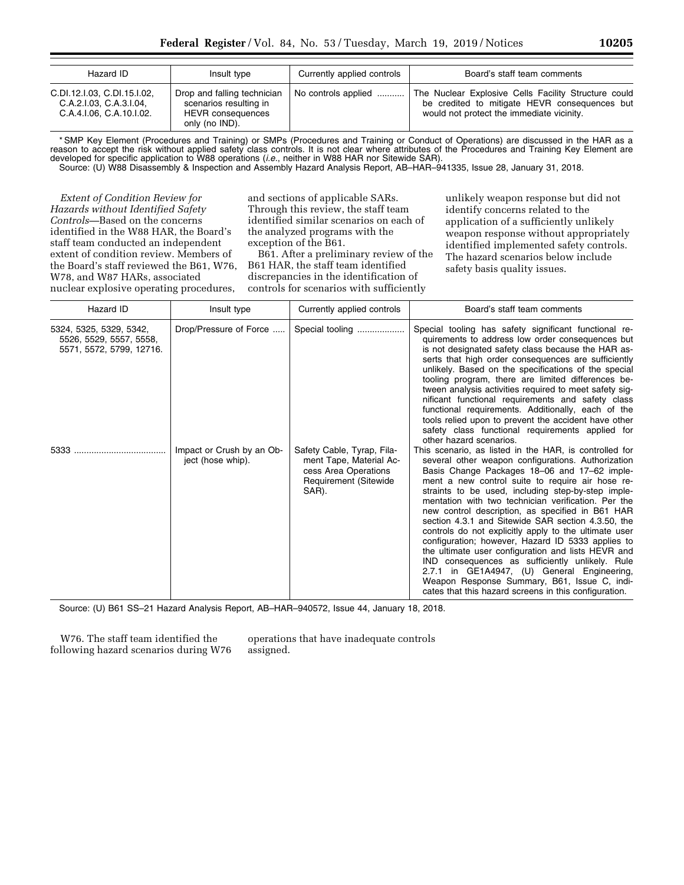| Hazard ID | Insult type | Currently applied controls | Board's staff team comments |
|---|---|---|---|
| C.DI.12.I.03, C.DI.15.I.02, C.A.2.I.03, C.A.3.I.04, C.A.4.I.06, C.A.10.I.02. | Drop and falling technician scenarios resulting in HEVR consequences only (no IND). | No controls applied ........... | The Nuclear Explosive Cells Facility Structure could be credited to mitigate HEVR consequences but would not protect the immediate vicinity. |

* SMP Key Element (Procedures and Training) or SMPs (Procedures and Training or Conduct of Operations) are discussed in the HAR as a reason to accept the risk without applied safety class controls. It is not clear where attributes of the Procedures and Training Key Element are developed for specific application to W88 operations (*i.e.*, neither in W88 HAR nor Sitewide SAR).

Source: (U) W88 Disassembly & Inspection and Assembly Hazard Analysis Report, AB–HAR–941335, Issue 28, January 31, 2018.

*Extent of Condition Review for Hazards without Identified Safety Controls*—Based on the concerns identified in the W88 HAR, the Board's staff team conducted an independent extent of condition review. Members of the Board's staff reviewed the B61, W76, W78, and W87 HARs, associated nuclear explosive operating procedures, and sections of applicable SARs. Through this review, the staff team identified similar scenarios on each of the analyzed programs with the exception of the B61.

B61. After a preliminary review of the B61 HAR, the staff team identified discrepancies in the identification of controls for scenarios with sufficiently unlikely weapon response but did not identify concerns related to the application of a sufficiently unlikely weapon response without appropriately identified implemented safety controls. The hazard scenarios below include safety basis quality issues.

| Hazard ID | Insult type | Currently applied controls | Board's staff team comments |
|---|---|---|---|
| 5324, 5325, 5329, 5342, 5526, 5529, 5557, 5558, 5571, 5572, 5799, 12716. | Drop/Pressure of Force ..... | Special tooling ................... | Special tooling has safety significant functional requirements to address low order consequences but is not designated safety class because the HAR asserts that high order consequences are sufficiently unlikely. Based on the specifications of the special tooling program, there are limited differences between analysis activities required to meet safety significant functional requirements and safety class functional requirements. Additionally, each of the tools relied upon to prevent the accident have other safety class functional requirements applied for other hazard scenarios. |
| 5333 .................................... | Impact or Crush by an Object (hose whip). | Safety Cable, Tyrap, Filament Tape, Material Access Area Operations Requirement (Sitewide SAR). | This scenario, as listed in the HAR, is controlled for several other weapon configurations. Authorization Basis Change Packages 18–06 and 17–62 implement a new control suite to require air hose restraints to be used, including step-by-step implementation with two technician verification. Per the new control description, as specified in B61 HAR section 4.3.1 and Sitewide SAR section 4.3.50, the controls do not explicitly apply to the ultimate user configuration; however, Hazard ID 5333 applies to the ultimate user configuration and lists HEVR and IND consequences as sufficiently unlikely. Rule 2.7.1 in GE1A4947, (U) General Engineering, Weapon Response Summary, B61, Issue C, indicates that this hazard screens in this configuration. |

Source: (U) B61 SS–21 Hazard Analysis Report, AB–HAR–940572, Issue 44, January 18, 2018.

W76. The staff team identified the following hazard scenarios during W76 operations that have inadequate controls assigned.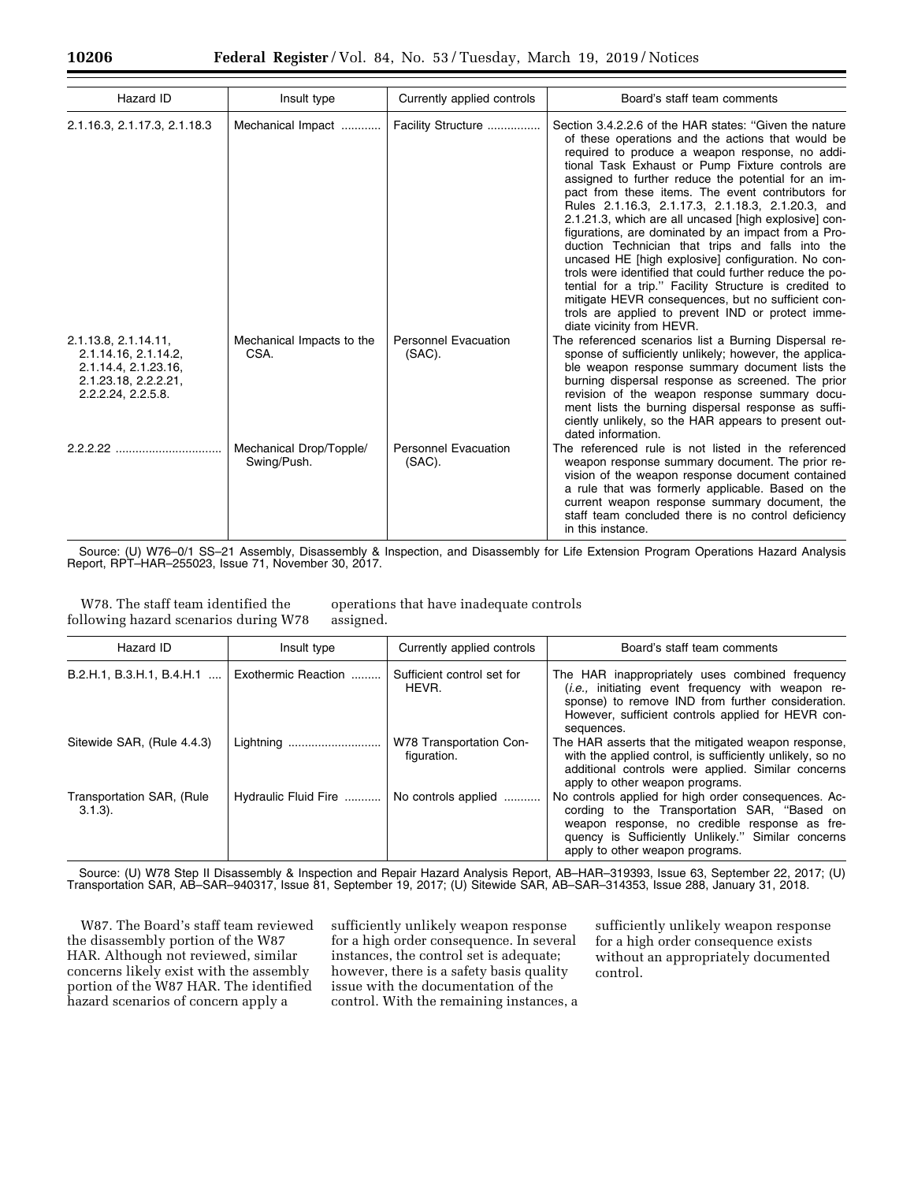| Hazard ID | Insult type | Currently applied controls | Board's staff team comments |
|---|---|---|---|
| 2.1.16.3, 2.1.17.3, 2.1.18.3 | Mechanical Impact | Facility Structure | Section 3.4.2.2.6 of the HAR states: "Given the nature of these operations and the actions that would be required to produce a weapon response, no additional Task Exhaust or Pump Fixture controls are assigned to further reduce the potential for an impact from these items. The event contributors for Rules 2.1.16.3, 2.1.17.3, 2.1.18.3, 2.1.20.3, and 2.1.21.3, which are all uncased [high explosive] configurations, are dominated by an impact from a Production Technician that trips and falls into the uncased HE [high explosive] configuration. No controls were identified that could further reduce the potential for a trip." Facility Structure is credited to mitigate HEVR consequences, but no sufficient controls are applied to prevent IND or protect immediate vicinity from HEVR. |
| 2.1.13.8, 2.1.14.11, 2.1.14.16, 2.1.14.2, 2.1.14.4, 2.1.23.16, 2.1.23.18, 2.2.2.21, 2.2.2.24, 2.2.5.8. | Mechanical Impacts to the CSA. | Personnel Evacuation (SAC). | The referenced scenarios list a Burning Dispersal response of sufficiently unlikely; however, the applicable weapon response summary document lists the burning dispersal response as screened. The prior revision of the weapon response summary document lists the burning dispersal response as sufficiently unlikely, so the HAR appears to present outdated information. |
| 2.2.2.22 | Mechanical Drop/Topple/Swing/Push. | Personnel Evacuation (SAC). | The referenced rule is not listed in the referenced weapon response summary document. The prior revision of the weapon response document contained a rule that was formerly applicable. Based on the current weapon response summary document, the staff team concluded there is no control deficiency in this instance. |

Source: (U) W76–0/1 SS–21 Assembly, Disassembly & Inspection, and Disassembly for Life Extension Program Operations Hazard Analysis Report, RPT–HAR–255023, Issue 71, November 30, 2017.

W78. The staff team identified the following hazard scenarios during W78 operations that have inadequate controls assigned.

| Hazard ID | Insult type | Currently applied controls | Board's staff team comments |
|---|---|---|---|
| B.2.H.1, B.3.H.1, B.4.H.1 | Exothermic Reaction | Sufficient control set for HEVR. | The HAR inappropriately uses combined frequency (*i.e.,* initiating event frequency with weapon response) to remove IND from further consideration. However, sufficient controls applied for HEVR consequences. |
| Sitewide SAR, (Rule 4.4.3) | Lightning | W78 Transportation Configuration. | The HAR asserts that the mitigated weapon response, with the applied control, is sufficiently unlikely, so no additional controls were applied. Similar concerns apply to other weapon programs. |
| Transportation SAR, (Rule 3.1.3). | Hydraulic Fluid Fire | No controls applied | No controls applied for high order consequences. According to the Transportation SAR, "Based on weapon response, no credible response as frequency is Sufficiently Unlikely." Similar concerns apply to other weapon programs. |

Source: (U) W78 Step II Disassembly & Inspection and Repair Hazard Analysis Report, AB–HAR–319393, Issue 63, September 22, 2017; (U) Transportation SAR, AB–SAR–940317, Issue 81, September 19, 2017; (U) Sitewide SAR, AB–SAR–314353, Issue 288, January 31, 2018.

W87. The Board's staff team reviewed the disassembly portion of the W87 HAR. Although not reviewed, similar concerns likely exist with the assembly portion of the W87 HAR. The identified hazard scenarios of concern apply a sufficiently unlikely weapon response for a high order consequence. In several instances, the control set is adequate; however, there is a safety basis quality issue with the documentation of the control. With the remaining instances, a sufficiently unlikely weapon response for a high order consequence exists without an appropriately documented control.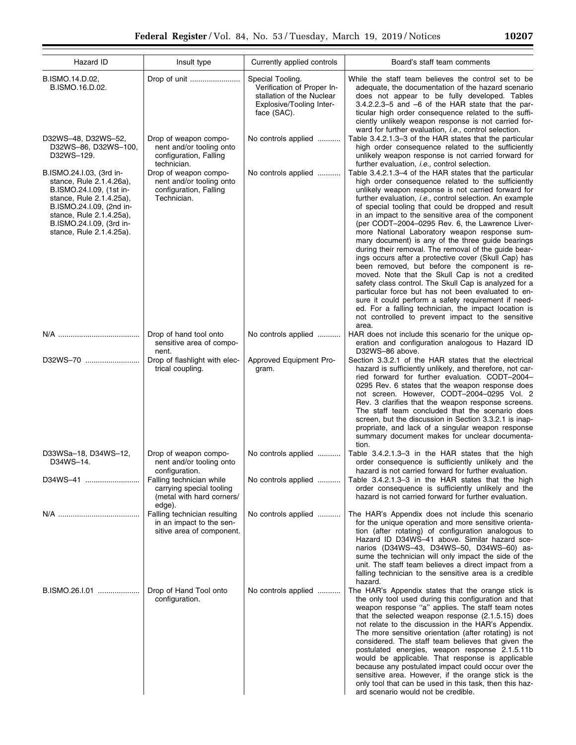| Hazard ID | Insult type | Currently applied controls | Board's staff team comments |
|---|---|---|---|
| B.ISMO.14.D.02, B.ISMO.16.D.02. | Drop of unit | Special Tooling. Verification of Proper Installation of the Nuclear Explosive/Tooling Interface (SAC). | While the staff team believes the control set to be adequate, the documentation of the hazard scenario does not appear to be fully developed. Tables 3.4.2.2.3–5 and –6 of the HAR state that the particular high order consequence related to the sufficiently unlikely weapon response is not carried forward for further evaluation, *i.e.,* control selection. |
| D32WS–48, D32WS–52, D32WS–86, D32WS–100, D32WS–129. | Drop of weapon component and/or tooling onto configuration, Falling technician. | No controls applied | Table 3.4.2.1.3–3 of the HAR states that the particular high order consequence related to the sufficiently unlikely weapon response is not carried forward for further evaluation, *i.e.,* control selection. |
| B.ISMO.24.I.03, (3rd instance, Rule 2.1.4.26a), B.ISMO.24.I.09, (1st instance, Rule 2.1.4.25a), B.ISMO.24.I.09, (2nd instance, Rule 2.1.4.25a), B.ISMO.24.I.09, (3rd instance, Rule 2.1.4.25a). | Drop of weapon component and/or tooling onto configuration, Falling Technician. | No controls applied | Table 3.4.2.1.3–4 of the HAR states that the particular high order consequence related to the sufficiently unlikely weapon response is not carried forward for further evaluation, *i.e.,* control selection. An example of special tooling that could be dropped and result in an impact to the sensitive area of the component (per CODT–2004–0295 Rev. 6, the Lawrence Livermore National Laboratory weapon response summary document) is any of the three guide bearings during their removal. The removal of the guide bearings occurs after a protective cover (Skull Cap) has been removed, but before the component is removed. Note that the Skull Cap is not a credited safety class control. The Skull Cap is analyzed for a particular force but has not been evaluated to ensure it could perform a safety requirement if needed. For a falling technician, the impact location is not controlled to prevent impact to the sensitive area. |
| N/A | Drop of hand tool onto sensitive area of component. | No controls applied | HAR does not include this scenario for the unique operation and configuration analogous to Hazard ID D32WS–86 above. |
| D32WS–70 | Drop of flashlight with electrical coupling. | Approved Equipment Program. | Section 3.3.2.1 of the HAR states that the electrical hazard is sufficiently unlikely, and therefore, not carried forward for further evaluation. CODT–2004–0295 Rev. 6 states that the weapon response does not screen. However, CODT–2004–0295 Vol. 2 Rev. 3 clarifies that the weapon response screens. The staff team concluded that the scenario does screen, but the discussion in Section 3.3.2.1 is inappropriate, and lack of a singular weapon response summary document makes for unclear documentation. |
| D33WSa–18, D34WS–12, D34WS–14. | Drop of weapon component and/or tooling onto configuration. | No controls applied | Table 3.4.2.1.3–3 in the HAR states that the high order consequence is sufficiently unlikely and the hazard is not carried forward for further evaluation. |
| D34WS–41 | Falling technician while carrying special tooling (metal with hard corners/edge). | No controls applied | Table 3.4.2.1.3–3 in the HAR states that the high order consequence is sufficiently unlikely and the hazard is not carried forward for further evaluation. |
| N/A | Falling technician resulting in an impact to the sensitive area of component. | No controls applied | The HAR's Appendix does not include this scenario for the unique operation and more sensitive orientation (after rotating) of configuration analogous to Hazard ID D34WS–41 above. Similar hazard scenarios (D34WS–43, D34WS–50, D34WS–60) assume the technician will only impact the side of the unit. The staff team believes a direct impact from a falling technician to the sensitive area is a credible hazard. |
| B.ISMO.26.I.01 | Drop of Hand Tool onto configuration. | No controls applied | The HAR's Appendix states that the orange stick is the only tool used during this configuration and that weapon response "a" applies. The staff team notes that the selected weapon response (2.1.5.15) does not relate to the discussion in the HAR's Appendix. The more sensitive orientation (after rotating) is not considered. The staff team believes that given the postulated energies, weapon response 2.1.5.11b would be applicable. That response is applicable because any postulated impact could occur over the sensitive area. However, if the orange stick is the only tool that can be used in this task, then this hazard scenario would not be credible. |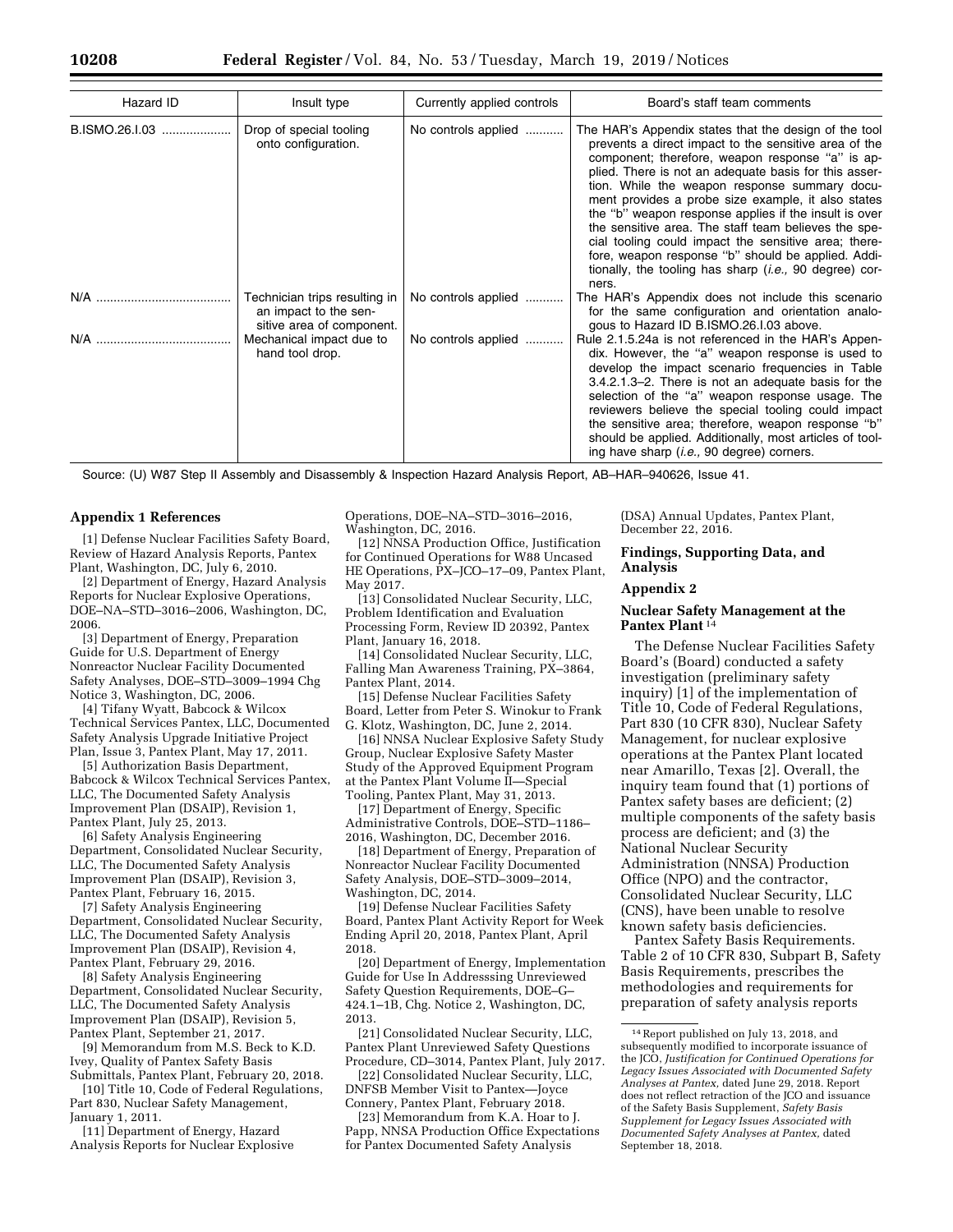| Hazard ID | Insult type | Currently applied controls | Board's staff team comments |
| --- | --- | --- | --- |
| B.ISMO.26.I.03 | Drop of special tooling onto configuration. | No controls applied | The HAR's Appendix states that the design of the tool prevents a direct impact to the sensitive area of the component; therefore, weapon response "a" is applied. There is not an adequate basis for this assertion. While the weapon response summary document provides a probe size example, it also states the "b" weapon response applies if the insult is over the sensitive area. The staff team believes the special tooling could impact the sensitive area; therefore, weapon response "b" should be applied. Additionally, the tooling has sharp (*i.e.,* 90 degree) corners. |
| N/A | Technician trips resulting in an impact to the sensitive area of component. | No controls applied | The HAR's Appendix does not include this scenario for the same configuration and orientation analogous to Hazard ID B.ISMO.26.I.03 above. |
| N/A | Mechanical impact due to hand tool drop. | No controls applied | Rule 2.1.5.24a is not referenced in the HAR's Appendix. However, the "a" weapon response is used to develop the impact scenario frequencies in Table 3.4.2.1.3–2. There is not an adequate basis for the selection of the "a" weapon response usage. The reviewers believe the special tooling could impact the sensitive area; therefore, weapon response "b" should be applied. Additionally, most articles of tooling have sharp (*i.e.,* 90 degree) corners. |

Source: (U) W87 Step II Assembly and Disassembly & Inspection Hazard Analysis Report, AB–HAR–940626, Issue 41.

**Appendix 1 References**

[1] Defense Nuclear Facilities Safety Board, Review of Hazard Analysis Reports, Pantex Plant, Washington, DC, July 6, 2010.

[2] Department of Energy, Hazard Analysis Reports for Nuclear Explosive Operations, DOE–NA–STD–3016–2006, Washington, DC, 2006.

[3] Department of Energy, Preparation Guide for U.S. Department of Energy Nonreactor Nuclear Facility Documented Safety Analyses, DOE–STD–3009–1994 Chg Notice 3, Washington, DC, 2006.

[4] Tifany Wyatt, Babcock & Wilcox Technical Services Pantex, LLC, Documented Safety Analysis Upgrade Initiative Project Plan, Issue 3, Pantex Plant, May 17, 2011.

[5] Authorization Basis Department, Babcock & Wilcox Technical Services Pantex, LLC, The Documented Safety Analysis Improvement Plan (DSAIP), Revision 1, Pantex Plant, July 25, 2013.

[6] Safety Analysis Engineering Department, Consolidated Nuclear Security, LLC, The Documented Safety Analysis Improvement Plan (DSAIP), Revision 3, Pantex Plant, February 16, 2015.

[7] Safety Analysis Engineering Department, Consolidated Nuclear Security, LLC, The Documented Safety Analysis Improvement Plan (DSAIP), Revision 4, Pantex Plant, February 29, 2016.

[8] Safety Analysis Engineering Department, Consolidated Nuclear Security, LLC, The Documented Safety Analysis Improvement Plan (DSAIP), Revision 5, Pantex Plant, September 21, 2017.

[9] Memorandum from M.S. Beck to K.D. Ivey, Quality of Pantex Safety Basis Submittals, Pantex Plant, February 20, 2018.

[10] Title 10, Code of Federal Regulations, Part 830, Nuclear Safety Management, January 1, 2011.

[11] Department of Energy, Hazard Analysis Reports for Nuclear Explosive Operations, DOE–NA–STD–3016–2016, Washington, DC, 2016.

[12] NNSA Production Office, Justification for Continued Operations for W88 Uncased HE Operations, PX–JCO–17–09, Pantex Plant, May 2017.

[13] Consolidated Nuclear Security, LLC, Problem Identification and Evaluation Processing Form, Review ID 20392, Pantex Plant, January 16, 2018.

[14] Consolidated Nuclear Security, LLC, Falling Man Awareness Training, PX–3864, Pantex Plant, 2014.

[15] Defense Nuclear Facilities Safety Board, Letter from Peter S. Winokur to Frank G. Klotz, Washington, DC, June 2, 2014.

[16] NNSA Nuclear Explosive Safety Study Group, Nuclear Explosive Safety Master Study of the Approved Equipment Program at the Pantex Plant Volume II—Special Tooling, Pantex Plant, May 31, 2013.

[17] Department of Energy, Specific Administrative Controls, DOE–STD–1186–2016, Washington, DC, December 2016.

[18] Department of Energy, Preparation of Nonreactor Nuclear Facility Documented Safety Analysis, DOE–STD–3009–2014, Washington, DC, 2014.

[19] Defense Nuclear Facilities Safety Board, Pantex Plant Activity Report for Week Ending April 20, 2018, Pantex Plant, April 2018.

[20] Department of Energy, Implementation Guide for Use In Addresssing Unreviewed Safety Question Requirements, DOE–G–424.1–1B, Chg. Notice 2, Washington, DC, 2013.

[21] Consolidated Nuclear Security, LLC, Pantex Plant Unreviewed Safety Questions Procedure, CD–3014, Pantex Plant, July 2017.

[22] Consolidated Nuclear Security, LLC, DNFSB Member Visit to Pantex—Joyce Connery, Pantex Plant, February 2018.

[23] Memorandum from K.A. Hoar to J. Papp, NNSA Production Office Expectations for Pantex Documented Safety Analysis (DSA) Annual Updates, Pantex Plant, December 22, 2016.

**Findings, Supporting Data, and Analysis**

**Appendix 2**

**Nuclear Safety Management at the Pantex Plant** [14]

The Defense Nuclear Facilities Safety Board's (Board) conducted a safety investigation (preliminary safety inquiry) [1] of the implementation of Title 10, Code of Federal Regulations, Part 830 (10 CFR 830), Nuclear Safety Management, for nuclear explosive operations at the Pantex Plant located near Amarillo, Texas [2]. Overall, the inquiry team found that (1) portions of Pantex safety bases are deficient; (2) multiple components of the safety basis process are deficient; and (3) the National Nuclear Security Administration (NNSA) Production Office (NPO) and the contractor, Consolidated Nuclear Security, LLC (CNS), have been unable to resolve known safety basis deficiencies.

Pantex Safety Basis Requirements. Table 2 of 10 CFR 830, Subpart B, Safety Basis Requirements, prescribes the methodologies and requirements for preparation of safety analysis reports

[14] Report published on July 13, 2018, and subsequently modified to incorporate issuance of the JCO, *Justification for Continued Operations for Legacy Issues Associated with Documented Safety Analyses at Pantex,* dated June 29, 2018. Report does not reflect retraction of the JCO and issuance of the Safety Basis Supplement, *Safety Basis Supplement for Legacy Issues Associated with Documented Safety Analyses at Pantex,* dated September 18, 2018.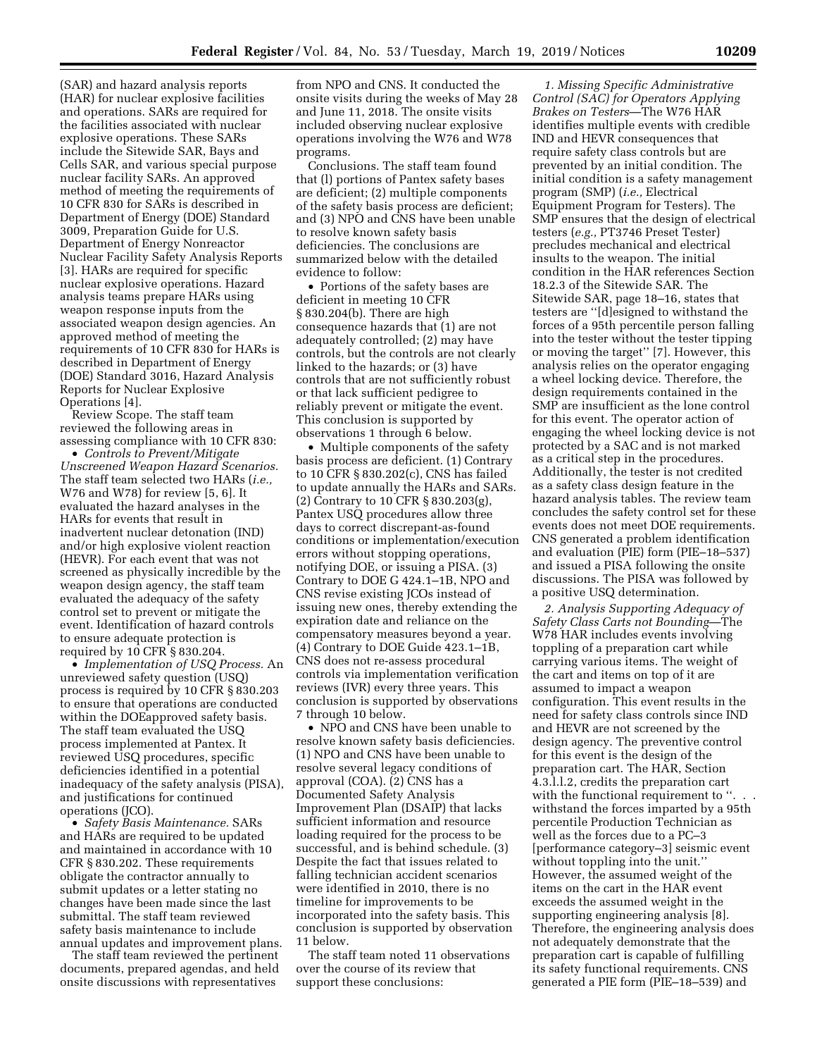(SAR) and hazard analysis reports (HAR) for nuclear explosive facilities and operations. SARs are required for the facilities associated with nuclear explosive operations. These SARs include the Sitewide SAR, Bays and Cells SAR, and various special purpose nuclear facility SARs. An approved method of meeting the requirements of 10 CFR 830 for SARs is described in Department of Energy (DOE) Standard 3009, Preparation Guide for U.S. Department of Energy Nonreactor Nuclear Facility Safety Analysis Reports [3]. HARs are required for specific nuclear explosive operations. Hazard analysis teams prepare HARs using weapon response inputs from the associated weapon design agencies. An approved method of meeting the requirements of 10 CFR 830 for HARs is described in Department of Energy (DOE) Standard 3016, Hazard Analysis Reports for Nuclear Explosive Operations [4].

Review Scope. The staff team reviewed the following areas in assessing compliance with 10 CFR 830:

- *Controls to Prevent/Mitigate Unscreened Weapon Hazard Scenarios.* The staff team selected two HARs (*i.e.,* W76 and W78) for review [5, 6]. It evaluated the hazard analyses in the HARs for events that result in inadvertent nuclear detonation (IND) and/or high explosive violent reaction (HEVR). For each event that was not screened as physically incredible by the weapon design agency, the staff team evaluated the adequacy of the safety control set to prevent or mitigate the event. Identification of hazard controls to ensure adequate protection is required by 10 CFR § 830.204.
- *Implementation of USQ Process.* An unreviewed safety question (USQ) process is required by 10 CFR § 830.203 to ensure that operations are conducted within the DOEapproved safety basis. The staff team evaluated the USQ process implemented at Pantex. It reviewed USQ procedures, specific deficiencies identified in a potential inadequacy of the safety analysis (PISA), and justifications for continued operations (JCO).
- *Safety Basis Maintenance.* SARs and HARs are required to be updated and maintained in accordance with 10 CFR § 830.202. These requirements obligate the contractor annually to submit updates or a letter stating no changes have been made since the last submittal. The staff team reviewed safety basis maintenance to include annual updates and improvement plans.

The staff team reviewed the pertinent documents, prepared agendas, and held onsite discussions with representatives from NPO and CNS. It conducted the onsite visits during the weeks of May 28 and June 11, 2018. The onsite visits included observing nuclear explosive operations involving the W76 and W78 programs.

Conclusions. The staff team found that (l) portions of Pantex safety bases are deficient; (2) multiple components of the safety basis process are deficient; and (3) NPO and CNS have been unable to resolve known safety basis deficiencies. The conclusions are summarized below with the detailed evidence to follow:

- Portions of the safety bases are deficient in meeting 10 CFR § 830.204(b). There are high consequence hazards that (1) are not adequately controlled; (2) may have controls, but the controls are not clearly linked to the hazards; or (3) have controls that are not sufficiently robust or that lack sufficient pedigree to reliably prevent or mitigate the event. This conclusion is supported by observations 1 through 6 below.
- Multiple components of the safety basis process are deficient. (1) Contrary to 10 CFR § 830.202(c), CNS has failed to update annually the HARs and SARs. (2) Contrary to 10 CFR § 830.203(g), Pantex USQ procedures allow three days to correct discrepant-as-found conditions or implementation/execution errors without stopping operations, notifying DOE, or issuing a PISA. (3) Contrary to DOE G 424.1–1B, NPO and CNS revise existing JCOs instead of issuing new ones, thereby extending the expiration date and reliance on the compensatory measures beyond a year. (4) Contrary to DOE Guide 423.1–1B, CNS does not re-assess procedural controls via implementation verification reviews (IVR) every three years. This conclusion is supported by observations 7 through 10 below.
- NPO and CNS have been unable to resolve known safety basis deficiencies. (1) NPO and CNS have been unable to resolve several legacy conditions of approval (COA). (2) CNS has a Documented Safety Analysis Improvement Plan (DSAIP) that lacks sufficient information and resource loading required for the process to be successful, and is behind schedule. (3) Despite the fact that issues related to falling technician accident scenarios were identified in 2010, there is no timeline for improvements to be incorporated into the safety basis. This conclusion is supported by observation 11 below.

The staff team noted 11 observations over the course of its review that support these conclusions:

*1. Missing Specific Administrative Control (SAC) for Operators Applying Brakes on Testers*—The W76 HAR identifies multiple events with credible IND and HEVR consequences that require safety class controls but are prevented by an initial condition. The initial condition is a safety management program (SMP) (*i.e.,* Electrical Equipment Program for Testers). The SMP ensures that the design of electrical testers (*e.g.,* PT3746 Preset Tester) precludes mechanical and electrical insults to the weapon. The initial condition in the HAR references Section 18.2.3 of the Sitewide SAR. The Sitewide SAR, page 18–16, states that testers are ''[d]esigned to withstand the forces of a 95th percentile person falling into the tester without the tester tipping or moving the target'' [7]. However, this analysis relies on the operator engaging a wheel locking device. Therefore, the design requirements contained in the SMP are insufficient as the lone control for this event. The operator action of engaging the wheel locking device is not protected by a SAC and is not marked as a critical step in the procedures. Additionally, the tester is not credited as a safety class design feature in the hazard analysis tables. The review team concludes the safety control set for these events does not meet DOE requirements. CNS generated a problem identification and evaluation (PIE) form (PIE–18–537) and issued a PISA following the onsite discussions. The PISA was followed by a positive USQ determination.

*2. Analysis Supporting Adequacy of Safety Class Carts not Bounding*—The W78 HAR includes events involving toppling of a preparation cart while carrying various items. The weight of the cart and items on top of it are assumed to impact a weapon configuration. This event results in the need for safety class controls since IND and HEVR are not screened by the design agency. The preventive control for this event is the design of the preparation cart. The HAR, Section 4.3.l.l.2, credits the preparation cart with the functional requirement to ''. . . withstand the forces imparted by a 95th percentile Production Technician as well as the forces due to a PC–3 [performance category–3] seismic event without toppling into the unit.'' However, the assumed weight of the items on the cart in the HAR event exceeds the assumed weight in the supporting engineering analysis [8]. Therefore, the engineering analysis does not adequately demonstrate that the preparation cart is capable of fulfilling its safety functional requirements. CNS generated a PIE form (PIE–18–539) and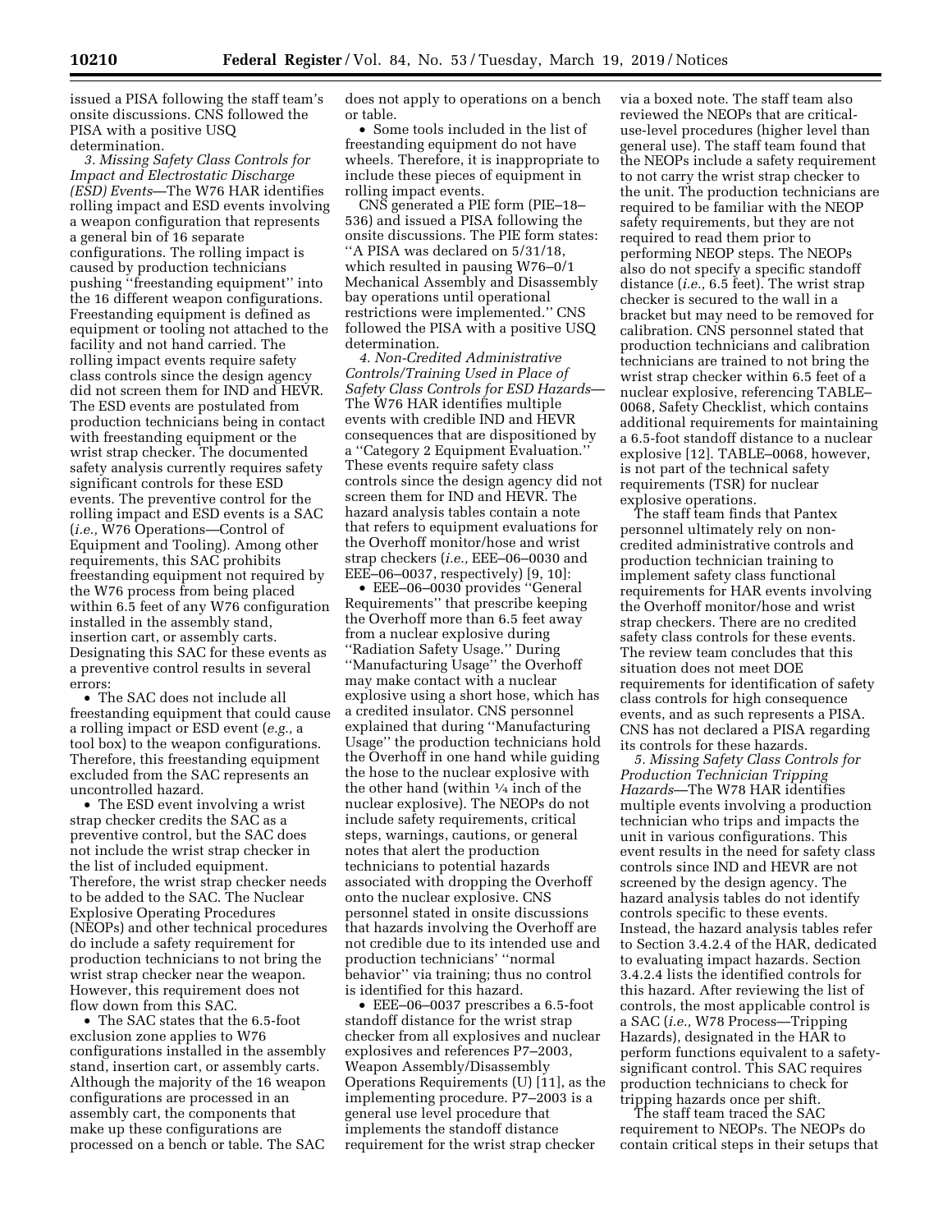issued a PISA following the staff team's onsite discussions. CNS followed the PISA with a positive USQ determination.

*3. Missing Safety Class Controls for Impact and Electrostatic Discharge (ESD) Events*—The W76 HAR identifies rolling impact and ESD events involving a weapon configuration that represents a general bin of 16 separate configurations. The rolling impact is caused by production technicians pushing "freestanding equipment" into the 16 different weapon configurations. Freestanding equipment is defined as equipment or tooling not attached to the facility and not hand carried. The rolling impact events require safety class controls since the design agency did not screen them for IND and HEVR. The ESD events are postulated from production technicians being in contact with freestanding equipment or the wrist strap checker. The documented safety analysis currently requires safety significant controls for these ESD events. The preventive control for the rolling impact and ESD events is a SAC (*i.e.,* W76 Operations—Control of Equipment and Tooling). Among other requirements, this SAC prohibits freestanding equipment not required by the W76 process from being placed within 6.5 feet of any W76 configuration installed in the assembly stand, insertion cart, or assembly carts. Designating this SAC for these events as a preventive control results in several errors:

- The SAC does not include all freestanding equipment that could cause a rolling impact or ESD event (*e.g.,* a tool box) to the weapon configurations. Therefore, this freestanding equipment excluded from the SAC represents an uncontrolled hazard.
- The ESD event involving a wrist strap checker credits the SAC as a preventive control, but the SAC does not include the wrist strap checker in the list of included equipment. Therefore, the wrist strap checker needs to be added to the SAC. The Nuclear Explosive Operating Procedures (NEOPs) and other technical procedures do include a safety requirement for production technicians to not bring the wrist strap checker near the weapon. However, this requirement does not flow down from this SAC.
- The SAC states that the 6.5-foot exclusion zone applies to W76 configurations installed in the assembly stand, insertion cart, or assembly carts. Although the majority of the 16 weapon configurations are processed in an assembly cart, the components that make up these configurations are processed on a bench or table. The SAC does not apply to operations on a bench or table.
- Some tools included in the list of freestanding equipment do not have wheels. Therefore, it is inappropriate to include these pieces of equipment in rolling impact events.

CNS generated a PIE form (PIE–18–536) and issued a PISA following the onsite discussions. The PIE form states: "A PISA was declared on 5/31/18, which resulted in pausing W76–0/1 Mechanical Assembly and Disassembly bay operations until operational restrictions were implemented." CNS followed the PISA with a positive USQ determination.

*4. Non-Credited Administrative Controls/Training Used in Place of Safety Class Controls for ESD Hazards*—The W76 HAR identifies multiple events with credible IND and HEVR consequences that are dispositioned by a "Category 2 Equipment Evaluation." These events require safety class controls since the design agency did not screen them for IND and HEVR. The hazard analysis tables contain a note that refers to equipment evaluations for the Overhoff monitor/hose and wrist strap checkers (*i.e.,* EEE–06–0030 and EEE–06–0037, respectively) [9, 10]:

- EEE–06–0030 provides "General Requirements" that prescribe keeping the Overhoff more than 6.5 feet away from a nuclear explosive during "Radiation Safety Usage." During "Manufacturing Usage" the Overhoff may make contact with a nuclear explosive using a short hose, which has a credited insulator. CNS personnel explained that during "Manufacturing Usage" the production technicians hold the Overhoff in one hand while guiding the hose to the nuclear explosive with the other hand (within ¼ inch of the nuclear explosive). The NEOPs do not include safety requirements, critical steps, warnings, cautions, or general notes that alert the production technicians to potential hazards associated with dropping the Overhoff onto the nuclear explosive. CNS personnel stated in onsite discussions that hazards involving the Overhoff are not credible due to its intended use and production technicians' "normal behavior" via training; thus no control is identified for this hazard.
- EEE–06–0037 prescribes a 6.5-foot standoff distance for the wrist strap checker from all explosives and nuclear explosives and references P7–2003, Weapon Assembly/Disassembly Operations Requirements (U) [11], as the implementing procedure. P7–2003 is a general use level procedure that implements the standoff distance requirement for the wrist strap checker via a boxed note. The staff team also reviewed the NEOPs that are critical-use-level procedures (higher level than general use). The staff team found that the NEOPs include a safety requirement to not carry the wrist strap checker to the unit. The production technicians are required to be familiar with the NEOP safety requirements, but they are not required to read them prior to performing NEOP steps. The NEOPs also do not specify a specific standoff distance (*i.e.,* 6.5 feet). The wrist strap checker is secured to the wall in a bracket but may need to be removed for calibration. CNS personnel stated that production technicians and calibration technicians are trained to not bring the wrist strap checker within 6.5 feet of a nuclear explosive, referencing TABLE–0068, Safety Checklist, which contains additional requirements for maintaining a 6.5-foot standoff distance to a nuclear explosive [12]. TABLE–0068, however, is not part of the technical safety requirements (TSR) for nuclear explosive operations.

The staff team finds that Pantex personnel ultimately rely on non-credited administrative controls and production technician training to implement safety class functional requirements for HAR events involving the Overhoff monitor/hose and wrist strap checkers. There are no credited safety class controls for these events. The review team concludes that this situation does not meet DOE requirements for identification of safety class controls for high consequence events, and as such represents a PISA. CNS has not declared a PISA regarding its controls for these hazards.

*5. Missing Safety Class Controls for Production Technician Tripping Hazards*—The W78 HAR identifies multiple events involving a production technician who trips and impacts the unit in various configurations. This event results in the need for safety class controls since IND and HEVR are not screened by the design agency. The hazard analysis tables do not identify controls specific to these events. Instead, the hazard analysis tables refer to Section 3.4.2.4 of the HAR, dedicated to evaluating impact hazards. Section 3.4.2.4 lists the identified controls for this hazard. After reviewing the list of controls, the most applicable control is a SAC (*i.e.,* W78 Process—Tripping Hazards), designated in the HAR to perform functions equivalent to a safety-significant control. This SAC requires production technicians to check for tripping hazards once per shift.

The staff team traced the SAC requirement to NEOPs. The NEOPs do contain critical steps in their setups that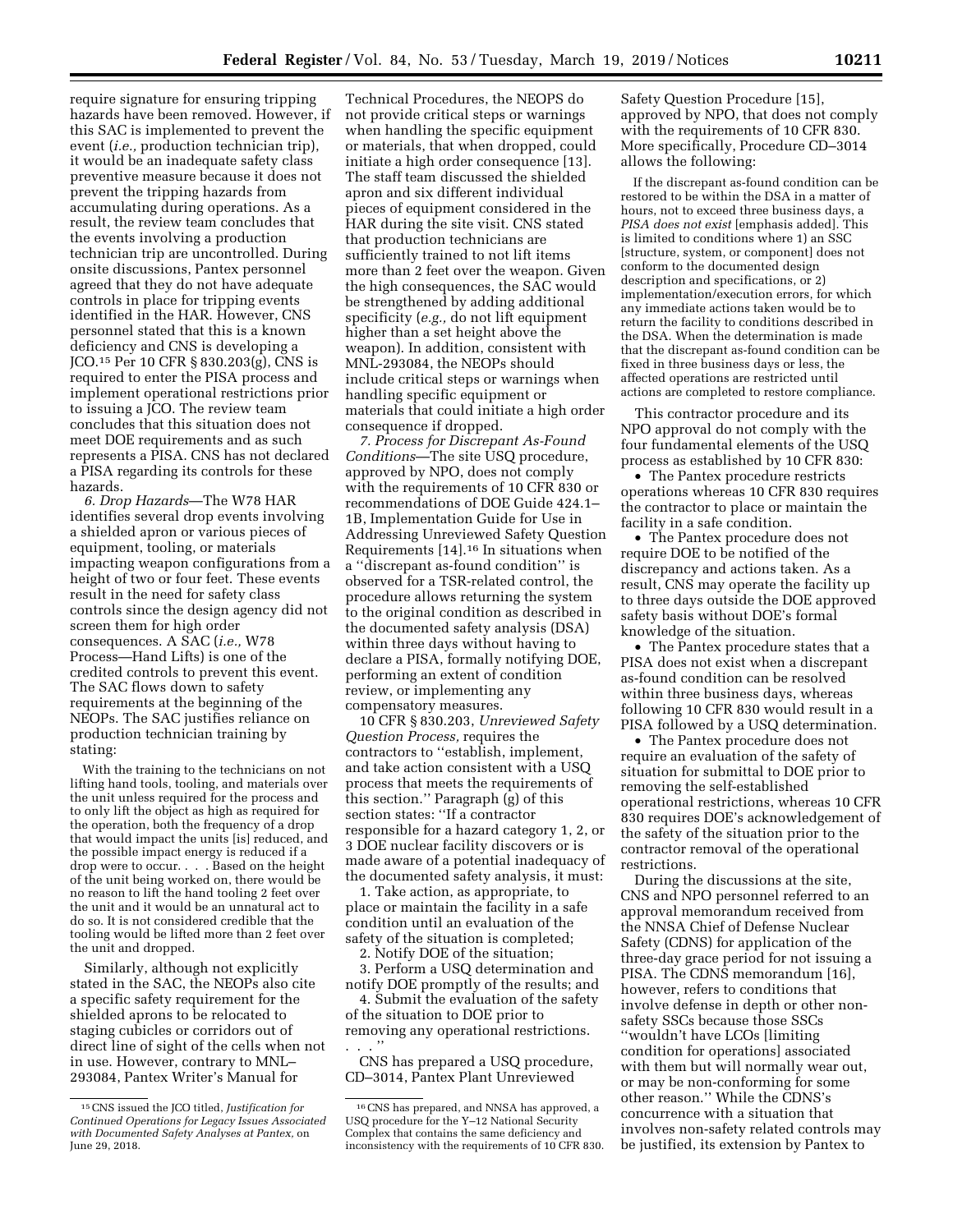require signature for ensuring tripping hazards have been removed. However, if this SAC is implemented to prevent the event (*i.e.,* production technician trip), it would be an inadequate safety class preventive measure because it does not prevent the tripping hazards from accumulating during operations. As a result, the review team concludes that the events involving a production technician trip are uncontrolled. During onsite discussions, Pantex personnel agreed that they do not have adequate controls in place for tripping events identified in the HAR. However, CNS personnel stated that this is a known deficiency and CNS is developing a JCO.[15] Per 10 CFR § 830.203(g), CNS is required to enter the PISA process and implement operational restrictions prior to issuing a JCO. The review team concludes that this situation does not meet DOE requirements and as such represents a PISA. CNS has not declared a PISA regarding its controls for these hazards.

*6. Drop Hazards*—The W78 HAR identifies several drop events involving a shielded apron or various pieces of equipment, tooling, or materials impacting weapon configurations from a height of two or four feet. These events result in the need for safety class controls since the design agency did not screen them for high order consequences. A SAC (*i.e.,* W78 Process—Hand Lifts) is one of the credited controls to prevent this event. The SAC flows down to safety requirements at the beginning of the NEOPs. The SAC justifies reliance on production technician training by stating:

> With the training to the technicians on not lifting hand tools, tooling, and materials over the unit unless required for the process and to only lift the object as high as required for the operation, both the frequency of a drop that would impact the units [is] reduced, and the possible impact energy is reduced if a drop were to occur. . . . Based on the height of the unit being worked on, there would be no reason to lift the hand tooling 2 feet over the unit and it would be an unnatural act to do so. It is not considered credible that the tooling would be lifted more than 2 feet over the unit and dropped.

Similarly, although not explicitly stated in the SAC, the NEOPs also cite a specific safety requirement for the shielded aprons to be relocated to staging cubicles or corridors out of direct line of sight of the cells when not in use. However, contrary to MNL–293084, Pantex Writer's Manual for Technical Procedures, the NEOPS do not provide critical steps or warnings when handling the specific equipment or materials, that when dropped, could initiate a high order consequence [13]. The staff team discussed the shielded apron and six different individual pieces of equipment considered in the HAR during the site visit. CNS stated that production technicians are sufficiently trained to not lift items more than 2 feet over the weapon. Given the high consequences, the SAC would be strengthened by adding additional specificity (*e.g.,* do not lift equipment higher than a set height above the weapon). In addition, consistent with MNL-293084, the NEOPs should include critical steps or warnings when handling specific equipment or materials that could initiate a high order consequence if dropped.

*7. Process for Discrepant As-Found Conditions*—The site USQ procedure, approved by NPO, does not comply with the requirements of 10 CFR 830 or recommendations of DOE Guide 424.1–1B, Implementation Guide for Use in Addressing Unreviewed Safety Question Requirements [14].[16] In situations when a ''discrepant as-found condition'' is observed for a TSR-related control, the procedure allows returning the system to the original condition as described in the documented safety analysis (DSA) within three days without having to declare a PISA, formally notifying DOE, performing an extent of condition review, or implementing any compensatory measures.

10 CFR § 830.203, *Unreviewed Safety Question Process,* requires the contractors to ''establish, implement, and take action consistent with a USQ process that meets the requirements of this section.'' Paragraph (g) of this section states: ''If a contractor responsible for a hazard category 1, 2, or 3 DOE nuclear facility discovers or is made aware of a potential inadequacy of the documented safety analysis, it must:

1. Take action, as appropriate, to place or maintain the facility in a safe condition until an evaluation of the safety of the situation is completed;
2. Notify DOE of the situation;
3. Perform a USQ determination and notify DOE promptly of the results; and
4. Submit the evaluation of the safety of the situation to DOE prior to removing any operational restrictions. . . .''

CNS has prepared a USQ procedure, CD–3014, Pantex Plant Unreviewed Safety Question Procedure [15], approved by NPO, that does not comply with the requirements of 10 CFR 830. More specifically, Procedure CD–3014 allows the following:

> If the discrepant as-found condition can be restored to be within the DSA in a matter of hours, not to exceed three business days, a *PISA does not exist* [emphasis added]. This is limited to conditions where 1) an SSC [structure, system, or component] does not conform to the documented design description and specifications, or 2) implementation/execution errors, for which any immediate actions taken would be to return the facility to conditions described in the DSA. When the determination is made that the discrepant as-found condition can be fixed in three business days or less, the affected operations are restricted until actions are completed to restore compliance.

This contractor procedure and its NPO approval do not comply with the four fundamental elements of the USQ process as established by 10 CFR 830:

- The Pantex procedure restricts operations whereas 10 CFR 830 requires the contractor to place or maintain the facility in a safe condition.
- The Pantex procedure does not require DOE to be notified of the discrepancy and actions taken. As a result, CNS may operate the facility up to three days outside the DOE approved safety basis without DOE's formal knowledge of the situation.
- The Pantex procedure states that a PISA does not exist when a discrepant as-found condition can be resolved within three business days, whereas following 10 CFR 830 would result in a PISA followed by a USQ determination.
- The Pantex procedure does not require an evaluation of the safety of situation for submittal to DOE prior to removing the self-established operational restrictions, whereas 10 CFR 830 requires DOE's acknowledgement of the safety of the situation prior to the contractor removal of the operational restrictions.

During the discussions at the site, CNS and NPO personnel referred to an approval memorandum received from the NNSA Chief of Defense Nuclear Safety (CDNS) for application of the three-day grace period for not issuing a PISA. The CDNS memorandum [16], however, refers to conditions that involve defense in depth or other non-safety SSCs because those SSCs ''wouldn't have LCOs [limiting condition for operations] associated with them but will normally wear out, or may be non-conforming for some other reason.'' While the CDNS's concurrence with a situation that involves non-safety related controls may be justified, its extension by Pantex to

[15] CNS issued the JCO titled, *Justification for Continued Operations for Legacy Issues Associated with Documented Safety Analyses at Pantex,* on June 29, 2018.

[16] CNS has prepared, and NNSA has approved, a USQ procedure for the Y–12 National Security Complex that contains the same deficiency and inconsistency with the requirements of 10 CFR 830.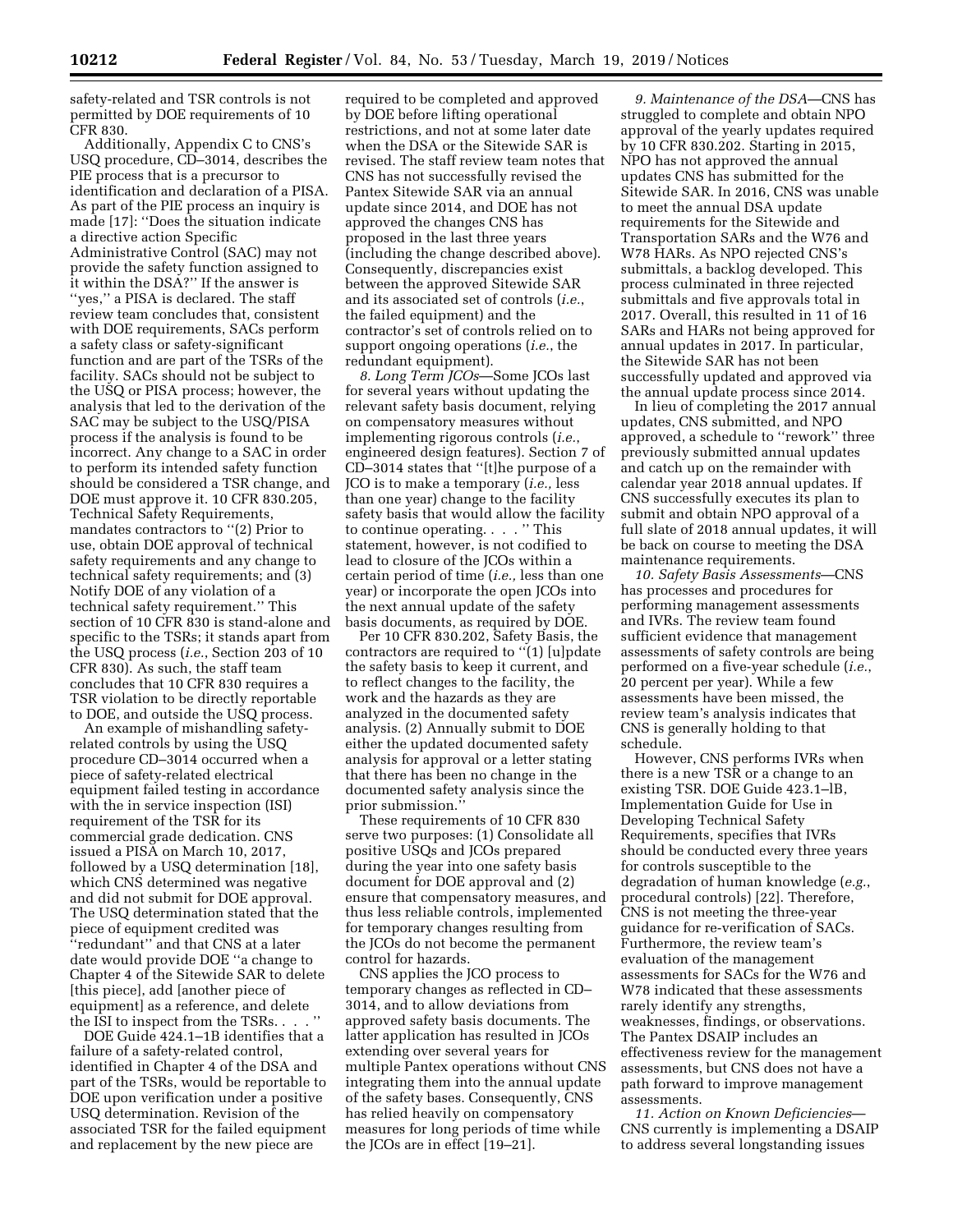safety-related and TSR controls is not permitted by DOE requirements of 10 CFR 830.

Additionally, Appendix C to CNS's USQ procedure, CD–3014, describes the PIE process that is a precursor to identification and declaration of a PISA. As part of the PIE process an inquiry is made [17]: ''Does the situation indicate a directive action Specific Administrative Control (SAC) may not provide the safety function assigned to it within the DSA?'' If the answer is ''yes,'' a PISA is declared. The staff review team concludes that, consistent with DOE requirements, SACs perform a safety class or safety-significant function and are part of the TSRs of the facility. SACs should not be subject to the USQ or PISA process; however, the analysis that led to the derivation of the SAC may be subject to the USQ/PISA process if the analysis is found to be incorrect. Any change to a SAC in order to perform its intended safety function should be considered a TSR change, and DOE must approve it. 10 CFR 830.205, Technical Safety Requirements, mandates contractors to ''(2) Prior to use, obtain DOE approval of technical safety requirements and any change to technical safety requirements; and (3) Notify DOE of any violation of a technical safety requirement.'' This section of 10 CFR 830 is stand-alone and specific to the TSRs; it stands apart from the USQ process (*i.e.*, Section 203 of 10 CFR 830). As such, the staff team concludes that 10 CFR 830 requires a TSR violation to be directly reportable to DOE, and outside the USQ process.

An example of mishandling safety-related controls by using the USQ procedure CD–3014 occurred when a piece of safety-related electrical equipment failed testing in accordance with the in service inspection (ISI) requirement of the TSR for its commercial grade dedication. CNS issued a PISA on March 10, 2017, followed by a USQ determination [18], which CNS determined was negative and did not submit for DOE approval. The USQ determination stated that the piece of equipment credited was ''redundant'' and that CNS at a later date would provide DOE ''a change to Chapter 4 of the Sitewide SAR to delete [this piece], add [another piece of equipment] as a reference, and delete the ISI to inspect from the TSRs. . . . ''

DOE Guide 424.1–1B identifies that a failure of a safety-related control, identified in Chapter 4 of the DSA and part of the TSRs, would be reportable to DOE upon verification under a positive USQ determination. Revision of the associated TSR for the failed equipment and replacement by the new piece are required to be completed and approved by DOE before lifting operational restrictions, and not at some later date when the DSA or the Sitewide SAR is revised. The staff review team notes that CNS has not successfully revised the Pantex Sitewide SAR via an annual update since 2014, and DOE has not approved the changes CNS has proposed in the last three years (including the change described above). Consequently, discrepancies exist between the approved Sitewide SAR and its associated set of controls (*i.e.*, the failed equipment) and the contractor's set of controls relied on to support ongoing operations (*i.e.*, the redundant equipment).

*8. Long Term JCOs*—Some JCOs last for several years without updating the relevant safety basis document, relying on compensatory measures without implementing rigorous controls (*i.e.*, engineered design features). Section 7 of CD–3014 states that ''[t]he purpose of a JCO is to make a temporary (*i.e.*, less than one year) change to the facility safety basis that would allow the facility to continue operating. . . . '' This statement, however, is not codified to lead to closure of the JCOs within a certain period of time (*i.e.*, less than one year) or incorporate the open JCOs into the next annual update of the safety basis documents, as required by DOE.

Per 10 CFR 830.202, Safety Basis, the contractors are required to ''(1) [u]pdate the safety basis to keep it current, and to reflect changes to the facility, the work and the hazards as they are analyzed in the documented safety analysis. (2) Annually submit to DOE either the updated documented safety analysis for approval or a letter stating that there has been no change in the documented safety analysis since the prior submission.''

These requirements of 10 CFR 830 serve two purposes: (1) Consolidate all positive USQs and JCOs prepared during the year into one safety basis document for DOE approval and (2) ensure that compensatory measures, and thus less reliable controls, implemented for temporary changes resulting from the JCOs do not become the permanent control for hazards.

CNS applies the JCO process to temporary changes as reflected in CD–3014, and to allow deviations from approved safety basis documents. The latter application has resulted in JCOs extending over several years for multiple Pantex operations without CNS integrating them into the annual update of the safety bases. Consequently, CNS has relied heavily on compensatory measures for long periods of time while the JCOs are in effect [19–21].

*9. Maintenance of the DSA*—CNS has struggled to complete and obtain NPO approval of the yearly updates required by 10 CFR 830.202. Starting in 2015, NPO has not approved the annual updates CNS has submitted for the Sitewide SAR. In 2016, CNS was unable to meet the annual DSA update requirements for the Sitewide and Transportation SARs and the W76 and W78 HARs. As NPO rejected CNS's submittals, a backlog developed. This process culminated in three rejected submittals and five approvals total in 2017. Overall, this resulted in 11 of 16 SARs and HARs not being approved for annual updates in 2017. In particular, the Sitewide SAR has not been successfully updated and approved via the annual update process since 2014.

In lieu of completing the 2017 annual updates, CNS submitted, and NPO approved, a schedule to ''rework'' three previously submitted annual updates and catch up on the remainder with calendar year 2018 annual updates. If CNS successfully executes its plan to submit and obtain NPO approval of a full slate of 2018 annual updates, it will be back on course to meeting the DSA maintenance requirements.

*10. Safety Basis Assessments*—CNS has processes and procedures for performing management assessments and IVRs. The review team found sufficient evidence that management assessments of safety controls are being performed on a five-year schedule (*i.e.*, 20 percent per year). While a few assessments have been missed, the review team's analysis indicates that CNS is generally holding to that schedule.

However, CNS performs IVRs when there is a new TSR or a change to an existing TSR. DOE Guide 423.1–lB, Implementation Guide for Use in Developing Technical Safety Requirements, specifies that IVRs should be conducted every three years for controls susceptible to the degradation of human knowledge (*e.g.*, procedural controls) [22]. Therefore, CNS is not meeting the three-year guidance for re-verification of SACs. Furthermore, the review team's evaluation of the management assessments for SACs for the W76 and W78 indicated that these assessments rarely identify any strengths, weaknesses, findings, or observations. The Pantex DSAIP includes an effectiveness review for the management assessments, but CNS does not have a path forward to improve management assessments.

*11. Action on Known Deficiencies*—CNS currently is implementing a DSAIP to address several longstanding issues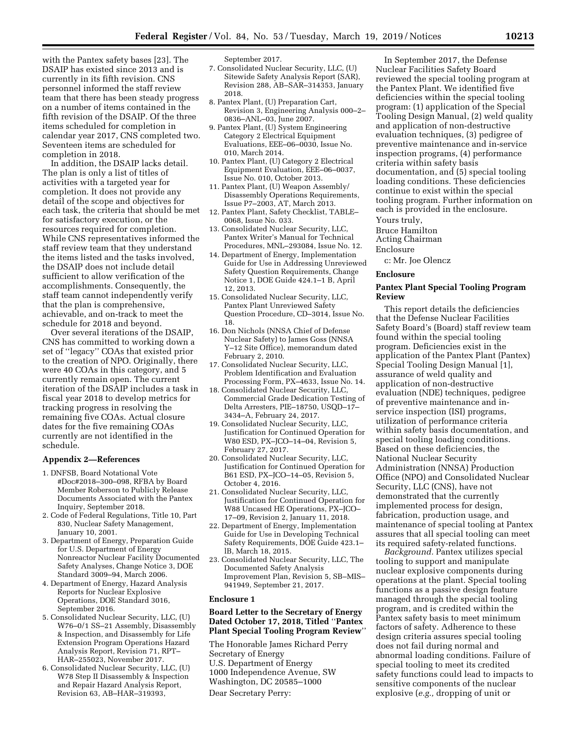with the Pantex safety bases [23]. The DSAIP has existed since 2013 and is currently in its fifth revision. CNS personnel informed the staff review team that there has been steady progress on a number of items contained in the fifth revision of the DSAIP. Of the three items scheduled for completion in calendar year 2017, CNS completed two. Seventeen items are scheduled for completion in 2018.

In addition, the DSAIP lacks detail. The plan is only a list of titles of activities with a targeted year for completion. It does not provide any detail of the scope and objectives for each task, the criteria that should be met for satisfactory execution, or the resources required for completion. While CNS representatives informed the staff review team that they understand the items listed and the tasks involved, the DSAIP does not include detail sufficient to allow verification of the accomplishments. Consequently, the staff team cannot independently verify that the plan is comprehensive, achievable, and on-track to meet the schedule for 2018 and beyond.

Over several iterations of the DSAIP, CNS has committed to working down a set of ''legacy'' COAs that existed prior to the creation of NPO. Originally, there were 40 COAs in this category, and 5 currently remain open. The current iteration of the DSAIP includes a task in fiscal year 2018 to develop metrics for tracking progress in resolving the remaining five COAs. Actual closure dates for the five remaining COAs currently are not identified in the schedule.

## Appendix 2—References

1. DNFSB, Board Notational Vote #Doc#2018–300–098, RFBA by Board Member Roberson to Publicly Release Documents Associated with the Pantex Inquiry, September 2018.
2. Code of Federal Regulations, Title 10, Part 830, Nuclear Safety Management, January 10, 2001.
3. Department of Energy, Preparation Guide for U.S. Department of Energy Nonreactor Nuclear Facility Documented Safety Analyses, Change Notice 3, DOE Standard 3009–94, March 2006.
4. Department of Energy, Hazard Analysis Reports for Nuclear Explosive Operations, DOE Standard 3016, September 2016.
5. Consolidated Nuclear Security, LLC, (U) W76–0/1 SS–21 Assembly, Disassembly & Inspection, and Disassembly for Life Extension Program Operations Hazard Analysis Report, Revision 71, RPT–HAR–255023, November 2017.
6. Consolidated Nuclear Security, LLC, (U) W78 Step II Disassembly & Inspection and Repair Hazard Analysis Report, Revision 63, AB–HAR–319393, September 2017.
7. Consolidated Nuclear Security, LLC, (U) Sitewide Safety Analysis Report (SAR), Revision 288, AB–SAR–314353, January 2018.
8. Pantex Plant, (U) Preparation Cart, Revision 3, Engineering Analysis 000–2–0836–ANL–03, June 2007.
9. Pantex Plant, (U) System Engineering Category 2 Electrical Equipment Evaluations, EEE–06–0030, Issue No. 010, March 2014.
10. Pantex Plant, (U) Category 2 Electrical Equipment Evaluation, EEE–06–0037, Issue No. 010, October 2013.
11. Pantex Plant, (U) Weapon Assembly/Disassembly Operations Requirements, Issue P7–2003, AT, March 2013.
12. Pantex Plant, Safety Checklist, TABLE–0068, Issue No. 033.
13. Consolidated Nuclear Security, LLC, Pantex Writer's Manual for Technical Procedures, MNL–293084, Issue No. 12.
14. Department of Energy, Implementation Guide for Use in Addressing Unreviewed Safety Question Requirements, Change Notice 1, DOE Guide 424.1–1 B, April 12, 2013.
15. Consolidated Nuclear Security, LLC, Pantex Plant Unreviewed Safety Question Procedure, CD–3014, Issue No. 18.
16. Don Nichols (NNSA Chief of Defense Nuclear Safety) to James Goss (NNSA Y–12 Site Office), memorandum dated February 2, 2010.
17. Consolidated Nuclear Security, LLC, Problem Identification and Evaluation Processing Form, PX–4633, Issue No. 14.
18. Consolidated Nuclear Security, LLC, Commercial Grade Dedication Testing of Delta Arresters, PIE–18750, USQD–17–3434–A, February 24, 2017.
19. Consolidated Nuclear Security, LLC, Justification for Continued Operation for W80 ESD, PX–JCO–14–04, Revision 5, February 27, 2017.
20. Consolidated Nuclear Security, LLC, Justification for Continued Operation for B61 ESD, PX–JCO–14–05, Revision 5, October 4, 2016.
21. Consolidated Nuclear Security, LLC, Justification for Continued Operation for W88 Uncased HE Operations, PX–JCO–17–09, Revision 2, January 11, 2018.
22. Department of Energy, Implementation Guide for Use in Developing Technical Safety Requirements, DOE Guide 423.1–lB, March 18, 2015.
23. Consolidated Nuclear Security, LLC, The Documented Safety Analysis Improvement Plan, Revision 5, SB–MIS–941949, September 21, 2017.

## Enclosure 1

### Board Letter to the Secretary of Energy Dated October 17, 2018, Titled ''Pantex Plant Special Tooling Program Review''

The Honorable James Richard Perry
Secretary of Energy
U.S. Department of Energy
1000 Independence Avenue, SW
Washington, DC 20585–1000

Dear Secretary Perry:

In September 2017, the Defense Nuclear Facilities Safety Board reviewed the special tooling program at the Pantex Plant. We identified five deficiencies within the special tooling program: (1) application of the Special Tooling Design Manual, (2) weld quality and application of non-destructive evaluation techniques, (3) pedigree of preventive maintenance and in-service inspection programs, (4) performance criteria within safety basis documentation, and (5) special tooling loading conditions. These deficiencies continue to exist within the special tooling program. Further information on each is provided in the enclosure.

Yours truly,

Bruce Hamilton
Acting Chairman

Enclosure

c: Mr. Joe Olencz

### Enclosure

### Pantex Plant Special Tooling Program Review

This report details the deficiencies that the Defense Nuclear Facilities Safety Board's (Board) staff review team found within the special tooling program. Deficiencies exist in the application of the Pantex Plant (Pantex) Special Tooling Design Manual [1], assurance of weld quality and application of non-destructive evaluation (NDE) techniques, pedigree of preventive maintenance and in-service inspection (ISI) programs, utilization of performance criteria within safety basis documentation, and special tooling loading conditions. Based on these deficiencies, the National Nuclear Security Administration (NNSA) Production Office (NPO) and Consolidated Nuclear Security, LLC (CNS), have not demonstrated that the currently implemented process for design, fabrication, production usage, and maintenance of special tooling at Pantex assures that all special tooling can meet its required safety-related functions.

*Background.* Pantex utilizes special tooling to support and manipulate nuclear explosive components during operations at the plant. Special tooling functions as a passive design feature managed through the special tooling program, and is credited within the Pantex safety basis to meet minimum factors of safety. Adherence to these design criteria assures special tooling does not fail during normal and abnormal loading conditions. Failure of special tooling to meet its credited safety functions could lead to impacts to sensitive components of the nuclear explosive (*e.g.,* dropping of unit or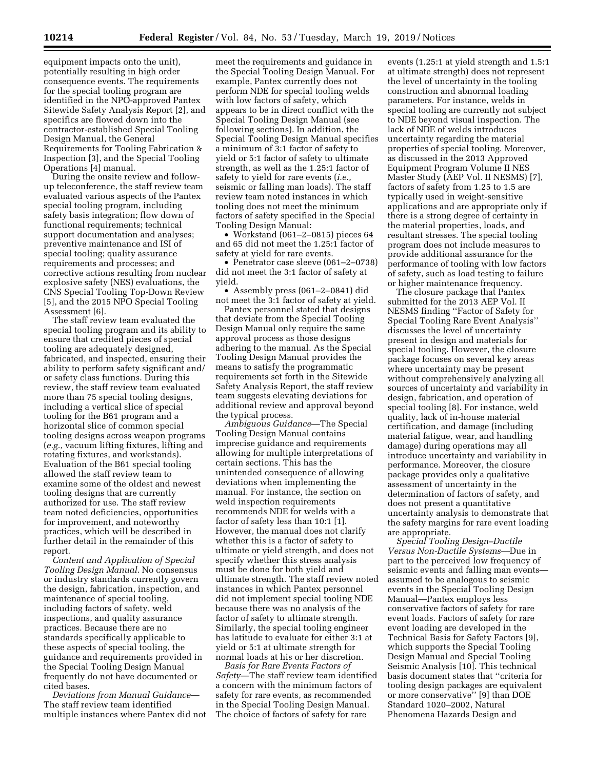equipment impacts onto the unit), potentially resulting in high order consequence events. The requirements for the special tooling program are identified in the NPO-approved Pantex Sitewide Safety Analysis Report [2], and specifics are flowed down into the contractor-established Special Tooling Design Manual, the General Requirements for Tooling Fabrication & Inspection [3], and the Special Tooling Operations [4] manual.

During the onsite review and follow-up teleconference, the staff review team evaluated various aspects of the Pantex special tooling program, including safety basis integration; flow down of functional requirements; technical support documentation and analyses; preventive maintenance and ISI of special tooling; quality assurance requirements and processes; and corrective actions resulting from nuclear explosive safety (NES) evaluations, the CNS Special Tooling Top-Down Review [5], and the 2015 NPO Special Tooling Assessment [6].

The staff review team evaluated the special tooling program and its ability to ensure that credited pieces of special tooling are adequately designed, fabricated, and inspected, ensuring their ability to perform safety significant and/or safety class functions. During this review, the staff review team evaluated more than 75 special tooling designs, including a vertical slice of special tooling for the B61 program and a horizontal slice of common special tooling designs across weapon programs (*e.g.,* vacuum lifting fixtures, lifting and rotating fixtures, and workstands). Evaluation of the B61 special tooling allowed the staff review team to examine some of the oldest and newest tooling designs that are currently authorized for use. The staff review team noted deficiencies, opportunities for improvement, and noteworthy practices, which will be described in further detail in the remainder of this report.

*Content and Application of Special Tooling Design Manual.* No consensus or industry standards currently govern the design, fabrication, inspection, and maintenance of special tooling, including factors of safety, weld inspections, and quality assurance practices. Because there are no standards specifically applicable to these aspects of special tooling, the guidance and requirements provided in the Special Tooling Design Manual frequently do not have documented or cited bases.

*Deviations from Manual Guidance*—The staff review team identified multiple instances where Pantex did not meet the requirements and guidance in the Special Tooling Design Manual. For example, Pantex currently does not perform NDE for special tooling welds with low factors of safety, which appears to be in direct conflict with the Special Tooling Design Manual (see following sections). In addition, the Special Tooling Design Manual specifies a minimum of 3:1 factor of safety to yield or 5:1 factor of safety to ultimate strength, as well as the 1.25:1 factor of safety to yield for rare events (*i.e.,* seismic or falling man loads). The staff review team noted instances in which tooling does not meet the minimum factors of safety specified in the Special Tooling Design Manual:

- Workstand (061–2–0815) pieces 64 and 65 did not meet the 1.25:1 factor of safety at yield for rare events.
- Penetrator case sleeve (061–2–0738) did not meet the 3:1 factor of safety at yield.
- Assembly press (061–2–0841) did not meet the 3:1 factor of safety at yield.

Pantex personnel stated that designs that deviate from the Special Tooling Design Manual only require the same approval process as those designs adhering to the manual. As the Special Tooling Design Manual provides the means to satisfy the programmatic requirements set forth in the Sitewide Safety Analysis Report, the staff review team suggests elevating deviations for additional review and approval beyond the typical process.

*Ambiguous Guidance*—The Special Tooling Design Manual contains imprecise guidance and requirements allowing for multiple interpretations of certain sections. This has the unintended consequence of allowing deviations when implementing the manual. For instance, the section on weld inspection requirements recommends NDE for welds with a factor of safety less than 10:1 [1]. However, the manual does not clarify whether this is a factor of safety to ultimate or yield strength, and does not specify whether this stress analysis must be done for both yield and ultimate strength. The staff review noted instances in which Pantex personnel did not implement special tooling NDE because there was no analysis of the factor of safety to ultimate strength. Similarly, the special tooling engineer has latitude to evaluate for either 3:1 at yield or 5:1 at ultimate strength for normal loads at his or her discretion.

*Basis for Rare Events Factors of Safety*—The staff review team identified a concern with the minimum factors of safety for rare events, as recommended in the Special Tooling Design Manual. The choice of factors of safety for rare events (1.25:1 at yield strength and 1.5:1 at ultimate strength) does not represent the level of uncertainty in the tooling construction and abnormal loading parameters. For instance, welds in special tooling are currently not subject to NDE beyond visual inspection. The lack of NDE of welds introduces uncertainty regarding the material properties of special tooling. Moreover, as discussed in the 2013 Approved Equipment Program Volume II NES Master Study (AEP Vol. II NESMS) [7], factors of safety from 1.25 to 1.5 are typically used in weight-sensitive applications and are appropriate only if there is a strong degree of certainty in the material properties, loads, and resultant stresses. The special tooling program does not include measures to provide additional assurance for the performance of tooling with low factors of safety, such as load testing to failure or higher maintenance frequency.

The closure package that Pantex submitted for the 2013 AEP Vol. II NESMS finding "Factor of Safety for Special Tooling Rare Event Analysis" discusses the level of uncertainty present in design and materials for special tooling. However, the closure package focuses on several key areas where uncertainty may be present without comprehensively analyzing all sources of uncertainty and variability in design, fabrication, and operation of special tooling [8]. For instance, weld quality, lack of in-house material certification, and damage (including material fatigue, wear, and handling damage) during operations may all introduce uncertainty and variability in performance. Moreover, the closure package provides only a qualitative assessment of uncertainty in the determination of factors of safety, and does not present a quantitative uncertainty analysis to demonstrate that the safety margins for rare event loading are appropriate.

*Special Tooling Design–Ductile Versus Non-Ductile Systems*—Due in part to the perceived low frequency of seismic events and falling man events—assumed to be analogous to seismic events in the Special Tooling Design Manual—Pantex employs less conservative factors of safety for rare event loads. Factors of safety for rare event loading are developed in the Technical Basis for Safety Factors [9], which supports the Special Tooling Design Manual and Special Tooling Seismic Analysis [10]. This technical basis document states that "criteria for tooling design packages are equivalent or more conservative" [9] than DOE Standard 1020–2002, Natural Phenomena Hazards Design and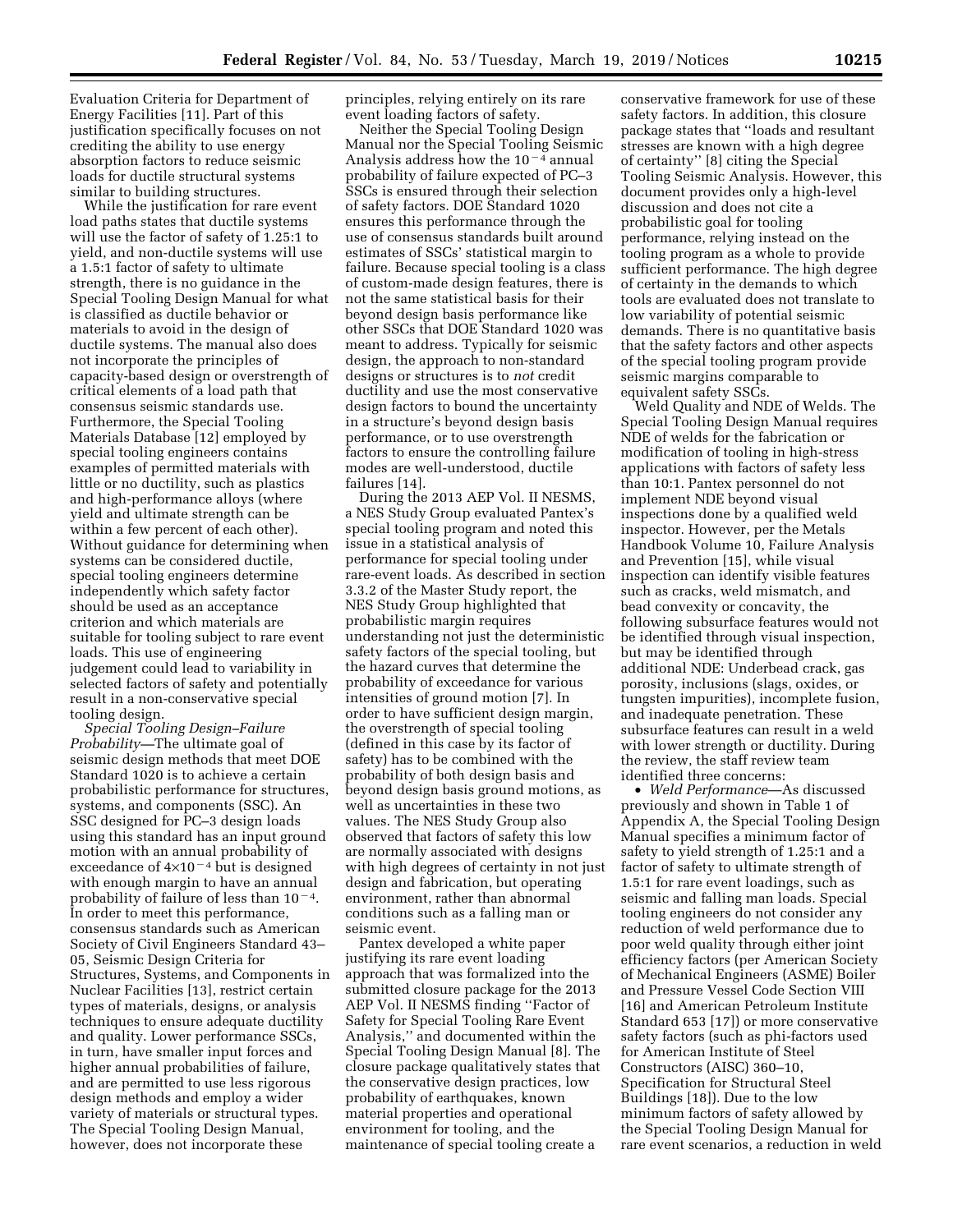Evaluation Criteria for Department of Energy Facilities [11]. Part of this justification specifically focuses on not crediting the ability to use energy absorption factors to reduce seismic loads for ductile structural systems similar to building structures.

While the justification for rare event load paths states that ductile systems will use the factor of safety of 1.25:1 to yield, and non-ductile systems will use a 1.5:1 factor of safety to ultimate strength, there is no guidance in the Special Tooling Design Manual for what is classified as ductile behavior or materials to avoid in the design of ductile systems. The manual also does not incorporate the principles of capacity-based design or overstrength of critical elements of a load path that consensus seismic standards use. Furthermore, the Special Tooling Materials Database [12] employed by special tooling engineers contains examples of permitted materials with little or no ductility, such as plastics and high-performance alloys (where yield and ultimate strength can be within a few percent of each other). Without guidance for determining when systems can be considered ductile, special tooling engineers determine independently which safety factor should be used as an acceptance criterion and which materials are suitable for tooling subject to rare event loads. This use of engineering judgement could lead to variability in selected factors of safety and potentially result in a non-conservative special tooling design.

*Special Tooling Design–Failure Probability*—The ultimate goal of seismic design methods that meet DOE Standard 1020 is to achieve a certain probabilistic performance for structures, systems, and components (SSC). An SSC designed for PC–3 design loads using this standard has an input ground motion with an annual probability of exceedance of $4{\times}10^{-4}$ but is designed with enough margin to have an annual probability of failure of less than $10^{-4}$. In order to meet this performance, consensus standards such as American Society of Civil Engineers Standard 43–05, Seismic Design Criteria for Structures, Systems, and Components in Nuclear Facilities [13], restrict certain types of materials, designs, or analysis techniques to ensure adequate ductility and quality. Lower performance SSCs, in turn, have smaller input forces and higher annual probabilities of failure, and are permitted to use less rigorous design methods and employ a wider variety of materials or structural types. The Special Tooling Design Manual, however, does not incorporate these principles, relying entirely on its rare event loading factors of safety.

Neither the Special Tooling Design Manual nor the Special Tooling Seismic Analysis address how the $10^{-4}$ annual probability of failure expected of PC–3 SSCs is ensured through their selection of safety factors. DOE Standard 1020 ensures this performance through the use of consensus standards built around estimates of SSCs' statistical margin to failure. Because special tooling is a class of custom-made design features, there is not the same statistical basis for their beyond design basis performance like other SSCs that DOE Standard 1020 was meant to address. Typically for seismic design, the approach to non-standard designs or structures is to *not* credit ductility and use the most conservative design factors to bound the uncertainty in a structure's beyond design basis performance, or to use overstrength factors to ensure the controlling failure modes are well-understood, ductile failures [14].

During the 2013 AEP Vol. II NESMS, a NES Study Group evaluated Pantex's special tooling program and noted this issue in a statistical analysis of performance for special tooling under rare-event loads. As described in section 3.3.2 of the Master Study report, the NES Study Group highlighted that probabilistic margin requires understanding not just the deterministic safety factors of the special tooling, but the hazard curves that determine the probability of exceedance for various intensities of ground motion [7]. In order to have sufficient design margin, the overstrength of special tooling (defined in this case by its factor of safety) has to be combined with the probability of both design basis and beyond design basis ground motions, as well as uncertainties in these two values. The NES Study Group also observed that factors of safety this low are normally associated with designs with high degrees of certainty in not just design and fabrication, but operating environment, rather than abnormal conditions such as a falling man or seismic event.

Pantex developed a white paper justifying its rare event loading approach that was formalized into the submitted closure package for the 2013 AEP Vol. II NESMS finding "Factor of Safety for Special Tooling Rare Event Analysis," and documented within the Special Tooling Design Manual [8]. The closure package qualitatively states that the conservative design practices, low probability of earthquakes, known material properties and operational environment for tooling, and the maintenance of special tooling create a conservative framework for use of these safety factors. In addition, this closure package states that "loads and resultant stresses are known with a high degree of certainty" [8] citing the Special Tooling Seismic Analysis. However, this document provides only a high-level discussion and does not cite a probabilistic goal for tooling performance, relying instead on the tooling program as a whole to provide sufficient performance. The high degree of certainty in the demands to which tools are evaluated does not translate to low variability of potential seismic demands. There is no quantitative basis that the safety factors and other aspects of the special tooling program provide seismic margins comparable to equivalent safety SSCs.

Weld Quality and NDE of Welds. The Special Tooling Design Manual requires NDE of welds for the fabrication or modification of tooling in high-stress applications with factors of safety less than 10:1. Pantex personnel do not implement NDE beyond visual inspections done by a qualified weld inspector. However, per the Metals Handbook Volume 10, Failure Analysis and Prevention [15], while visual inspection can identify visible features such as cracks, weld mismatch, and bead convexity or concavity, the following subsurface features would not be identified through visual inspection, but may be identified through additional NDE: Underbead crack, gas porosity, inclusions (slags, oxides, or tungsten impurities), incomplete fusion, and inadequate penetration. These subsurface features can result in a weld with lower strength or ductility. During the review, the staff review team identified three concerns:

- *Weld Performance*—As discussed previously and shown in Table 1 of Appendix A, the Special Tooling Design Manual specifies a minimum factor of safety to yield strength of 1.25:1 and a factor of safety to ultimate strength of 1.5:1 for rare event loadings, such as seismic and falling man loads. Special tooling engineers do not consider any reduction of weld performance due to poor weld quality through either joint efficiency factors (per American Society of Mechanical Engineers (ASME) Boiler and Pressure Vessel Code Section VIII [16] and American Petroleum Institute Standard 653 [17]) or more conservative safety factors (such as phi-factors used for American Institute of Steel Constructors (AISC) 360–10, Specification for Structural Steel Buildings [18]). Due to the low minimum factors of safety allowed by the Special Tooling Design Manual for rare event scenarios, a reduction in weld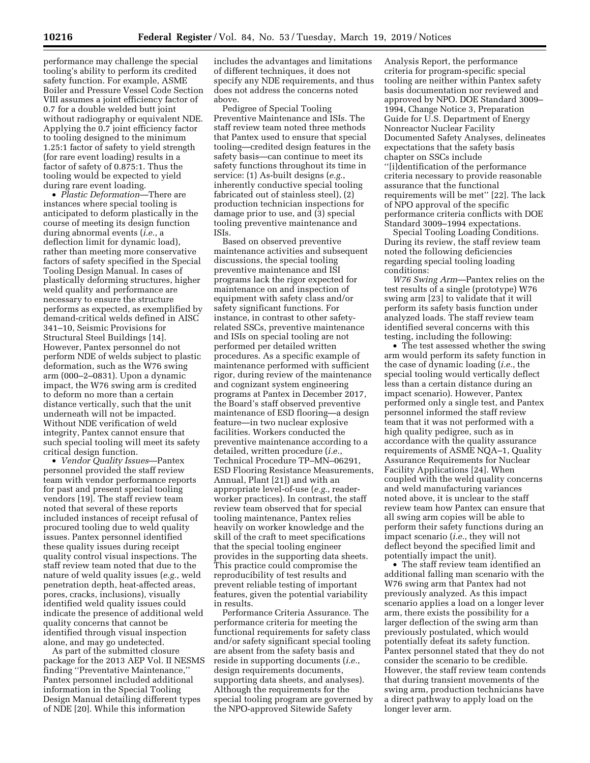performance may challenge the special tooling's ability to perform its credited safety function. For example, ASME Boiler and Pressure Vessel Code Section VIII assumes a joint efficiency factor of 0.7 for a double welded butt joint without radiography or equivalent NDE. Applying the 0.7 joint efficiency factor to tooling designed to the minimum 1.25:1 factor of safety to yield strength (for rare event loading) results in a factor of safety of 0.875:1. Thus the tooling would be expected to yield during rare event loading.

- *Plastic Deformation*—There are instances where special tooling is anticipated to deform plastically in the course of meeting its design function during abnormal events (*i.e.*, a deflection limit for dynamic load), rather than meeting more conservative factors of safety specified in the Special Tooling Design Manual. In cases of plastically deforming structures, higher weld quality and performance are necessary to ensure the structure performs as expected, as exemplified by demand-critical welds defined in AISC 341–10, Seismic Provisions for Structural Steel Buildings [14]. However, Pantex personnel do not perform NDE of welds subject to plastic deformation, such as the W76 swing arm (000–2–0831). Upon a dynamic impact, the W76 swing arm is credited to deform no more than a certain distance vertically, such that the unit underneath will not be impacted. Without NDE verification of weld integrity, Pantex cannot ensure that such special tooling will meet its safety critical design function.
- *Vendor Quality Issues*—Pantex personnel provided the staff review team with vendor performance reports for past and present special tooling vendors [19]. The staff review team noted that several of these reports included instances of receipt refusal of procured tooling due to weld quality issues. Pantex personnel identified these quality issues during receipt quality control visual inspections. The staff review team noted that due to the nature of weld quality issues (*e.g.*, weld penetration depth, heat-affected areas, pores, cracks, inclusions), visually identified weld quality issues could indicate the presence of additional weld quality concerns that cannot be identified through visual inspection alone, and may go undetected.

As part of the submitted closure package for the 2013 AEP Vol. II NESMS finding "Preventative Maintenance," Pantex personnel included additional information in the Special Tooling Design Manual detailing different types of NDE [20]. While this information includes the advantages and limitations of different techniques, it does not specify any NDE requirements, and thus does not address the concerns noted above.

Pedigree of Special Tooling Preventive Maintenance and ISIs. The staff review team noted three methods that Pantex used to ensure that special tooling—credited design features in the safety basis—can continue to meet its safety functions throughout its time in service: (1) As-built designs (*e.g.*, inherently conductive special tooling fabricated out of stainless steel), (2) production technician inspections for damage prior to use, and (3) special tooling preventive maintenance and ISIs.

Based on observed preventive maintenance activities and subsequent discussions, the special tooling preventive maintenance and ISI programs lack the rigor expected for maintenance on and inspection of equipment with safety class and/or safety significant functions. For instance, in contrast to other safety-related SSCs, preventive maintenance and ISIs on special tooling are not performed per detailed written procedures. As a specific example of maintenance performed with sufficient rigor, during review of the maintenance and cognizant system engineering programs at Pantex in December 2017, the Board's staff observed preventive maintenance of ESD flooring—a design feature—in two nuclear explosive facilities. Workers conducted the preventive maintenance according to a detailed, written procedure (*i.e.*, Technical Procedure TP–MN–06291, ESD Flooring Resistance Measurements, Annual, Plant [21]) and with an appropriate level-of-use (*e.g.*, reader-worker practices). In contrast, the staff review team observed that for special tooling maintenance, Pantex relies heavily on worker knowledge and the skill of the craft to meet specifications that the special tooling engineer provides in the supporting data sheets. This practice could compromise the reproducibility of test results and prevent reliable testing of important features, given the potential variability in results.

Performance Criteria Assurance. The performance criteria for meeting the functional requirements for safety class and/or safety significant special tooling are absent from the safety basis and reside in supporting documents (*i.e.*, design requirements documents, supporting data sheets, and analyses). Although the requirements for the special tooling program are governed by the NPO-approved Sitewide Safety Analysis Report, the performance criteria for program-specific special tooling are neither within Pantex safety basis documentation nor reviewed and approved by NPO. DOE Standard 3009–1994, Change Notice 3, Preparation Guide for U.S. Department of Energy Nonreactor Nuclear Facility Documented Safety Analyses, delineates expectations that the safety basis chapter on SSCs include "[i]dentification of the performance criteria necessary to provide reasonable assurance that the functional requirements will be met" [22]. The lack of NPO approval of the specific performance criteria conflicts with DOE Standard 3009–1994 expectations.

Special Tooling Loading Conditions. During its review, the staff review team noted the following deficiencies regarding special tooling loading conditions:

*W76 Swing Arm*—Pantex relies on the test results of a single (prototype) W76 swing arm [23] to validate that it will perform its safety basis function under analyzed loads. The staff review team identified several concerns with this testing, including the following:

- The test assessed whether the swing arm would perform its safety function in the case of dynamic loading (*i.e.*, the special tooling would vertically deflect less than a certain distance during an impact scenario). However, Pantex performed only a single test, and Pantex personnel informed the staff review team that it was not performed with a high quality pedigree, such as in accordance with the quality assurance requirements of ASME NQA–1, Quality Assurance Requirements for Nuclear Facility Applications [24]. When coupled with the weld quality concerns and weld manufacturing variances noted above, it is unclear to the staff review team how Pantex can ensure that all swing arm copies will be able to perform their safety functions during an impact scenario (*i.e.*, they will not deflect beyond the specified limit and potentially impact the unit).
- The staff review team identified an additional falling man scenario with the W76 swing arm that Pantex had not previously analyzed. As this impact scenario applies a load on a longer lever arm, there exists the possibility for a larger deflection of the swing arm than previously postulated, which would potentially defeat its safety function. Pantex personnel stated that they do not consider the scenario to be credible. However, the staff review team contends that during transient movements of the swing arm, production technicians have a direct pathway to apply load on the longer lever arm.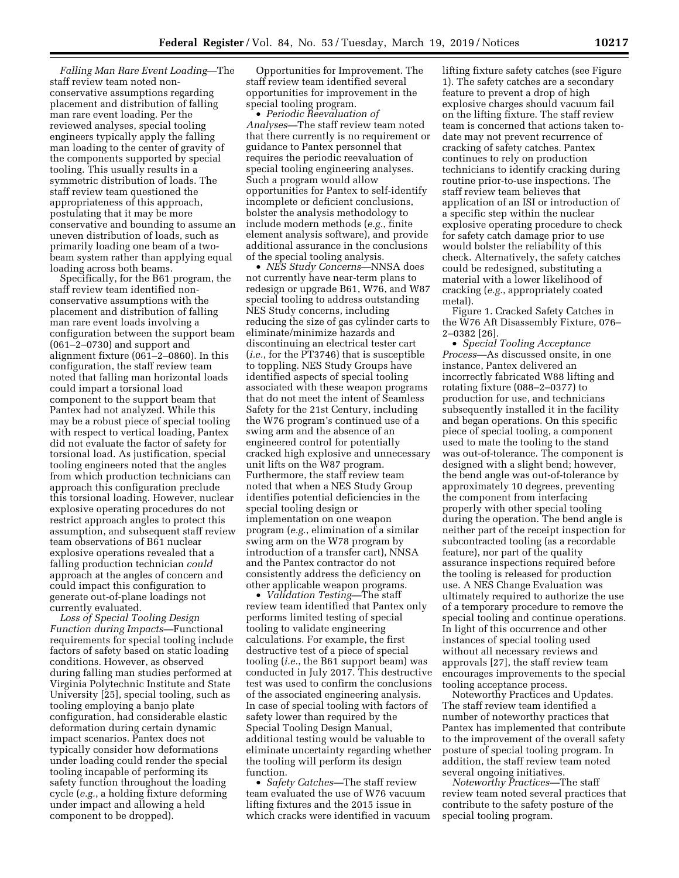*Falling Man Rare Event Loading*—The staff review team noted non-conservative assumptions regarding placement and distribution of falling man rare event loading. Per the reviewed analyses, special tooling engineers typically apply the falling man loading to the center of gravity of the components supported by special tooling. This usually results in a symmetric distribution of loads. The staff review team questioned the appropriateness of this approach, postulating that it may be more conservative and bounding to assume an uneven distribution of loads, such as primarily loading one beam of a two-beam system rather than applying equal loading across both beams.

Specifically, for the B61 program, the staff review team identified non-conservative assumptions with the placement and distribution of falling man rare event loads involving a configuration between the support beam (061–2–0730) and support and alignment fixture (061–2–0860). In this configuration, the staff review team noted that falling man horizontal loads could impart a torsional load component to the support beam that Pantex had not analyzed. While this may be a robust piece of special tooling with respect to vertical loading, Pantex did not evaluate the factor of safety for torsional load. As justification, special tooling engineers noted that the angles from which production technicians can approach this configuration preclude this torsional loading. However, nuclear explosive operating procedures do not restrict approach angles to protect this assumption, and subsequent staff review team observations of B61 nuclear explosive operations revealed that a falling production technician *could* approach at the angles of concern and could impact this configuration to generate out-of-plane loadings not currently evaluated.

*Loss of Special Tooling Design Function during Impacts*—Functional requirements for special tooling include factors of safety based on static loading conditions. However, as observed during falling man studies performed at Virginia Polytechnic Institute and State University [25], special tooling, such as tooling employing a banjo plate configuration, had considerable elastic deformation during certain dynamic impact scenarios. Pantex does not typically consider how deformations under loading could render the special tooling incapable of performing its safety function throughout the loading cycle (*e.g.*, a holding fixture deforming under impact and allowing a held component to be dropped).

Opportunities for Improvement. The staff review team identified several opportunities for improvement in the special tooling program.

- *Periodic Reevaluation of Analyses*—The staff review team noted that there currently is no requirement or guidance to Pantex personnel that requires the periodic reevaluation of special tooling engineering analyses. Such a program would allow opportunities for Pantex to self-identify incomplete or deficient conclusions, bolster the analysis methodology to include modern methods (*e.g.*, finite element analysis software), and provide additional assurance in the conclusions of the special tooling analysis.
- *NES Study Concerns*—NNSA does not currently have near-term plans to redesign or upgrade B61, W76, and W87 special tooling to address outstanding NES Study concerns, including reducing the size of gas cylinder carts to eliminate/minimize hazards and discontinuing an electrical tester cart (*i.e.*, for the PT3746) that is susceptible to toppling. NES Study Groups have identified aspects of special tooling associated with these weapon programs that do not meet the intent of Seamless Safety for the 21st Century, including the W76 program's continued use of a swing arm and the absence of an engineered control for potentially cracked high explosive and unnecessary unit lifts on the W87 program. Furthermore, the staff review team noted that when a NES Study Group identifies potential deficiencies in the special tooling design or implementation on one weapon program (*e.g.*, elimination of a similar swing arm on the W78 program by introduction of a transfer cart), NNSA and the Pantex contractor do not consistently address the deficiency on other applicable weapon programs.
- *Validation Testing*—The staff review team identified that Pantex only performs limited testing of special tooling to validate engineering calculations. For example, the first destructive test of a piece of special tooling (*i.e.*, the B61 support beam) was conducted in July 2017. This destructive test was used to confirm the conclusions of the associated engineering analysis. In case of special tooling with factors of safety lower than required by the Special Tooling Design Manual, additional testing would be valuable to eliminate uncertainty regarding whether the tooling will perform its design function.
- *Safety Catches*—The staff review team evaluated the use of W76 vacuum lifting fixtures and the 2015 issue in which cracks were identified in vacuum lifting fixture safety catches (see Figure 1). The safety catches are a secondary feature to prevent a drop of high explosive charges should vacuum fail on the lifting fixture. The staff review team is concerned that actions taken to-date may not prevent recurrence of cracking of safety catches. Pantex continues to rely on production technicians to identify cracking during routine prior-to-use inspections. The staff review team believes that application of an ISI or introduction of a specific step within the nuclear explosive operating procedure to check for safety catch damage prior to use would bolster the reliability of this check. Alternatively, the safety catches could be redesigned, substituting a material with a lower likelihood of cracking (*e.g.*, appropriately coated metal).

Figure 1. Cracked Safety Catches in the W76 Aft Disassembly Fixture, 076–2–0382 [26].

- *Special Tooling Acceptance Process*—As discussed onsite, in one instance, Pantex delivered an incorrectly fabricated W88 lifting and rotating fixture (088–2–0377) to production for use, and technicians subsequently installed it in the facility and began operations. On this specific piece of special tooling, a component used to mate the tooling to the stand was out-of-tolerance. The component is designed with a slight bend; however, the bend angle was out-of-tolerance by approximately 10 degrees, preventing the component from interfacing properly with other special tooling during the operation. The bend angle is neither part of the receipt inspection for subcontracted tooling (as a recordable feature), nor part of the quality assurance inspections required before the tooling is released for production use. A NES Change Evaluation was ultimately required to authorize the use of a temporary procedure to remove the special tooling and continue operations. In light of this occurrence and other instances of special tooling used without all necessary reviews and approvals [27], the staff review team encourages improvements to the special tooling acceptance process.

Noteworthy Practices and Updates. The staff review team identified a number of noteworthy practices that Pantex has implemented that contribute to the improvement of the overall safety posture of special tooling program. In addition, the staff review team noted several ongoing initiatives.

*Noteworthy Practices*—The staff review team noted several practices that contribute to the safety posture of the special tooling program.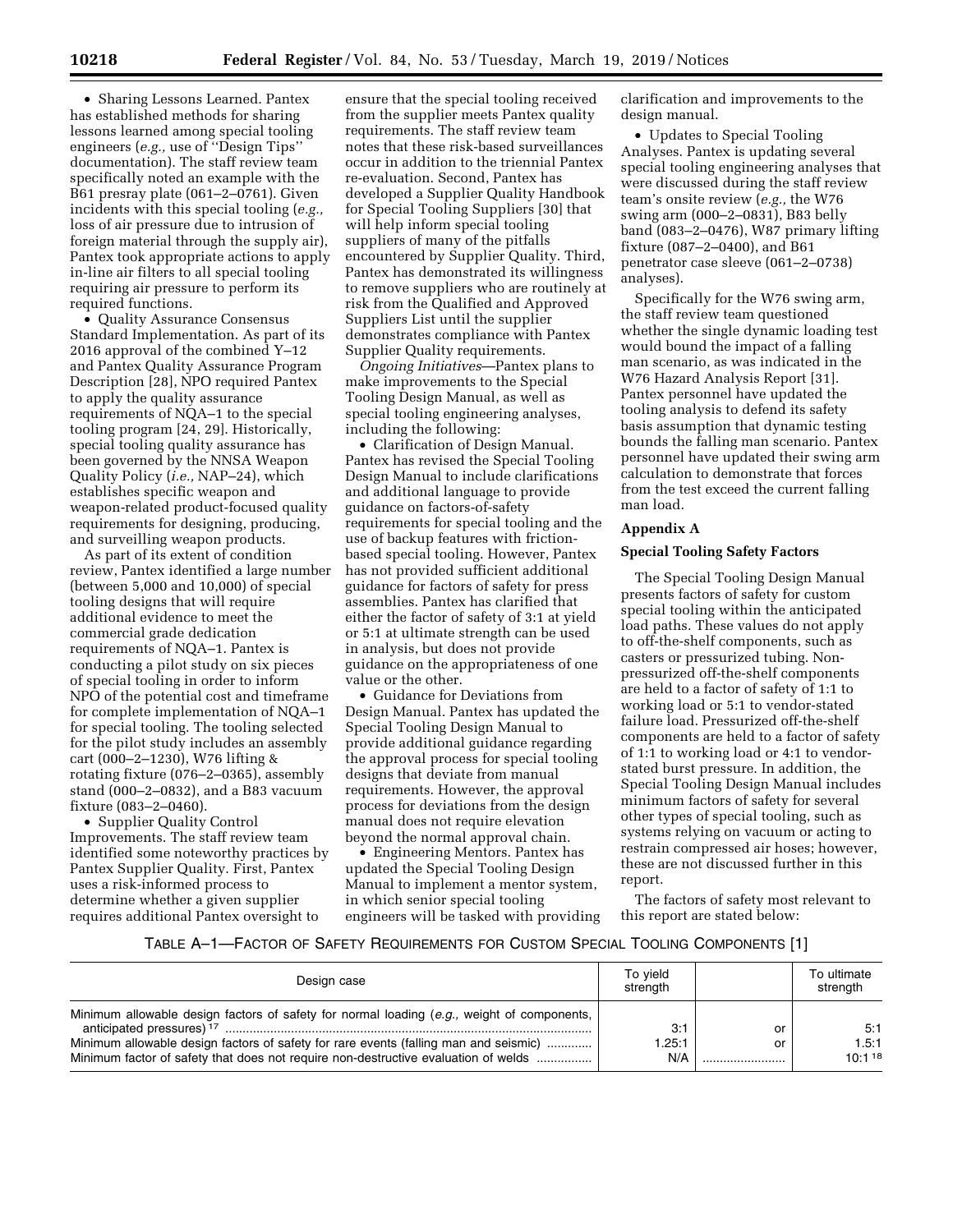• Sharing Lessons Learned. Pantex has established methods for sharing lessons learned among special tooling engineers (*e.g.,* use of ''Design Tips'' documentation). The staff review team specifically noted an example with the B61 presray plate (061–2–0761). Given incidents with this special tooling (*e.g.,* loss of air pressure due to intrusion of foreign material through the supply air), Pantex took appropriate actions to apply in-line air filters to all special tooling requiring air pressure to perform its required functions.

• Quality Assurance Consensus Standard Implementation. As part of its 2016 approval of the combined Y–12 and Pantex Quality Assurance Program Description [28], NPO required Pantex to apply the quality assurance requirements of NQA–1 to the special tooling program [24, 29]. Historically, special tooling quality assurance has been governed by the NNSA Weapon Quality Policy (*i.e.,* NAP–24), which establishes specific weapon and weapon-related product-focused quality requirements for designing, producing, and surveilling weapon products.

As part of its extent of condition review, Pantex identified a large number (between 5,000 and 10,000) of special tooling designs that will require additional evidence to meet the commercial grade dedication requirements of NQA–1. Pantex is conducting a pilot study on six pieces of special tooling in order to inform NPO of the potential cost and timeframe for complete implementation of NQA–1 for special tooling. The tooling selected for the pilot study includes an assembly cart (000–2–1230), W76 lifting & rotating fixture (076–2–0365), assembly stand (000–2–0832), and a B83 vacuum fixture (083–2–0460).

• Supplier Quality Control Improvements. The staff review team identified some noteworthy practices by Pantex Supplier Quality. First, Pantex uses a risk-informed process to determine whether a given supplier requires additional Pantex oversight to ensure that the special tooling received from the supplier meets Pantex quality requirements. The staff review team notes that these risk-based surveillances occur in addition to the triennial Pantex re-evaluation. Second, Pantex has developed a Supplier Quality Handbook for Special Tooling Suppliers [30] that will help inform special tooling suppliers of many of the pitfalls encountered by Supplier Quality. Third, Pantex has demonstrated its willingness to remove suppliers who are routinely at risk from the Qualified and Approved Suppliers List until the supplier demonstrates compliance with Pantex Supplier Quality requirements.

*Ongoing Initiatives*—Pantex plans to make improvements to the Special Tooling Design Manual, as well as special tooling engineering analyses, including the following:

• Clarification of Design Manual. Pantex has revised the Special Tooling Design Manual to include clarifications and additional language to provide guidance on factors-of-safety requirements for special tooling and the use of backup features with friction-based special tooling. However, Pantex has not provided sufficient additional guidance for factors of safety for press assemblies. Pantex has clarified that either the factor of safety of 3:1 at yield or 5:1 at ultimate strength can be used in analysis, but does not provide guidance on the appropriateness of one value or the other.

• Guidance for Deviations from Design Manual. Pantex has updated the Special Tooling Design Manual to provide additional guidance regarding the approval process for special tooling designs that deviate from manual requirements. However, the approval process for deviations from the design manual does not require elevation beyond the normal approval chain.

• Engineering Mentors. Pantex has updated the Special Tooling Design Manual to implement a mentor system, in which senior special tooling engineers will be tasked with providing clarification and improvements to the design manual.

• Updates to Special Tooling Analyses. Pantex is updating several special tooling engineering analyses that were discussed during the staff review team's onsite review (*e.g.,* the W76 swing arm (000–2–0831), B83 belly band (083–2–0476), W87 primary lifting fixture (087–2–0400), and B61 penetrator case sleeve (061–2–0738) analyses).

Specifically for the W76 swing arm, the staff review team questioned whether the single dynamic loading test would bound the impact of a falling man scenario, as was indicated in the W76 Hazard Analysis Report [31]. Pantex personnel have updated the tooling analysis to defend its safety basis assumption that dynamic testing bounds the falling man scenario. Pantex personnel have updated their swing arm calculation to demonstrate that forces from the test exceed the current falling man load.

## Appendix A

### Special Tooling Safety Factors

The Special Tooling Design Manual presents factors of safety for custom special tooling within the anticipated load paths. These values do not apply to off-the-shelf components, such as casters or pressurized tubing. Non-pressurized off-the-shelf components are held to a factor of safety of 1:1 to working load or 5:1 to vendor-stated failure load. Pressurized off-the-shelf components are held to a factor of safety of 1:1 to working load or 4:1 to vendor-stated burst pressure. In addition, the Special Tooling Design Manual includes minimum factors of safety for several other types of special tooling, such as systems relying on vacuum or acting to restrain compressed air hoses; however, these are not discussed further in this report.

The factors of safety most relevant to this report are stated below:

TABLE A–1—FACTOR OF SAFETY REQUIREMENTS FOR CUSTOM SPECIAL TOOLING COMPONENTS [1]

| Design case | To yield strength | | To ultimate strength |
|---|---|---|---|
| Minimum allowable design factors of safety for normal loading (*e.g.,* weight of components, anticipated pressures) [17] | 3:1 | or | 5:1 |
| Minimum allowable design factors of safety for rare events (falling man and seismic) | 1.25:1 | or | 1.5:1 |
| Minimum factor of safety that does not require non-destructive evaluation of welds | N/A | | 10:1 [18] |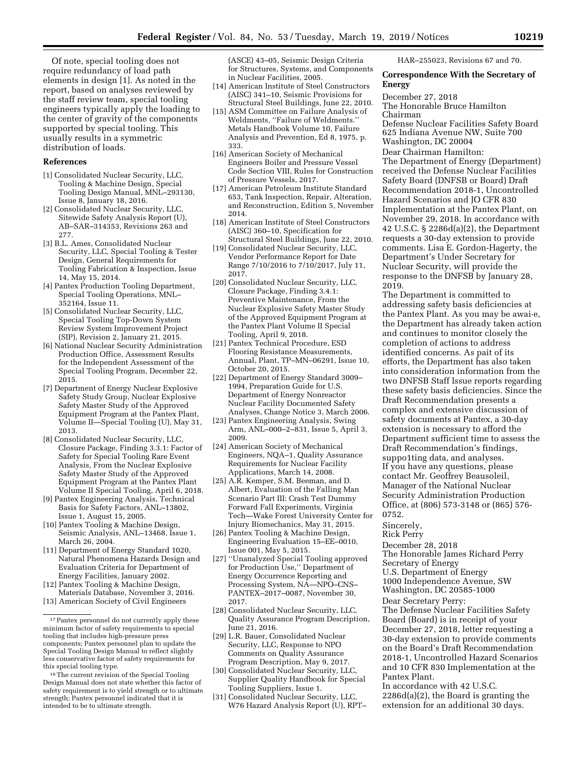Of note, special tooling does not require redundancy of load path elements in design [1]. As noted in the report, based on analyses reviewed by the staff review team, special tooling engineers typically apply the loading to the center of gravity of the components supported by special tooling. This usually results in a symmetric distribution of loads.

### References

[1] Consolidated Nuclear Security, LLC, Tooling & Machine Design, Special Tooling Design Manual, MNL–293130, Issue 8, January 18, 2016.

[2] Consolidated Nuclear Security, LLC, Sitewide Safety Analysis Report (U), AB–SAR–314353, Revisions 263 and 277.

[3] B.L. Ames, Consolidated Nuclear Security, LLC, Special Tooling & Tester Design, General Requirements for Tooling Fabrication & Inspection, Issue 14, May 15, 2014.

[4] Pantex Production Tooling Department, Special Tooling Operations, MNL–352164, Issue 11.

[5] Consolidated Nuclear Security, LLC, Special Tooling Top-Down System Review System Improvement Project (SIP), Revision 2, January 21, 2015.

[6] National Nuclear Security Administration Production Office, Assessment Results for the Independent Assessment of the Special Tooling Program, December 22, 2015.

[7] Department of Energy Nuclear Explosive Safety Study Group, Nuclear Explosive Safety Master Study of the Approved Equipment Program at the Pantex Plant, Volume II—Special Tooling (U), May 31, 2013.

[8] Consolidated Nuclear Security, LLC, Closure Package, Finding 3.3.1: Factor of Safety for Special Tooling Rare Event Analysis, From the Nuclear Explosive Safety Master Study of the Approved Equipment Program at the Pantex Plant Volume II Special Tooling, April 6, 2018.

[9] Pantex Engineering Analysis, Technical Basis for Safety Factors, ANL–13802, Issue 1, August 15, 2005.

[10] Pantex Tooling & Machine Design, Seismic Analysis, ANL–13468, Issue 1, March 26, 2004.

[11] Department of Energy Standard 1020, Natural Phenomena Hazards Design and Evaluation Criteria for Department of Energy Facilities, January 2002.

[12] Pantex Tooling & Machine Design, Materials Database, November 3, 2016.

[13] American Society of Civil Engineers (ASCE) 43–05, Seismic Design Criteria for Structures, Systems, and Components in Nuclear Facilities, 2005.

[14] American Institute of Steel Constructors (AISC) 341–10, Seismic Provisions for Structural Steel Buildings, June 22, 2010.

[15] ASM Committee on Failure Analysis of Weldments, ''Failure of Weldments.'' Metals Handbook Volume 10, Failure Analysis and Prevention, Ed 8, 1975, p. 333.

[16] American Society of Mechanical Engineers Boiler and Pressure Vessel Code Section VIII, Rules for Construction of Pressure Vessels, 2017.

[17] American Petroleum Institute Standard 653, Tank Inspection, Repair, Alteration, and Reconstruction, Edition 5, November 2014.

[18] American Institute of Steel Constructors (AISC) 360–10, Specification for Structural Steel Buildings, June 22, 2010.

[19] Consolidated Nuclear Security, LLC, Vendor Performance Report for Date Range 7/10/2016 to 7/10/2017, July 11, 2017.

[20] Consolidated Nuclear Security, LLC, Closure Package, Finding 3.4.1: Preventive Maintenance, From the Nuclear Explosive Safety Master Study of the Approved Equipment Program at the Pantex Plant Volume II Special Tooling, April 9, 2018.

[21] Pantex Technical Procedure, ESD Flooring Resistance Measurements, Annual, Plant, TP–MN–06291, Issue 10, October 20, 2015.

[22] Department of Energy Standard 3009–1994, Preparation Guide for U.S. Department of Energy Nonreactor Nuclear Facility Documented Safety Analyses, Change Notice 3, March 2006.

[23] Pantex Engineering Analysis, Swing Arm, ANL–000–2–831, Issue 5, April 3, 2009.

[24] American Society of Mechanical Engineers, NQA–1, Quality Assurance Requirements for Nuclear Facility Applications, March 14, 2008.

[25] A.R. Kemper, S.M. Beeman, and D. Albert, Evaluation of the Falling Man Scenario Part III: Crash Test Dummy Forward Fall Experiments, Virginia Tech—Wake Forest University Center for Injury Biomechanics, May 31, 2015.

[26] Pantex Tooling & Machine Design, Engineering Evaluation 15–EE–0010, Issue 001, May 5, 2015.

[27] ''Unanalyzed Special Tooling approved for Production Use,'' Department of Energy Occurrence Reporting and Processing System, NA—NPO–CNS–PANTEX–2017–0087, November 30, 2017.

[28] Consolidated Nuclear Security, LLC, Quality Assurance Program Description, June 21, 2016.

[29] L.R. Bauer, Consolidated Nuclear Security, LLC, Response to NPO Comments on Quality Assurance Program Description, May 9, 2017.

[30] Consolidated Nuclear Security, LLC, Supplier Quality Handbook for Special Tooling Suppliers, Issue 1.

[31] Consolidated Nuclear Security, LLC, W76 Hazard Analysis Report (U), RPT–HAR–255023, Revisions 67 and 70.

[17] Pantex personnel do not currently apply these minimum factor of safety requirements to special tooling that includes high-pressure press components; Pantex personnel plan to update the Special Tooling Design Manual to reflect slightly less conservative factor of safety requirements for this special tooling type.

[18] The current revision of the Special Tooling Design Manual does not state whether this factor of safety requirement is to yield strength or to ultimate strength; Pantex personnel indicated that it is intended to be to ultimate strength.

### Correspondence With the Secretary of Energy

December 27, 2018

The Honorable Bruce Hamilton
Chairman
Defense Nuclear Facilities Safety Board
625 Indiana Avenue NW, Suite 700
Washington, DC 20004

Dear Chairman Hamilton:

The Department of Energy (Department) received the Defense Nuclear Facilities Safety Board (DNFSB or Board) Draft Recommendation 2018-1, Uncontrolled Hazard Scenarios and JO CFR 830 Implementation at the Pantex Plant, on November 29, 2018. In accordance with 42 U.S.C. § 2286d(a)(2), the Department requests a 30-day extension to provide comments. Lisa E. Gordon-Hagerty, the Department's Under Secretary for Nuclear Security, will provide the response to the DNFSB by January 28, 2019.

The Department is committed to addressing safety basis deficiencies at the Pantex Plant. As you may be awai·e, the Department has already taken action and continues to monitor closely the completion of actions to address identified concerns. As pait of its efforts, the Department has also taken into consideration information from the two DNFSB Staff Issue reports regarding these safety basis deficiencies. Since the Draft Recommendation presents a complex and extensive discussion of safety documents at Pantex, a 30-day extension is necessary to afford the Department sufficient time to assess the Draft Recommendation's findings, suppo1ting data, and analyses.

If you have any questions, please contact Mr. Geoffrey Beausoleil, Manager of the National Nuclear Security Administration Production Office, at (806) 573-3148 or (865) 576-0752.

Sincerely,

Rick Perry

December 28, 2018

The Honorable James Richard Perry
Secretary of Energy
U.S. Department of Energy
1000 Independence Avenue, SW
Washington, DC 20585-1000

Dear Secretary Perry:

The Defense Nuclear Facilities Safety Board (Board) is in receipt of your December 27, 2018, letter requesting a 30-day extension to provide comments on the Board's Draft Recommendation 2018-1, Uncontrolled Hazard Scenarios and 10 CFR 830 Implementation at the Pantex Plant.

In accordance with 42 U.S.C. 2286d(a)(2), the Board is granting the extension for an additional 30 days.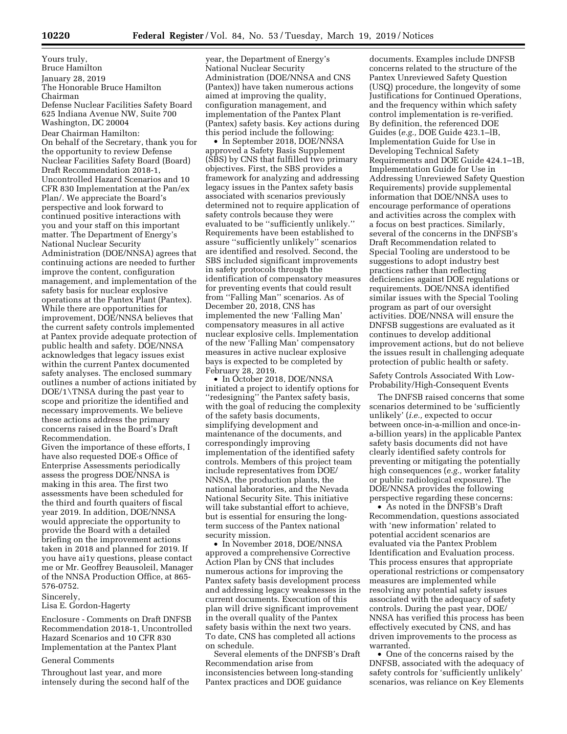Yours truly,
Bruce Hamilton

January 28, 2019

The Honorable Bruce Hamilton
Chairman
Defense Nuclear Facilities Safety Board
625 Indiana Avenue NW, Suite 700
Washington, DC 20004

Dear Chairman Hamilton:

On behalf of the Secretary, thank you for the opportunity to review Defense Nuclear Facilities Safety Board (Board) Draft Recommendation 2018-1, Uncontrolled Hazard Scenarios and 10 CFR 830 Implementation at the Pan/ex Plan/. We appreciate the Board's perspective and look forward to continued positive interactions with you and your staff on this important matter. The Department of Energy's National Nuclear Security Administration (DOE/NNSA) agrees that continuing actions are needed to further improve the content, configuration management, and implementation of the safety basis for nuclear explosive operations at the Pantex Plant (Pantex). While there are opportunities for improvement, DOE/NNSA believes that the current safety controls implemented at Pantex provide adequate protection of public health and safety. DOE/NNSA acknowledges that legacy issues exist within the current Pantex documented safety analyses. The enclosed summary outlines a number of actions initiated by DOE/1\TNSA during the past year to scope and prioritize the identified and necessary improvements. We believe these actions address the primary concerns raised in the Board's Draft Recommendation.

Given the importance of these efforts, I have also requested DOE·s Office of Enterprise Assessments periodically assess the progress DOE/NNSA is making in this area. The first two assessments have been scheduled for the third and fourth quaiters of fiscal year 2019. In addition, DOE/NNSA would appreciate the opportunity to provide the Board with a detailed briefing on the improvement actions taken in 2018 and planned for 2019. If you have ai1y questions, please contact me or Mr. Geoffrey Beausoleil, Manager of the NNSA Production Office, at 865-576-0752.

Sincerely,

Lisa E. Gordon-Hagerty

Enclosure - Comments on Draft DNFSB Recommendation 2018-1, Uncontrolled Hazard Scenarios and 10 CFR 830 Implementation at the Pantex Plant

General Comments

Throughout last year, and more intensely during the second half of the year, the Department of Energy's National Nuclear Security Administration (DOE/NNSA and CNS (Pantex)) have taken numerous actions aimed at improving the quality, configuration management, and implementation of the Pantex Plant (Pantex) safety basis. Key actions during this period include the following:

- In September 2018, DOE/NNSA approved a Safety Basis Supplement (SBS) by CNS that fulfilled two primary objectives. First, the SBS provides a framework for analyzing and addressing legacy issues in the Pantex safety basis associated with scenarios previously determined not to require application of safety controls because they were evaluated to be ''sufficiently unlikely.'' Requirements have been established to assure ''sufficiently unlikely'' scenarios are identified and resolved. Second, the SBS included significant improvements in safety protocols through the identification of compensatory measures for preventing events that could result from ''Falling Man'' scenarios. As of December 20, 2018, CNS has implemented the new 'Falling Man' compensatory measures in all active nuclear explosive cells. Implementation of the new 'Falling Man' compensatory measures in active nuclear explosive bays is expected to be completed by February 28, 2019.
- In October 2018, DOE/NNSA initiated a project to identify options for ''redesigning'' the Pantex safety basis, with the goal of reducing the complexity of the safety basis documents, simplifying development and maintenance of the documents, and correspondingly improving implementation of the identified safety controls. Members of this project team include representatives from DOE/NNSA, the production plants, the national laboratories, and the Nevada National Security Site. This initiative will take substantial effort to achieve, but is essential for ensuring the long-term success of the Pantex national security mission.
- In November 2018, DOE/NNSA approved a comprehensive Corrective Action Plan by CNS that includes numerous actions for improving the Pantex safety basis development process and addressing legacy weaknesses in the current documents. Execution of this plan will drive significant improvement in the overall quality of the Pantex safety basis within the next two years. To date, CNS has completed all actions on schedule.

Several elements of the DNFSB's Draft Recommendation arise from inconsistencies between long-standing Pantex practices and DOE guidance documents. Examples include DNFSB concerns related to the structure of the Pantex Unreviewed Safety Question (USQ) procedure, the longevity of some Justifications for Continued Operations, and the frequency within which safety control implementation is re-verified. By definition, the referenced DOE Guides (*e.g.,* DOE Guide 423.1–lB, Implementation Guide for Use in Developing Technical Safety Requirements and DOE Guide 424.1–1B, Implementation Guide for Use in Addressing Unreviewed Safety Question Requirements) provide supplemental information that DOE/NNSA uses to encourage performance of operations and activities across the complex with a focus on best practices. Similarly, several of the concerns in the DNFSB's Draft Recommendation related to Special Tooling are understood to be suggestions to adopt industry best practices rather than reflecting deficiencies against DOE regulations or requirements. DOE/NNSA identified similar issues with the Special Tooling program as part of our oversight activities. DOE/NNSA will ensure the DNFSB suggestions are evaluated as it continues to develop additional improvement actions, but do not believe the issues result in challenging adequate protection of public health or safety.

Safety Controls Associated With Low-Probability/High-Consequent Events

The DNFSB raised concerns that some scenarios determined to be 'sufficiently unlikely' (*i.e.,* expected to occur between once-in-a-million and once-in-a-billion years) in the applicable Pantex safety basis documents did not have clearly identified safety controls for preventing or mitigating the potentially high consequences (*e.g.,* worker fatality or public radiological exposure). The DOE/NNSA provides the following perspective regarding these concerns:

- As noted in the DNFSB's Draft Recommendation, questions associated with 'new information' related to potential accident scenarios are evaluated via the Pantex Problem Identification and Evaluation process. This process ensures that appropriate operational restrictions or compensatory measures are implemented while resolving any potential safety issues associated with the adequacy of safety controls. During the past year, DOE/NNSA has verified this process has been effectively executed by CNS, and has driven improvements to the process as warranted.
- One of the concerns raised by the DNFSB, associated with the adequacy of safety controls for 'sufficiently unlikely' scenarios, was reliance on Key Elements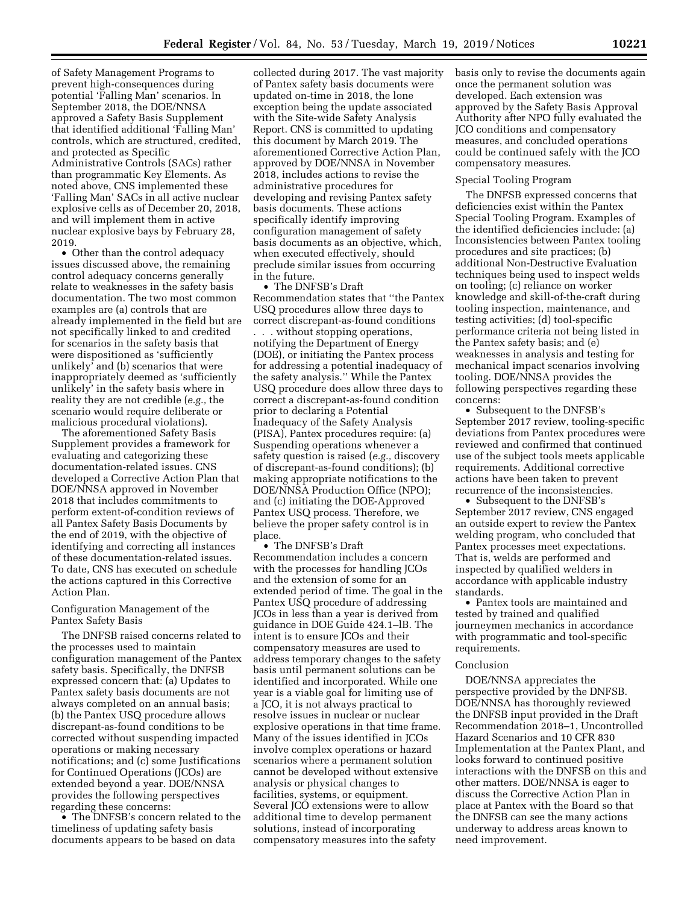of Safety Management Programs to prevent high-consequences during potential 'Falling Man' scenarios. In September 2018, the DOE/NNSA approved a Safety Basis Supplement that identified additional 'Falling Man' controls, which are structured, credited, and protected as Specific Administrative Controls (SACs) rather than programmatic Key Elements. As noted above, CNS implemented these 'Falling Man' SACs in all active nuclear explosive cells as of December 20, 2018, and will implement them in active nuclear explosive bays by February 28, 2019.

• Other than the control adequacy issues discussed above, the remaining control adequacy concerns generally relate to weaknesses in the safety basis documentation. The two most common examples are (a) controls that are already implemented in the field but are not specifically linked to and credited for scenarios in the safety basis that were dispositioned as 'sufficiently unlikely' and (b) scenarios that were inappropriately deemed as 'sufficiently unlikely' in the safety basis where in reality they are not credible (*e.g.,* the scenario would require deliberate or malicious procedural violations).

The aforementioned Safety Basis Supplement provides a framework for evaluating and categorizing these documentation-related issues. CNS developed a Corrective Action Plan that DOE/NNSA approved in November 2018 that includes commitments to perform extent-of-condition reviews of all Pantex Safety Basis Documents by the end of 2019, with the objective of identifying and correcting all instances of these documentation-related issues. To date, CNS has executed on schedule the actions captured in this Corrective Action Plan.

Configuration Management of the Pantex Safety Basis

The DNFSB raised concerns related to the processes used to maintain configuration management of the Pantex safety basis. Specifically, the DNFSB expressed concern that: (a) Updates to Pantex safety basis documents are not always completed on an annual basis; (b) the Pantex USQ procedure allows discrepant-as-found conditions to be corrected without suspending impacted operations or making necessary notifications; and (c) some Justifications for Continued Operations (JCOs) are extended beyond a year. DOE/NNSA provides the following perspectives regarding these concerns:

• The DNFSB's concern related to the timeliness of updating safety basis documents appears to be based on data collected during 2017. The vast majority of Pantex safety basis documents were updated on-time in 2018, the lone exception being the update associated with the Site-wide Safety Analysis Report. CNS is committed to updating this document by March 2019. The aforementioned Corrective Action Plan, approved by DOE/NNSA in November 2018, includes actions to revise the administrative procedures for developing and revising Pantex safety basis documents. These actions specifically identify improving configuration management of safety basis documents as an objective, which, when executed effectively, should preclude similar issues from occurring in the future.

• The DNFSB's Draft Recommendation states that ''the Pantex USQ procedures allow three days to correct discrepant-as-found conditions . . . without stopping operations, notifying the Department of Energy (DOE), or initiating the Pantex process for addressing a potential inadequacy of the safety analysis.'' While the Pantex USQ procedure does allow three days to correct a discrepant-as-found condition prior to declaring a Potential Inadequacy of the Safety Analysis (PISA), Pantex procedures require: (a) Suspending operations whenever a safety question is raised (*e.g.,* discovery of discrepant-as-found conditions); (b) making appropriate notifications to the DOE/NNSA Production Office (NPO); and (c) initiating the DOE-Approved Pantex USQ process. Therefore, we believe the proper safety control is in place.

• The DNFSB's Draft Recommendation includes a concern with the processes for handling JCOs and the extension of some for an extended period of time. The goal in the Pantex USQ procedure of addressing JCOs in less than a year is derived from guidance in DOE Guide 424.1–lB. The intent is to ensure JCOs and their compensatory measures are used to address temporary changes to the safety basis until permanent solutions can be identified and incorporated. While one year is a viable goal for limiting use of a JCO, it is not always practical to resolve issues in nuclear or nuclear explosive operations in that time frame. Many of the issues identified in JCOs involve complex operations or hazard scenarios where a permanent solution cannot be developed without extensive analysis or physical changes to facilities, systems, or equipment. Several JCO extensions were to allow additional time to develop permanent solutions, instead of incorporating compensatory measures into the safety basis only to revise the documents again once the permanent solution was developed. Each extension was approved by the Safety Basis Approval Authority after NPO fully evaluated the JCO conditions and compensatory measures, and concluded operations could be continued safely with the JCO compensatory measures.

Special Tooling Program

The DNFSB expressed concerns that deficiencies exist within the Pantex Special Tooling Program. Examples of the identified deficiencies include: (a) Inconsistencies between Pantex tooling procedures and site practices; (b) additional Non-Destructive Evaluation techniques being used to inspect welds on tooling; (c) reliance on worker knowledge and skill-of-the-craft during tooling inspection, maintenance, and testing activities; (d) tool-specific performance criteria not being listed in the Pantex safety basis; and (e) weaknesses in analysis and testing for mechanical impact scenarios involving tooling. DOE/NNSA provides the following perspectives regarding these concerns:

• Subsequent to the DNFSB's September 2017 review, tooling-specific deviations from Pantex procedures were reviewed and confirmed that continued use of the subject tools meets applicable requirements. Additional corrective actions have been taken to prevent recurrence of the inconsistencies.

• Subsequent to the DNFSB's September 2017 review, CNS engaged an outside expert to review the Pantex welding program, who concluded that Pantex processes meet expectations. That is, welds are performed and inspected by qualified welders in accordance with applicable industry standards.

• Pantex tools are maintained and tested by trained and qualified journeymen mechanics in accordance with programmatic and tool-specific requirements.

Conclusion

DOE/NNSA appreciates the perspective provided by the DNFSB. DOE/NNSA has thoroughly reviewed the DNFSB input provided in the Draft Recommendation 2018–1, Uncontrolled Hazard Scenarios and 10 CFR 830 Implementation at the Pantex Plant, and looks forward to continued positive interactions with the DNFSB on this and other matters. DOE/NNSA is eager to discuss the Corrective Action Plan in place at Pantex with the Board so that the DNFSB can see the many actions underway to address areas known to need improvement.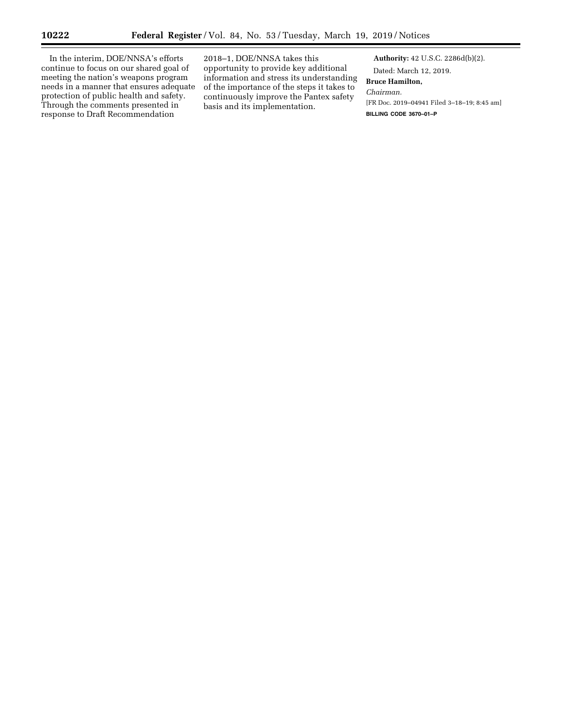In the interim, DOE/NNSA's efforts continue to focus on our shared goal of meeting the nation's weapons program needs in a manner that ensures adequate protection of public health and safety. Through the comments presented in response to Draft Recommendation 2018–1, DOE/NNSA takes this opportunity to provide key additional information and stress its understanding of the importance of the steps it takes to continuously improve the Pantex safety basis and its implementation.

**Authority:** 42 U.S.C. 2286d(b)(2).

Dated: March 12, 2019.

**Bruce Hamilton,**

*Chairman.*

[FR Doc. 2019–04941 Filed 3–18–19; 8:45 am]

**BILLING CODE 3670–01–P**